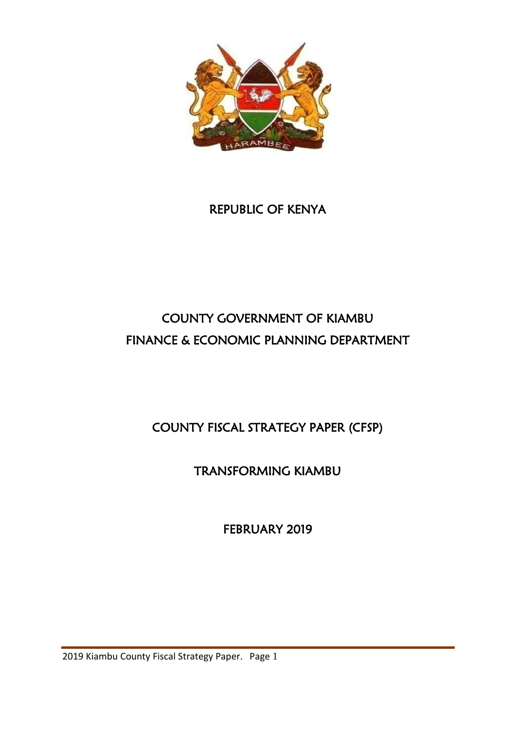REPUBLIC OF KENYA

# COUNTY GOVERNMENT OF KIAMBU
# FINANCE & ECONOMIC PLANNING DEPARTMENT

## COUNTY FISCAL STRATEGY PAPER (CFSP)

## TRANSFORMING KIAMBU

## FEBRUARY 2019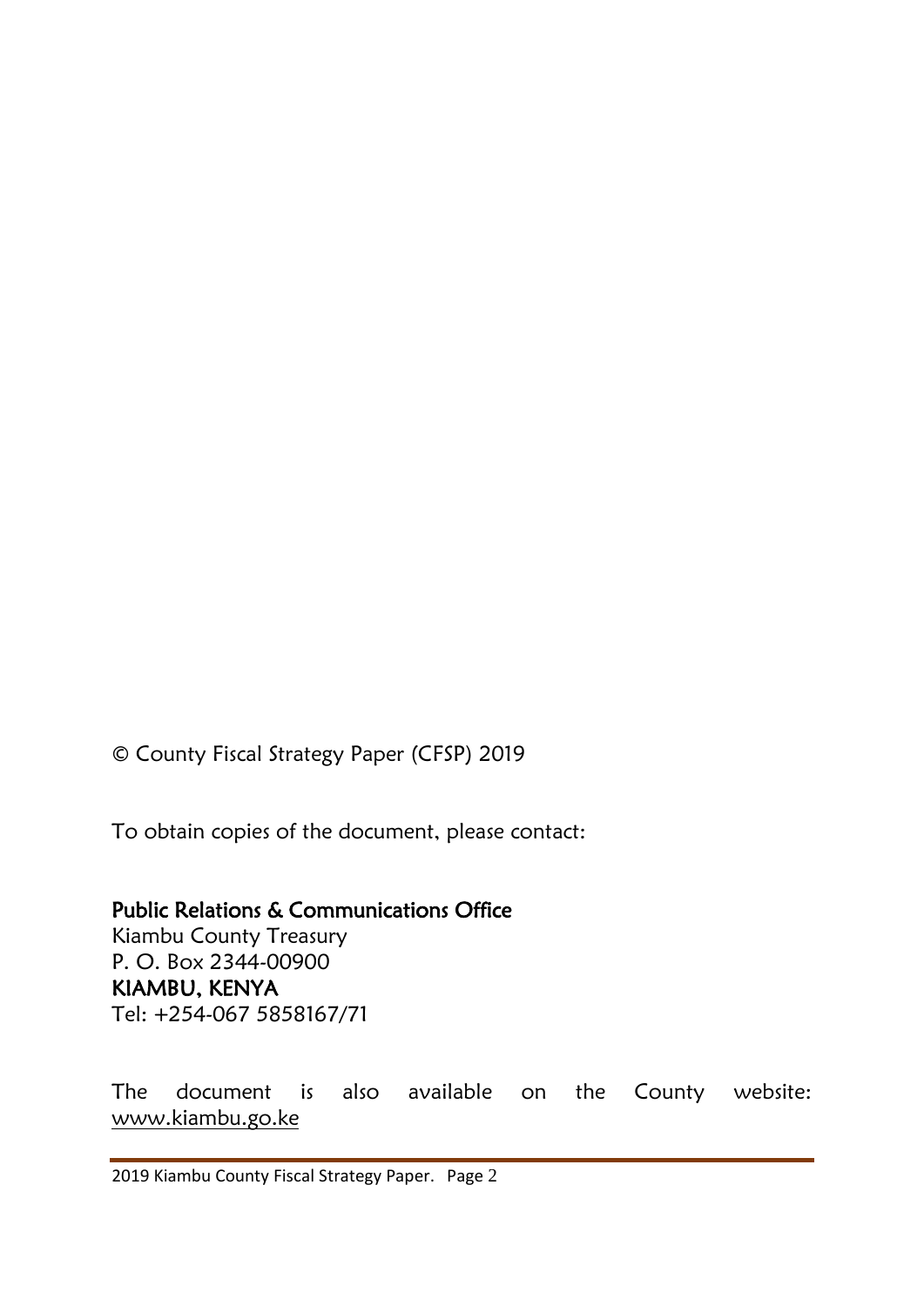© County Fiscal Strategy Paper (CFSP) 2019

To obtain copies of the document, please contact:

**Public Relations & Communications Office**
Kiambu County Treasury
P. O. Box 2344-00900
**KIAMBU, KENYA**
Tel: +254-067 5858167/71

The document is also available on the County website: www.kiambu.go.ke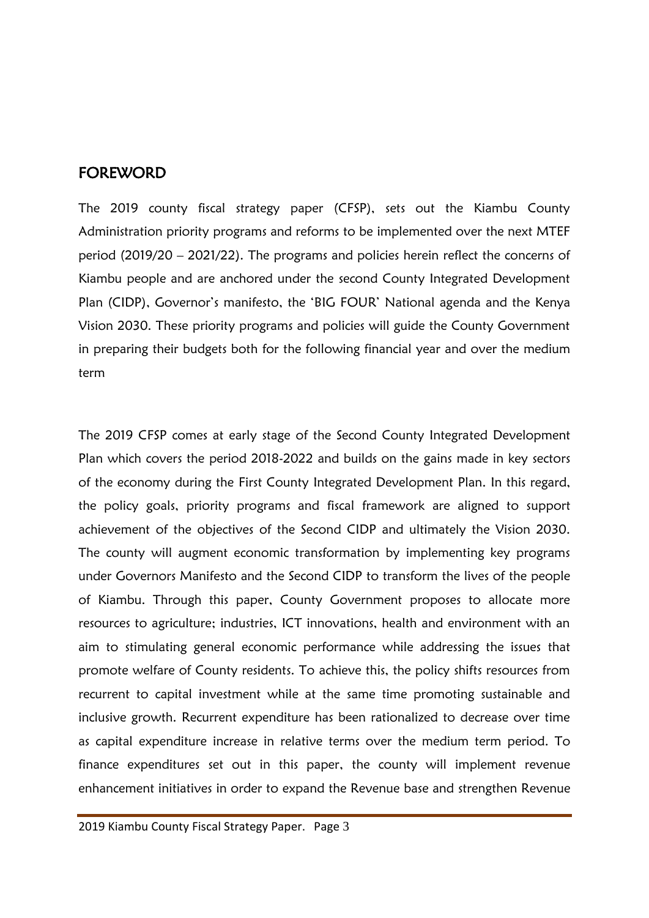## FOREWORD

The 2019 county fiscal strategy paper (CFSP), sets out the Kiambu County Administration priority programs and reforms to be implemented over the next MTEF period (2019/20 – 2021/22). The programs and policies herein reflect the concerns of Kiambu people and are anchored under the second County Integrated Development Plan (CIDP), Governor's manifesto, the 'BIG FOUR' National agenda and the Kenya Vision 2030. These priority programs and policies will guide the County Government in preparing their budgets both for the following financial year and over the medium term

The 2019 CFSP comes at early stage of the Second County Integrated Development Plan which covers the period 2018-2022 and builds on the gains made in key sectors of the economy during the First County Integrated Development Plan. In this regard, the policy goals, priority programs and fiscal framework are aligned to support achievement of the objectives of the Second CIDP and ultimately the Vision 2030. The county will augment economic transformation by implementing key programs under Governors Manifesto and the Second CIDP to transform the lives of the people of Kiambu. Through this paper, County Government proposes to allocate more resources to agriculture; industries, ICT innovations, health and environment with an aim to stimulating general economic performance while addressing the issues that promote welfare of County residents. To achieve this, the policy shifts resources from recurrent to capital investment while at the same time promoting sustainable and inclusive growth. Recurrent expenditure has been rationalized to decrease over time as capital expenditure increase in relative terms over the medium term period. To finance expenditures set out in this paper, the county will implement revenue enhancement initiatives in order to expand the Revenue base and strengthen Revenue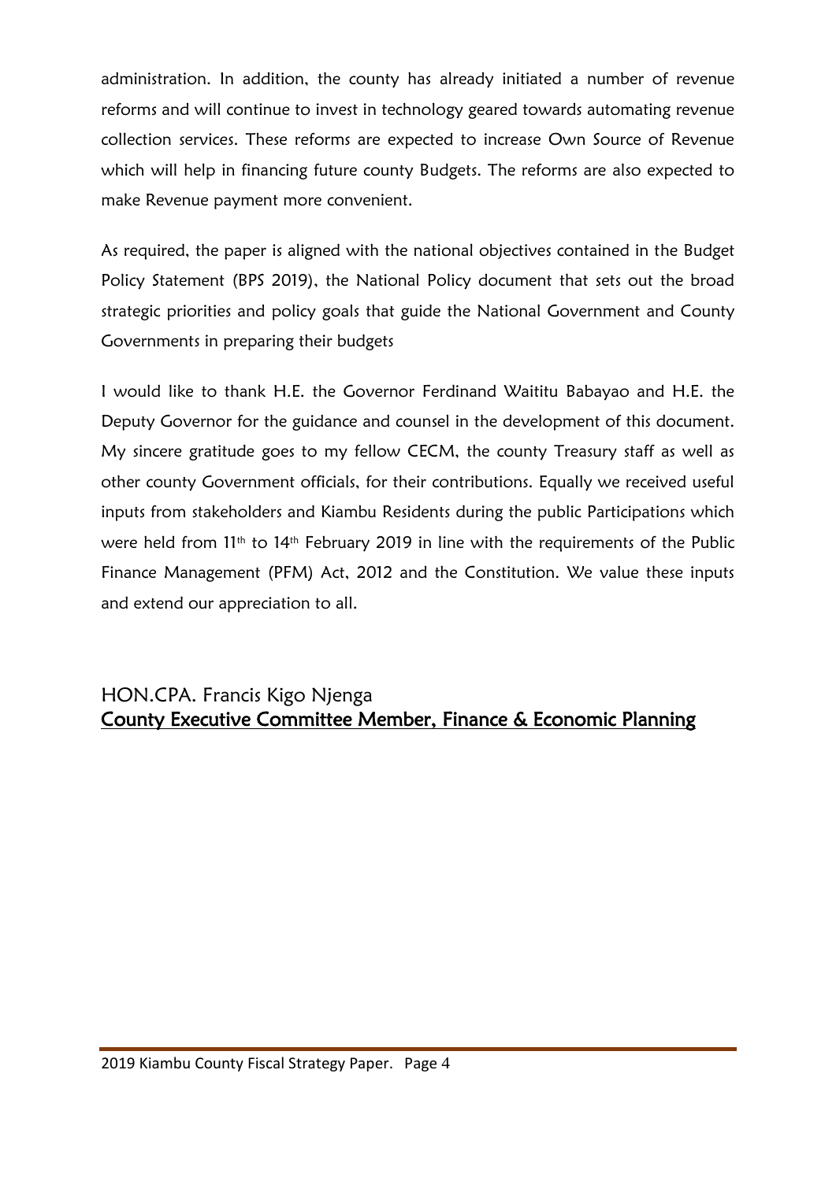administration. In addition, the county has already initiated a number of revenue reforms and will continue to invest in technology geared towards automating revenue collection services. These reforms are expected to increase Own Source of Revenue which will help in financing future county Budgets. The reforms are also expected to make Revenue payment more convenient.

As required, the paper is aligned with the national objectives contained in the Budget Policy Statement (BPS 2019), the National Policy document that sets out the broad strategic priorities and policy goals that guide the National Government and County Governments in preparing their budgets

I would like to thank H.E. the Governor Ferdinand Waititu Babayao and H.E. the Deputy Governor for the guidance and counsel in the development of this document. My sincere gratitude goes to my fellow CECM, the county Treasury staff as well as other county Government officials, for their contributions. Equally we received useful inputs from stakeholders and Kiambu Residents during the public Participations which were held from 11th to 14th February 2019 in line with the requirements of the Public Finance Management (PFM) Act, 2012 and the Constitution. We value these inputs and extend our appreciation to all.

HON.CPA. Francis Kigo Njenga
<u>County Executive Committee Member, Finance & Economic Planning</u>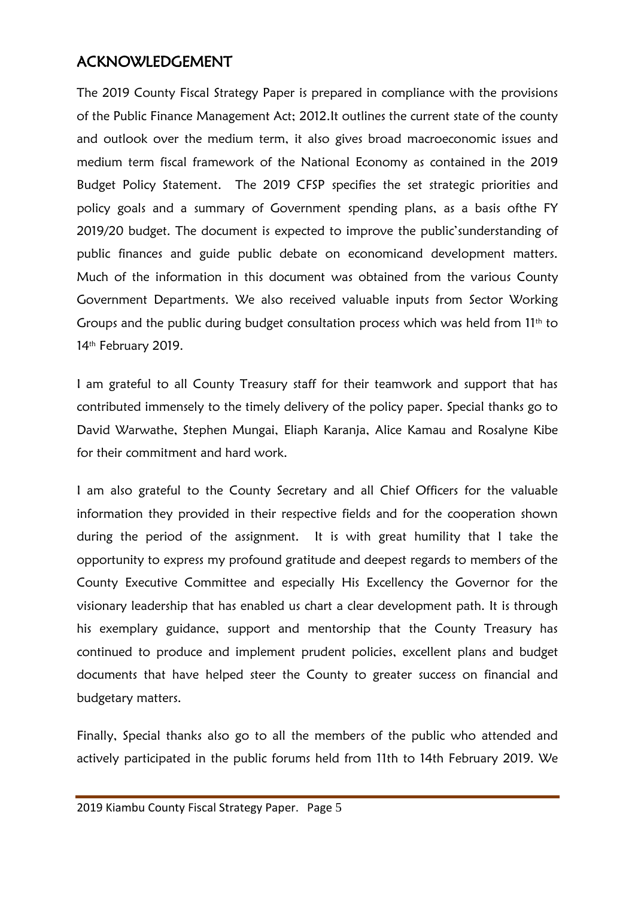## ACKNOWLEDGEMENT

The 2019 County Fiscal Strategy Paper is prepared in compliance with the provisions of the Public Finance Management Act; 2012.It outlines the current state of the county and outlook over the medium term, it also gives broad macroeconomic issues and medium term fiscal framework of the National Economy as contained in the 2019 Budget Policy Statement. The 2019 CFSP specifies the set strategic priorities and policy goals and a summary of Government spending plans, as a basis ofthe FY 2019/20 budget. The document is expected to improve the public'sunderstanding of public finances and guide public debate on economicand development matters. Much of the information in this document was obtained from the various County Government Departments. We also received valuable inputs from Sector Working Groups and the public during budget consultation process which was held from 11th to 14th February 2019.

I am grateful to all County Treasury staff for their teamwork and support that has contributed immensely to the timely delivery of the policy paper. Special thanks go to David Warwathe, Stephen Mungai, Eliaph Karanja, Alice Kamau and Rosalyne Kibe for their commitment and hard work.

I am also grateful to the County Secretary and all Chief Officers for the valuable information they provided in their respective fields and for the cooperation shown during the period of the assignment. It is with great humility that I take the opportunity to express my profound gratitude and deepest regards to members of the County Executive Committee and especially His Excellency the Governor for the visionary leadership that has enabled us chart a clear development path. It is through his exemplary guidance, support and mentorship that the County Treasury has continued to produce and implement prudent policies, excellent plans and budget documents that have helped steer the County to greater success on financial and budgetary matters.

Finally, Special thanks also go to all the members of the public who attended and actively participated in the public forums held from 11th to 14th February 2019. We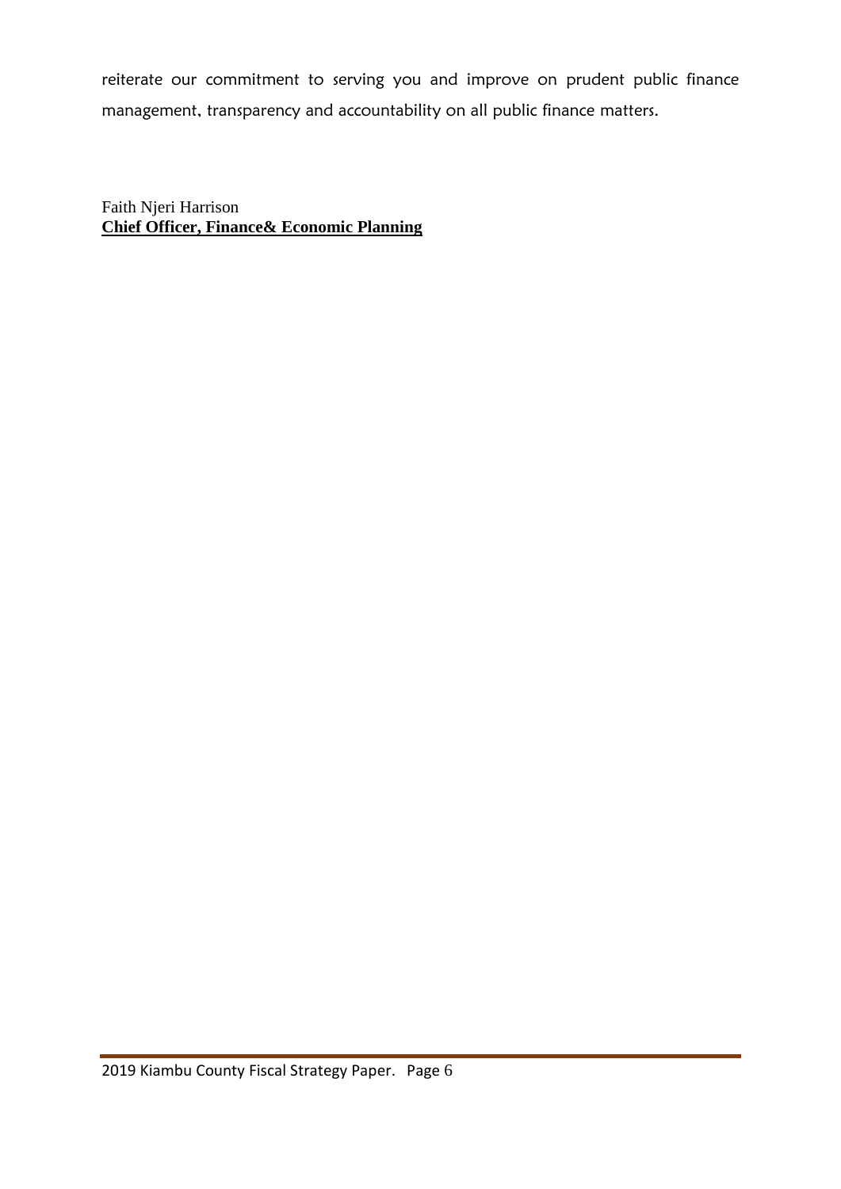reiterate our commitment to serving you and improve on prudent public finance management, transparency and accountability on all public finance matters.

Faith Njeri Harrison
**Chief Officer, Finance& Economic Planning**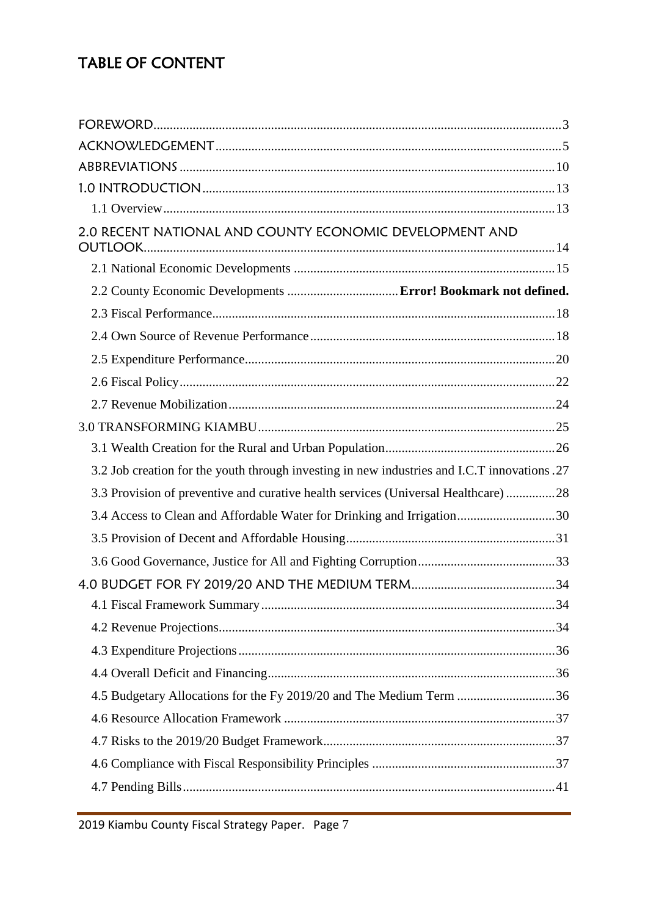# TABLE OF CONTENT

FOREWORD....3

ACKNOWLEDGEMENT....5

ABBREVIATIONS....10

1.0 INTRODUCTION....13

- 1.1 Overview....13

2.0 RECENT NATIONAL AND COUNTY ECONOMIC DEVELOPMENT AND OUTLOOK....14

- 2.1 National Economic Developments....15
- 2.2 County Economic Developments .... **Error! Bookmark not defined.**
- 2.3 Fiscal Performance....18
- 2.4 Own Source of Revenue Performance....18
- 2.5 Expenditure Performance....20
- 2.6 Fiscal Policy....22
- 2.7 Revenue Mobilization....24

3.0 TRANSFORMING KIAMBU....25

- 3.1 Wealth Creation for the Rural and Urban Population....26
- 3.2 Job creation for the youth through investing in new industries and I.C.T innovations....27
- 3.3 Provision of preventive and curative health services (Universal Healthcare)....28
- 3.4 Access to Clean and Affordable Water for Drinking and Irrigation....30
- 3.5 Provision of Decent and Affordable Housing....31
- 3.6 Good Governance, Justice for All and Fighting Corruption....33

4.0 BUDGET FOR FY 2019/20 AND THE MEDIUM TERM....34

- 4.1 Fiscal Framework Summary....34
- 4.2 Revenue Projections....34
- 4.3 Expenditure Projections....36
- 4.4 Overall Deficit and Financing....36
- 4.5 Budgetary Allocations for the Fy 2019/20 and The Medium Term....36
- 4.6 Resource Allocation Framework....37
- 4.7 Risks to the 2019/20 Budget Framework....37
- 4.6 Compliance with Fiscal Responsibility Principles....37
- 4.7 Pending Bills....41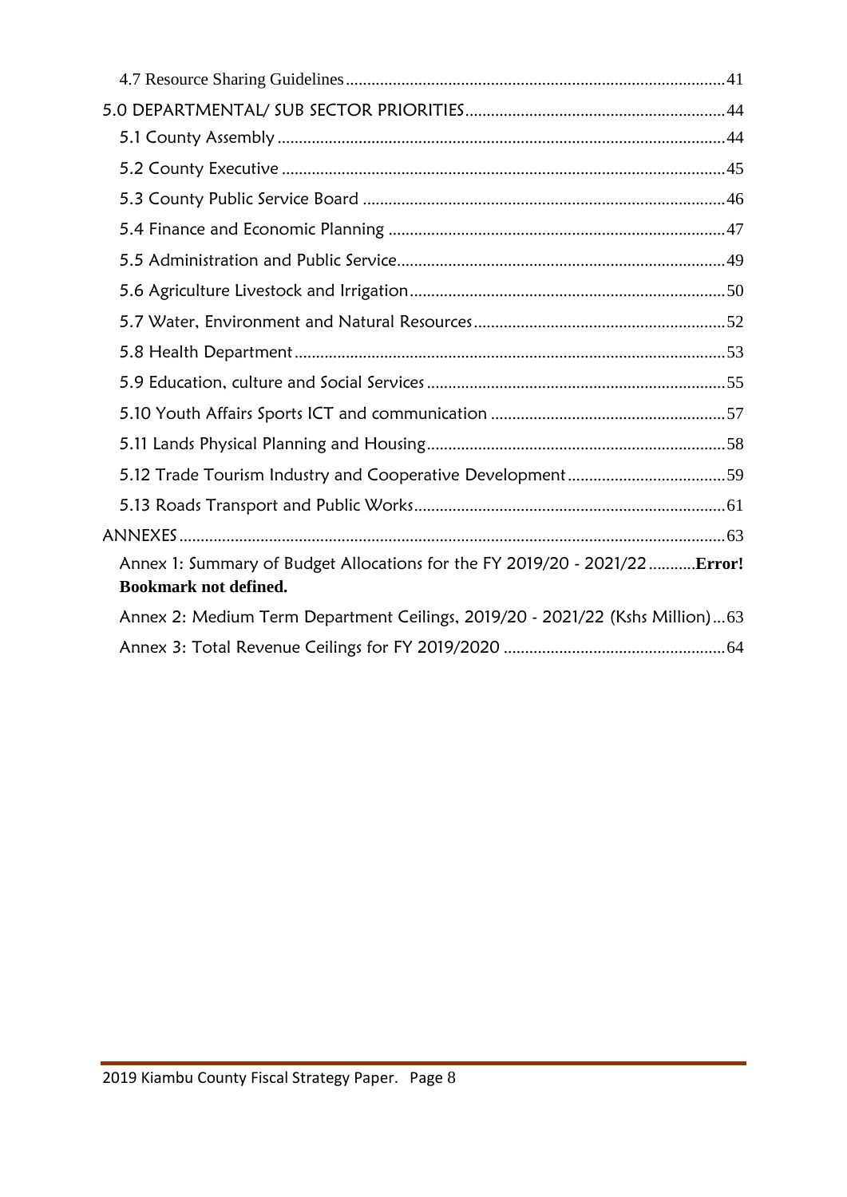4.7 Resource Sharing Guidelines ........................................................................................ 41

5.0 DEPARTMENTAL/ SUB SECTOR PRIORITIES ............................................................ 44

5.1 County Assembly ........................................................................................................ 44

5.2 County Executive ....................................................................................................... 45

5.3 County Public Service Board .................................................................................... 46

5.4 Finance and Economic Planning .............................................................................. 47

5.5 Administration and Public Service ............................................................................ 49

5.6 Agriculture Livestock and Irrigation ......................................................................... 50

5.7 Water, Environment and Natural Resources .......................................................... 52

5.8 Health Department ..................................................................................................... 53

5.9 Education, culture and Social Services ..................................................................... 55

5.10 Youth Affairs Sports ICT and communication ....................................................... 57

5.11 Lands Physical Planning and Housing ..................................................................... 58

5.12 Trade Tourism Industry and Cooperative Development ..................................... 59

5.13 Roads Transport and Public Works ......................................................................... 61

ANNEXES ............................................................................................................................. 63

Annex 1: Summary of Budget Allocations for the FY 2019/20 - 2021/22 ...........**Error! Bookmark not defined.**

Annex 2: Medium Term Department Ceilings, 2019/20 - 2021/22 (Kshs Million) ... 63

Annex 3: Total Revenue Ceilings for FY 2019/2020 .................................................... 64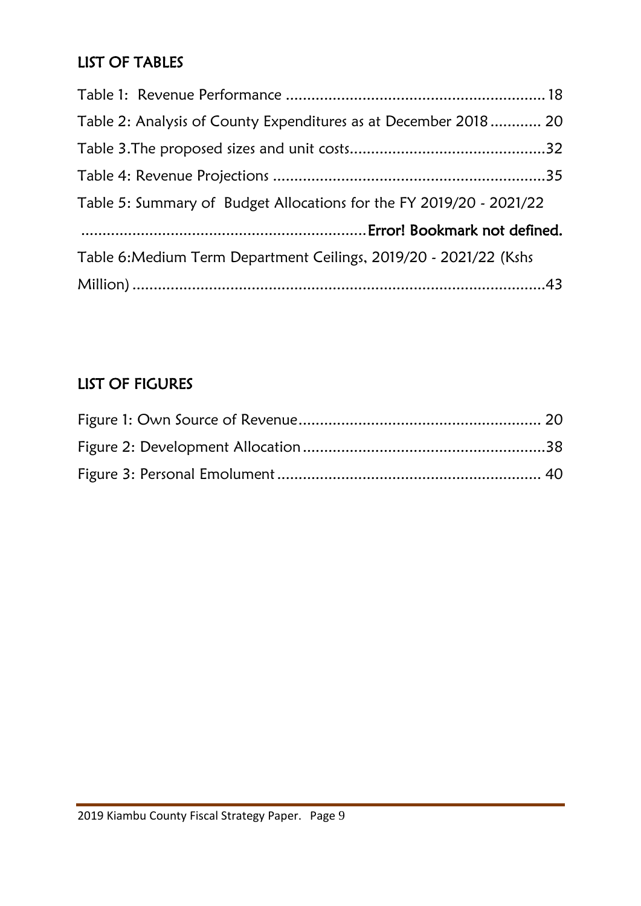## LIST OF TABLES

Table 1: Revenue Performance ............................................................. 18

Table 2: Analysis of County Expenditures as at December 2018 ............ 20

Table 3.The proposed sizes and unit costs..............................................32

Table 4: Revenue Projections ................................................................35

Table 5: Summary of Budget Allocations for the FY 2019/20 - 2021/22 ....................................................................Error! Bookmark not defined.

Table 6:Medium Term Department Ceilings, 2019/20 - 2021/22 (Kshs Million) ..................................................................................................43

## LIST OF FIGURES

Figure 1: Own Source of Revenue......................................................... 20

Figure 2: Development Allocation.........................................................38

Figure 3: Personal Emolument .............................................................. 40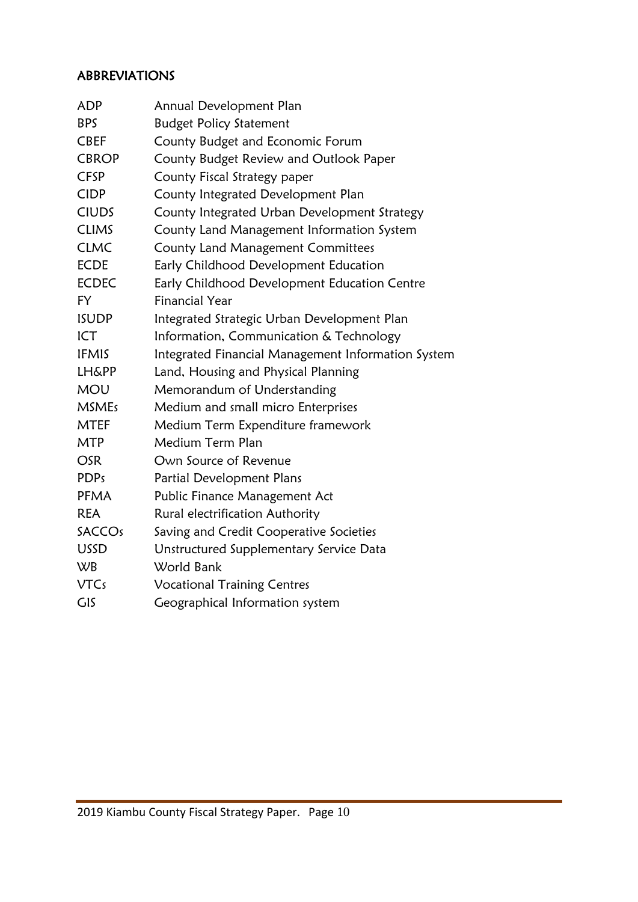## ABBREVIATIONS

| | |
|---|---|
| ADP | Annual Development Plan |
| BPS | Budget Policy Statement |
| CBEF | County Budget and Economic Forum |
| CBROP | County Budget Review and Outlook Paper |
| CFSP | County Fiscal Strategy paper |
| CIDP | County Integrated Development Plan |
| CIUDS | County Integrated Urban Development Strategy |
| CLIMS | County Land Management Information System |
| CLMC | County Land Management Committees |
| ECDE | Early Childhood Development Education |
| ECDEC | Early Childhood Development Education Centre |
| FY | Financial Year |
| ISUDP | Integrated Strategic Urban Development Plan |
| ICT | Information, Communication & Technology |
| IFMIS | Integrated Financial Management Information System |
| LH&PP | Land, Housing and Physical Planning |
| MOU | Memorandum of Understanding |
| MSMEs | Medium and small micro Enterprises |
| MTEF | Medium Term Expenditure framework |
| MTP | Medium Term Plan |
| OSR | Own Source of Revenue |
| PDPs | Partial Development Plans |
| PFMA | Public Finance Management Act |
| REA | Rural electrification Authority |
| SACCOs | Saving and Credit Cooperative Societies |
| USSD | Unstructured Supplementary Service Data |
| WB | World Bank |
| VTCs | Vocational Training Centres |
| GIS | Geographical Information system |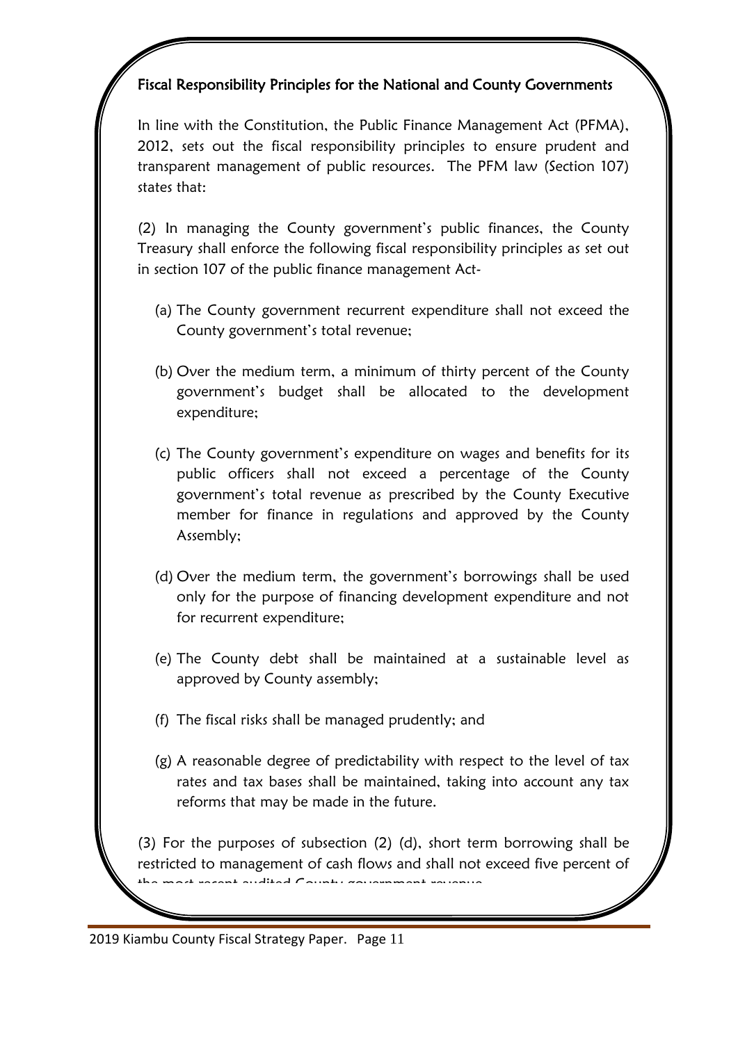### Fiscal Responsibility Principles for the National and County Governments

In line with the Constitution, the Public Finance Management Act (PFMA), 2012, sets out the fiscal responsibility principles to ensure prudent and transparent management of public resources. The PFM law (Section 107) states that:

(2) In managing the County government's public finances, the County Treasury shall enforce the following fiscal responsibility principles as set out in section 107 of the public finance management Act-

(a) The County government recurrent expenditure shall not exceed the County government's total revenue;

(b) Over the medium term, a minimum of thirty percent of the County government's budget shall be allocated to the development expenditure;

(c) The County government's expenditure on wages and benefits for its public officers shall not exceed a percentage of the County government's total revenue as prescribed by the County Executive member for finance in regulations and approved by the County Assembly;

(d) Over the medium term, the government's borrowings shall be used only for the purpose of financing development expenditure and not for recurrent expenditure;

(e) The County debt shall be maintained at a sustainable level as approved by County assembly;

(f) The fiscal risks shall be managed prudently; and

(g) A reasonable degree of predictability with respect to the level of tax rates and tax bases shall be maintained, taking into account any tax reforms that may be made in the future.

(3) For the purposes of subsection (2) (d), short term borrowing shall be restricted to management of cash flows and shall not exceed five percent of the most recent audited County government revenue.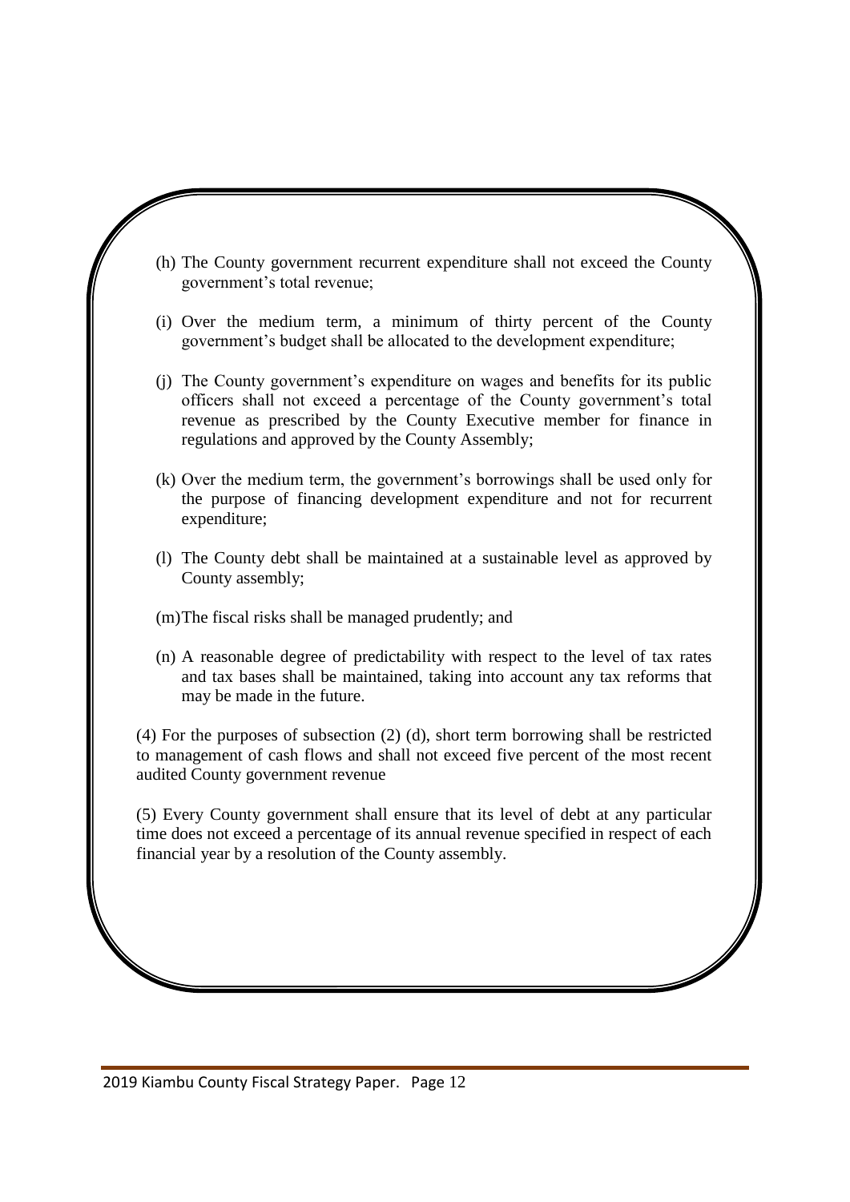(h) The County government recurrent expenditure shall not exceed the County government's total revenue;

(i) Over the medium term, a minimum of thirty percent of the County government's budget shall be allocated to the development expenditure;

(j) The County government's expenditure on wages and benefits for its public officers shall not exceed a percentage of the County government's total revenue as prescribed by the County Executive member for finance in regulations and approved by the County Assembly;

(k) Over the medium term, the government's borrowings shall be used only for the purpose of financing development expenditure and not for recurrent expenditure;

(l) The County debt shall be maintained at a sustainable level as approved by County assembly;

(m) The fiscal risks shall be managed prudently; and

(n) A reasonable degree of predictability with respect to the level of tax rates and tax bases shall be maintained, taking into account any tax reforms that may be made in the future.

(4) For the purposes of subsection (2) (d), short term borrowing shall be restricted to management of cash flows and shall not exceed five percent of the most recent audited County government revenue

(5) Every County government shall ensure that its level of debt at any particular time does not exceed a percentage of its annual revenue specified in respect of each financial year by a resolution of the County assembly.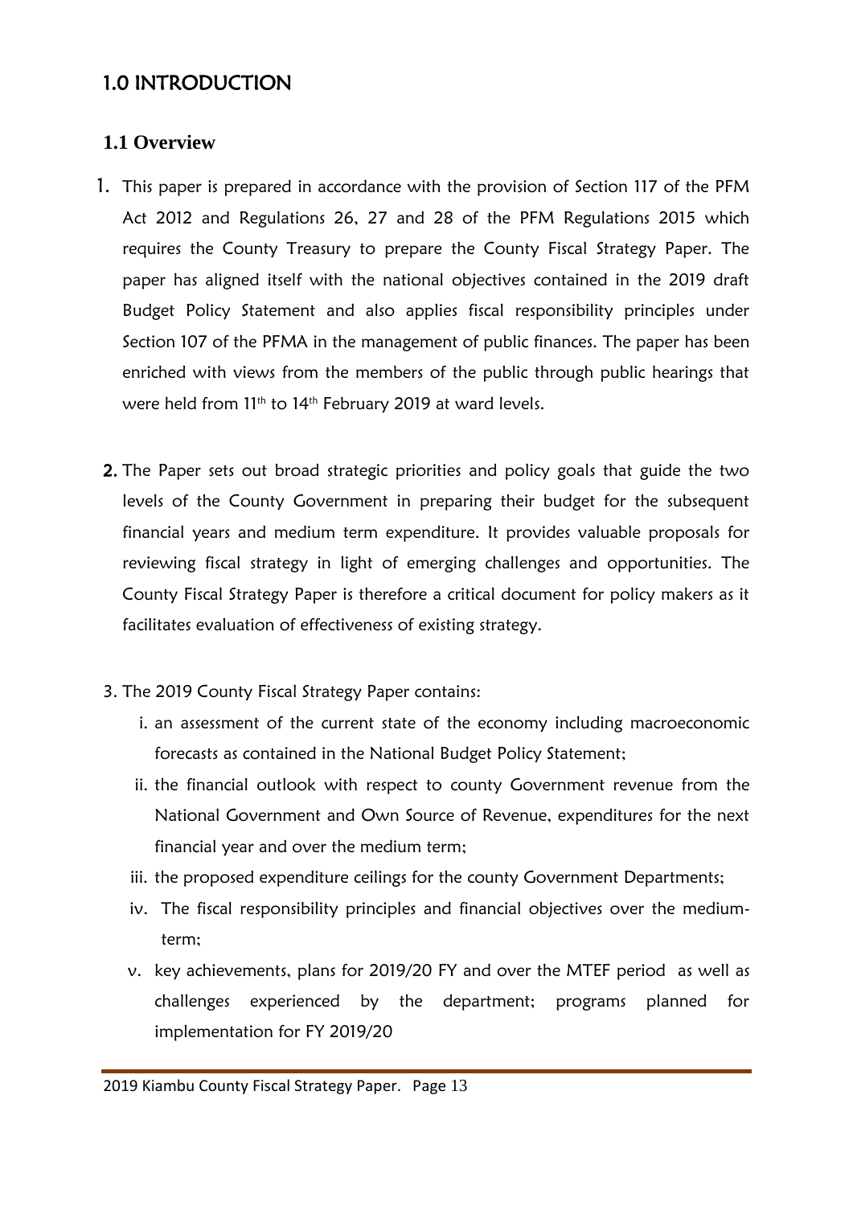# 1.0 INTRODUCTION

## 1.1 Overview

1. This paper is prepared in accordance with the provision of Section 117 of the PFM Act 2012 and Regulations 26, 27 and 28 of the PFM Regulations 2015 which requires the County Treasury to prepare the County Fiscal Strategy Paper. The paper has aligned itself with the national objectives contained in the 2019 draft Budget Policy Statement and also applies fiscal responsibility principles under Section 107 of the PFMA in the management of public finances. The paper has been enriched with views from the members of the public through public hearings that were held from 11th to 14th February 2019 at ward levels.

2. The Paper sets out broad strategic priorities and policy goals that guide the two levels of the County Government in preparing their budget for the subsequent financial years and medium term expenditure. It provides valuable proposals for reviewing fiscal strategy in light of emerging challenges and opportunities. The County Fiscal Strategy Paper is therefore a critical document for policy makers as it facilitates evaluation of effectiveness of existing strategy.

3. The 2019 County Fiscal Strategy Paper contains:
   i. an assessment of the current state of the economy including macroeconomic forecasts as contained in the National Budget Policy Statement;
   ii. the financial outlook with respect to county Government revenue from the National Government and Own Source of Revenue, expenditures for the next financial year and over the medium term;
   iii. the proposed expenditure ceilings for the county Government Departments;
   iv. The fiscal responsibility principles and financial objectives over the medium-term;
   v. key achievements, plans for 2019/20 FY and over the MTEF period as well as challenges experienced by the department; programs planned for implementation for FY 2019/20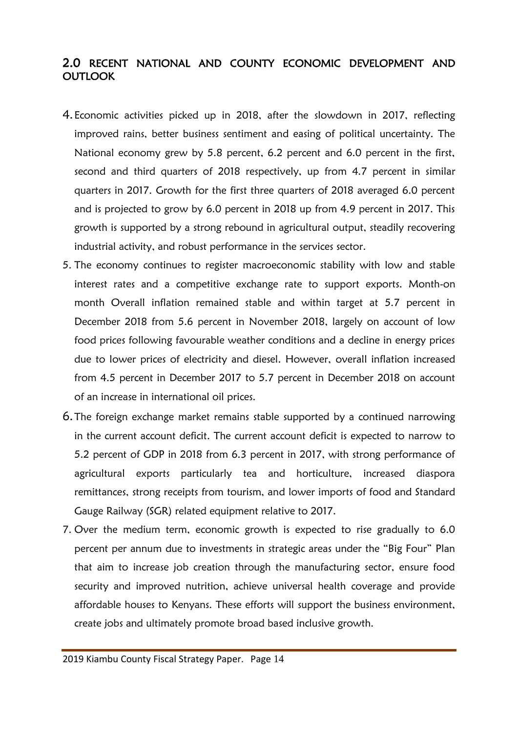## 2.0 RECENT NATIONAL AND COUNTY ECONOMIC DEVELOPMENT AND OUTLOOK

4. Economic activities picked up in 2018, after the slowdown in 2017, reflecting improved rains, better business sentiment and easing of political uncertainty. The National economy grew by 5.8 percent, 6.2 percent and 6.0 percent in the first, second and third quarters of 2018 respectively, up from 4.7 percent in similar quarters in 2017. Growth for the first three quarters of 2018 averaged 6.0 percent and is projected to grow by 6.0 percent in 2018 up from 4.9 percent in 2017. This growth is supported by a strong rebound in agricultural output, steadily recovering industrial activity, and robust performance in the services sector.
5. The economy continues to register macroeconomic stability with low and stable interest rates and a competitive exchange rate to support exports. Month-on month Overall inflation remained stable and within target at 5.7 percent in December 2018 from 5.6 percent in November 2018, largely on account of low food prices following favourable weather conditions and a decline in energy prices due to lower prices of electricity and diesel. However, overall inflation increased from 4.5 percent in December 2017 to 5.7 percent in December 2018 on account of an increase in international oil prices.
6. The foreign exchange market remains stable supported by a continued narrowing in the current account deficit. The current account deficit is expected to narrow to 5.2 percent of GDP in 2018 from 6.3 percent in 2017, with strong performance of agricultural exports particularly tea and horticulture, increased diaspora remittances, strong receipts from tourism, and lower imports of food and Standard Gauge Railway (SGR) related equipment relative to 2017.
7. Over the medium term, economic growth is expected to rise gradually to 6.0 percent per annum due to investments in strategic areas under the "Big Four" Plan that aim to increase job creation through the manufacturing sector, ensure food security and improved nutrition, achieve universal health coverage and provide affordable houses to Kenyans. These efforts will support the business environment, create jobs and ultimately promote broad based inclusive growth.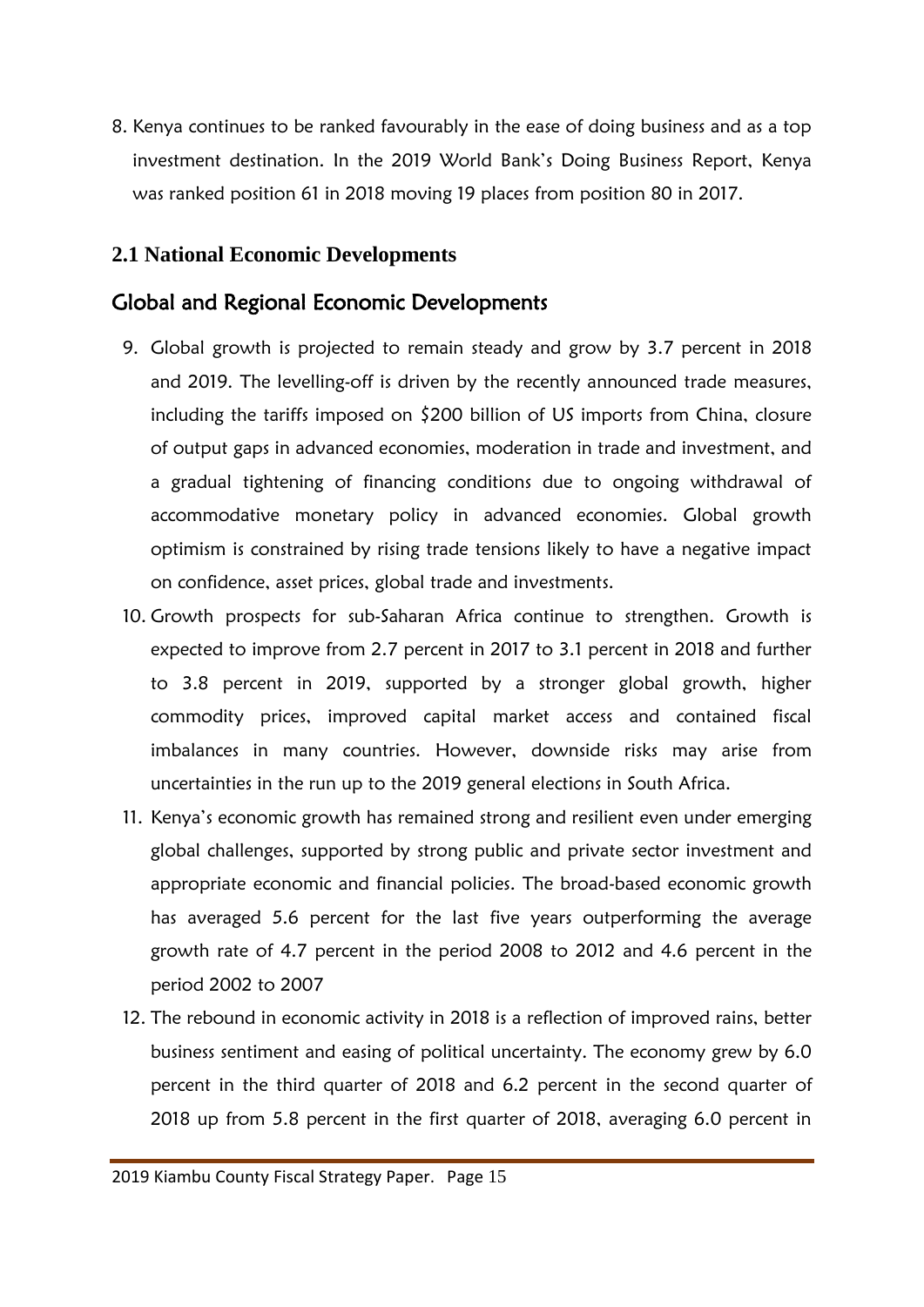8. Kenya continues to be ranked favourably in the ease of doing business and as a top investment destination. In the 2019 World Bank's Doing Business Report, Kenya was ranked position 61 in 2018 moving 19 places from position 80 in 2017.

## 2.1 National Economic Developments

### Global and Regional Economic Developments

9. Global growth is projected to remain steady and grow by 3.7 percent in 2018 and 2019. The levelling-off is driven by the recently announced trade measures, including the tariffs imposed on $200 billion of US imports from China, closure of output gaps in advanced economies, moderation in trade and investment, and a gradual tightening of financing conditions due to ongoing withdrawal of accommodative monetary policy in advanced economies. Global growth optimism is constrained by rising trade tensions likely to have a negative impact on confidence, asset prices, global trade and investments.
10. Growth prospects for sub-Saharan Africa continue to strengthen. Growth is expected to improve from 2.7 percent in 2017 to 3.1 percent in 2018 and further to 3.8 percent in 2019, supported by a stronger global growth, higher commodity prices, improved capital market access and contained fiscal imbalances in many countries. However, downside risks may arise from uncertainties in the run up to the 2019 general elections in South Africa.
11. Kenya's economic growth has remained strong and resilient even under emerging global challenges, supported by strong public and private sector investment and appropriate economic and financial policies. The broad-based economic growth has averaged 5.6 percent for the last five years outperforming the average growth rate of 4.7 percent in the period 2008 to 2012 and 4.6 percent in the period 2002 to 2007
12. The rebound in economic activity in 2018 is a reflection of improved rains, better business sentiment and easing of political uncertainty. The economy grew by 6.0 percent in the third quarter of 2018 and 6.2 percent in the second quarter of 2018 up from 5.8 percent in the first quarter of 2018, averaging 6.0 percent in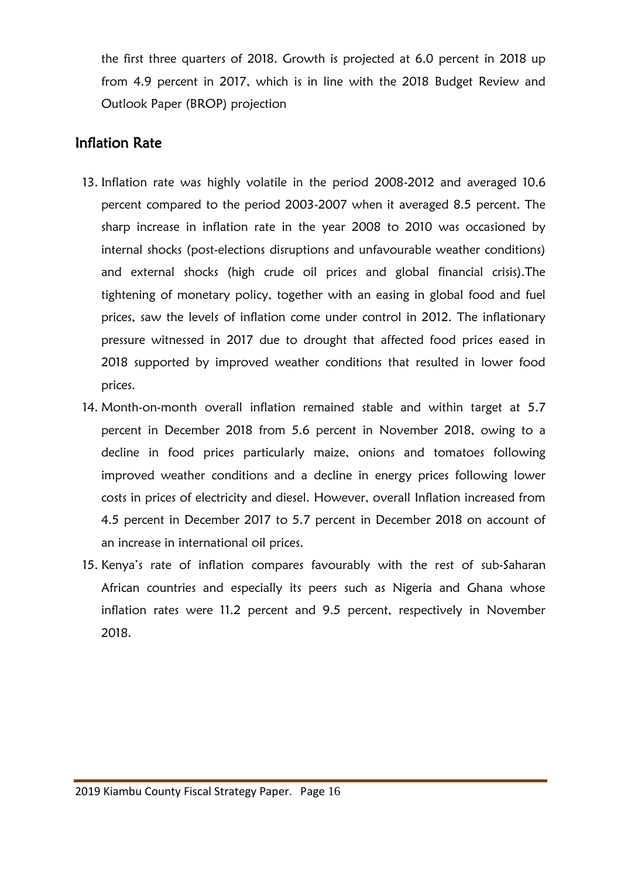the first three quarters of 2018. Growth is projected at 6.0 percent in 2018 up from 4.9 percent in 2017, which is in line with the 2018 Budget Review and Outlook Paper (BROP) projection

## Inflation Rate

13. Inflation rate was highly volatile in the period 2008-2012 and averaged 10.6 percent compared to the period 2003-2007 when it averaged 8.5 percent. The sharp increase in inflation rate in the year 2008 to 2010 was occasioned by internal shocks (post-elections disruptions and unfavourable weather conditions) and external shocks (high crude oil prices and global financial crisis).The tightening of monetary policy, together with an easing in global food and fuel prices, saw the levels of inflation come under control in 2012. The inflationary pressure witnessed in 2017 due to drought that affected food prices eased in 2018 supported by improved weather conditions that resulted in lower food prices.
14. Month-on-month overall inflation remained stable and within target at 5.7 percent in December 2018 from 5.6 percent in November 2018, owing to a decline in food prices particularly maize, onions and tomatoes following improved weather conditions and a decline in energy prices following lower costs in prices of electricity and diesel. However, overall Inflation increased from 4.5 percent in December 2017 to 5.7 percent in December 2018 on account of an increase in international oil prices.
15. Kenya's rate of inflation compares favourably with the rest of sub-Saharan African countries and especially its peers such as Nigeria and Ghana whose inflation rates were 11.2 percent and 9.5 percent, respectively in November 2018.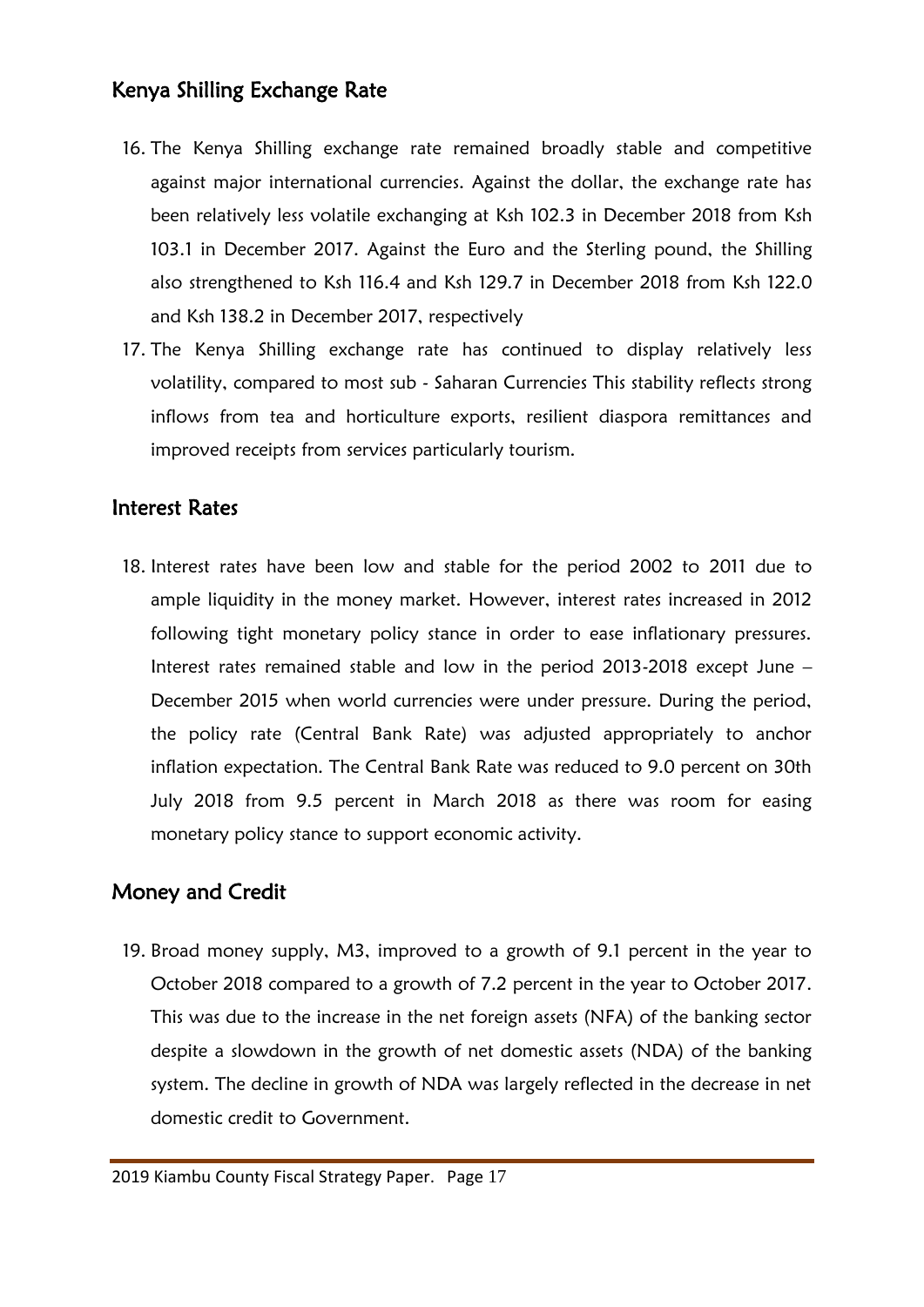## Kenya Shilling Exchange Rate

16. The Kenya Shilling exchange rate remained broadly stable and competitive against major international currencies. Against the dollar, the exchange rate has been relatively less volatile exchanging at Ksh 102.3 in December 2018 from Ksh 103.1 in December 2017. Against the Euro and the Sterling pound, the Shilling also strengthened to Ksh 116.4 and Ksh 129.7 in December 2018 from Ksh 122.0 and Ksh 138.2 in December 2017, respectively

17. The Kenya Shilling exchange rate has continued to display relatively less volatility, compared to most sub - Saharan Currencies This stability reflects strong inflows from tea and horticulture exports, resilient diaspora remittances and improved receipts from services particularly tourism.

## Interest Rates

18. Interest rates have been low and stable for the period 2002 to 2011 due to ample liquidity in the money market. However, interest rates increased in 2012 following tight monetary policy stance in order to ease inflationary pressures. Interest rates remained stable and low in the period 2013-2018 except June – December 2015 when world currencies were under pressure. During the period, the policy rate (Central Bank Rate) was adjusted appropriately to anchor inflation expectation. The Central Bank Rate was reduced to 9.0 percent on 30th July 2018 from 9.5 percent in March 2018 as there was room for easing monetary policy stance to support economic activity.

## Money and Credit

19. Broad money supply, M3, improved to a growth of 9.1 percent in the year to October 2018 compared to a growth of 7.2 percent in the year to October 2017. This was due to the increase in the net foreign assets (NFA) of the banking sector despite a slowdown in the growth of net domestic assets (NDA) of the banking system. The decline in growth of NDA was largely reflected in the decrease in net domestic credit to Government.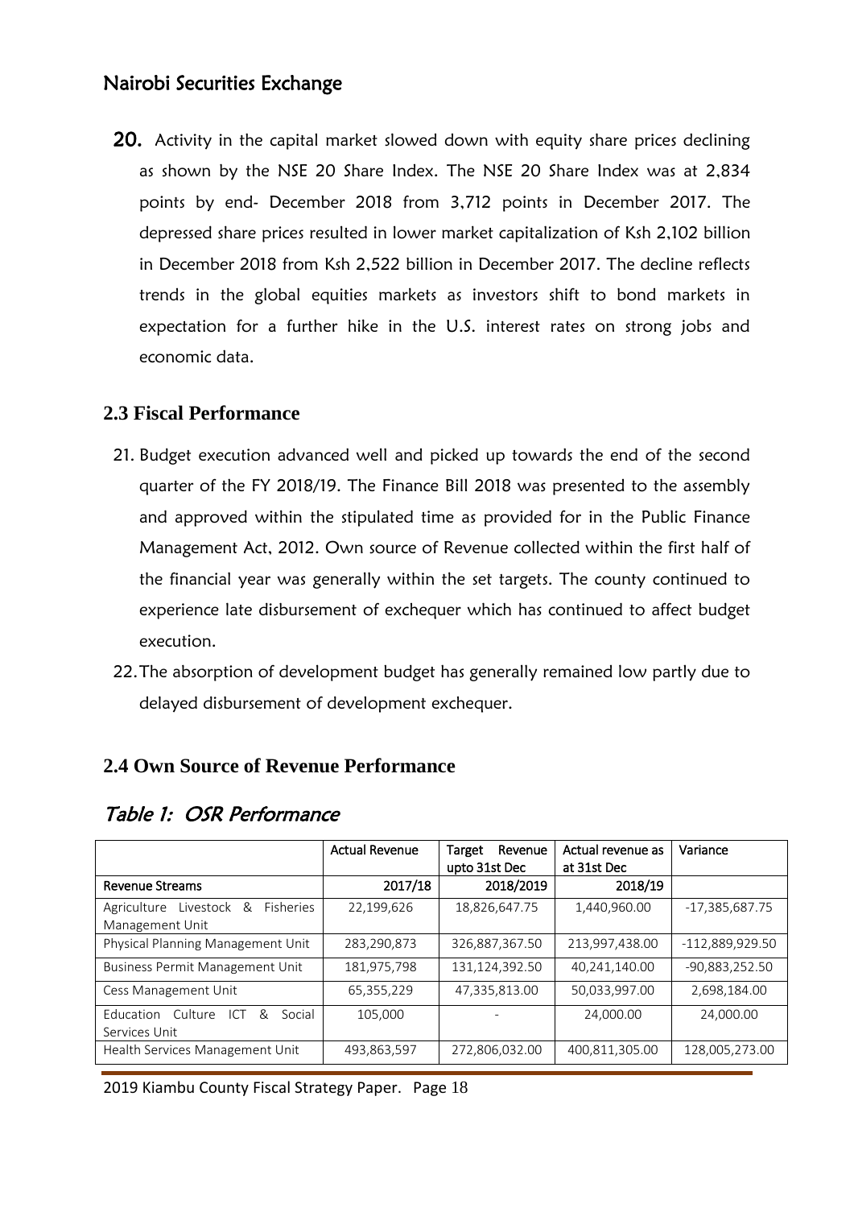## Nairobi Securities Exchange

**20.** Activity in the capital market slowed down with equity share prices declining as shown by the NSE 20 Share Index. The NSE 20 Share Index was at 2,834 points by end- December 2018 from 3,712 points in December 2017. The depressed share prices resulted in lower market capitalization of Ksh 2,102 billion in December 2018 from Ksh 2,522 billion in December 2017. The decline reflects trends in the global equities markets as investors shift to bond markets in expectation for a further hike in the U.S. interest rates on strong jobs and economic data.

## 2.3 Fiscal Performance

21. Budget execution advanced well and picked up towards the end of the second quarter of the FY 2018/19. The Finance Bill 2018 was presented to the assembly and approved within the stipulated time as provided for in the Public Finance Management Act, 2012. Own source of Revenue collected within the first half of the financial year was generally within the set targets. The county continued to experience late disbursement of exchequer which has continued to affect budget execution.

22. The absorption of development budget has generally remained low partly due to delayed disbursement of development exchequer.

## 2.4 Own Source of Revenue Performance

### *Table 1: OSR Performance*

| | Actual Revenue | Target Revenue upto 31st Dec | Actual revenue as at 31st Dec | Variance |
|---|---|---|---|---|
| Revenue Streams | 2017/18 | 2018/2019 | 2018/19 | |
| Agriculture Livestock & Fisheries Management Unit | 22,199,626 | 18,826,647.75 | 1,440,960.00 | -17,385,687.75 |
| Physical Planning Management Unit | 283,290,873 | 326,887,367.50 | 213,997,438.00 | -112,889,929.50 |
| Business Permit Management Unit | 181,975,798 | 131,124,392.50 | 40,241,140.00 | -90,883,252.50 |
| Cess Management Unit | 65,355,229 | 47,335,813.00 | 50,033,997.00 | 2,698,184.00 |
| Education Culture ICT & Social Services Unit | 105,000 | - | 24,000.00 | 24,000.00 |
| Health Services Management Unit | 493,863,597 | 272,806,032.00 | 400,811,305.00 | 128,005,273.00 |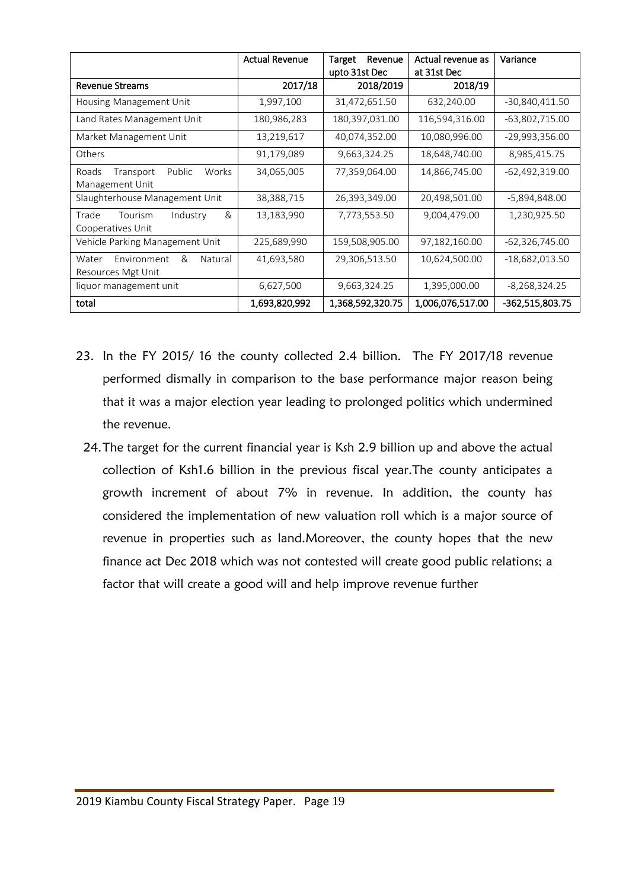| | Actual Revenue | Target Revenue upto 31st Dec | Actual revenue as at 31st Dec | Variance |
|---|---|---|---|---|
| Revenue Streams | 2017/18 | 2018/2019 | 2018/19 | |
| Housing Management Unit | 1,997,100 | 31,472,651.50 | 632,240.00 | -30,840,411.50 |
| Land Rates Management Unit | 180,986,283 | 180,397,031.00 | 116,594,316.00 | -63,802,715.00 |
| Market Management Unit | 13,219,617 | 40,074,352.00 | 10,080,996.00 | -29,993,356.00 |
| Others | 91,179,089 | 9,663,324.25 | 18,648,740.00 | 8,985,415.75 |
| Roads Transport Public Works Management Unit | 34,065,005 | 77,359,064.00 | 14,866,745.00 | -62,492,319.00 |
| Slaughterhouse Management Unit | 38,388,715 | 26,393,349.00 | 20,498,501.00 | -5,894,848.00 |
| Trade Tourism Industry & Cooperatives Unit | 13,183,990 | 7,773,553.50 | 9,004,479.00 | 1,230,925.50 |
| Vehicle Parking Management Unit | 225,689,990 | 159,508,905.00 | 97,182,160.00 | -62,326,745.00 |
| Water Environment & Natural Resources Mgt Unit | 41,693,580 | 29,306,513.50 | 10,624,500.00 | -18,682,013.50 |
| liquor management unit | 6,627,500 | 9,663,324.25 | 1,395,000.00 | -8,268,324.25 |
| total | 1,693,820,992 | 1,368,592,320.75 | 1,006,076,517.00 | -362,515,803.75 |

23. In the FY 2015/ 16 the county collected 2.4 billion. The FY 2017/18 revenue performed dismally in comparison to the base performance major reason being that it was a major election year leading to prolonged politics which undermined the revenue.

24. The target for the current financial year is Ksh 2.9 billion up and above the actual collection of Ksh1.6 billion in the previous fiscal year.The county anticipates a growth increment of about 7% in revenue. In addition, the county has considered the implementation of new valuation roll which is a major source of revenue in properties such as land.Moreover, the county hopes that the new finance act Dec 2018 which was not contested will create good public relations; a factor that will create a good will and help improve revenue further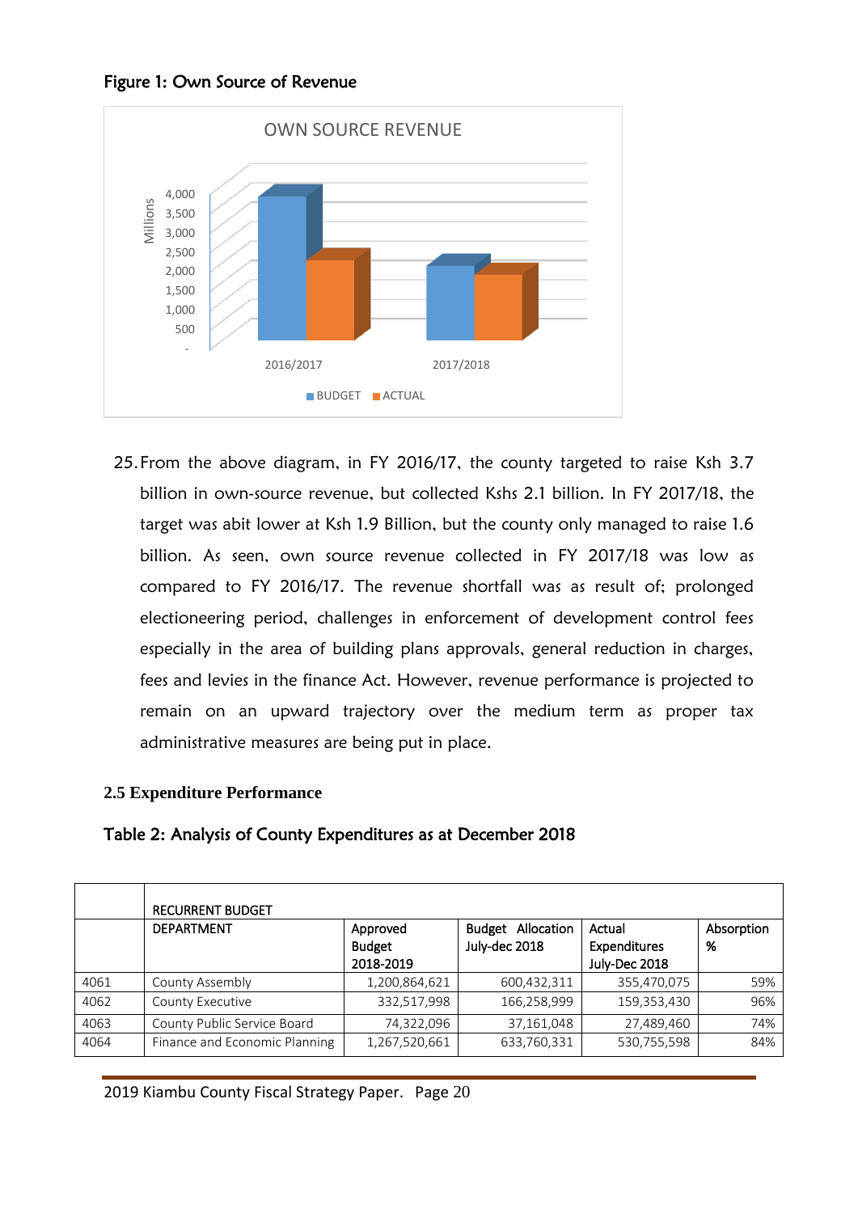Figure 1: Own Source of Revenue

OWN SOURCE REVENUE

Millions

4,000
3,500
3,000
2,500
2,000
1,500
1,000
500
-

2016/2017
2017/2018

BUDGET ACTUAL

25. From the above diagram, in FY 2016/17, the county targeted to raise Ksh 3.7 billion in own-source revenue, but collected Kshs 2.1 billion. In FY 2017/18, the target was abit lower at Ksh 1.9 Billion, but the county only managed to raise 1.6 billion. As seen, own source revenue collected in FY 2017/18 was low as compared to FY 2016/17. The revenue shortfall was as result of; prolonged electioneering period, challenges in enforcement of development control fees especially in the area of building plans approvals, general reduction in charges, fees and levies in the finance Act. However, revenue performance is projected to remain on an upward trajectory over the medium term as proper tax administrative measures are being put in place.

## 2.5 Expenditure Performance

Table 2: Analysis of County Expenditures as at December 2018

| | RECURRENT BUDGET | | | | |
|---|---|---|---|---|---|
| | DEPARTMENT | Approved Budget 2018-2019 | Budget Allocation July-dec 2018 | Actual Expenditures July-Dec 2018 | Absorption % |
| 4061 | County Assembly | 1,200,864,621 | 600,432,311 | 355,470,075 | 59% |
| 4062 | County Executive | 332,517,998 | 166,258,999 | 159,353,430 | 96% |
| 4063 | County Public Service Board | 74,322,096 | 37,161,048 | 27,489,460 | 74% |
| 4064 | Finance and Economic Planning | 1,267,520,661 | 633,760,331 | 530,755,598 | 84% |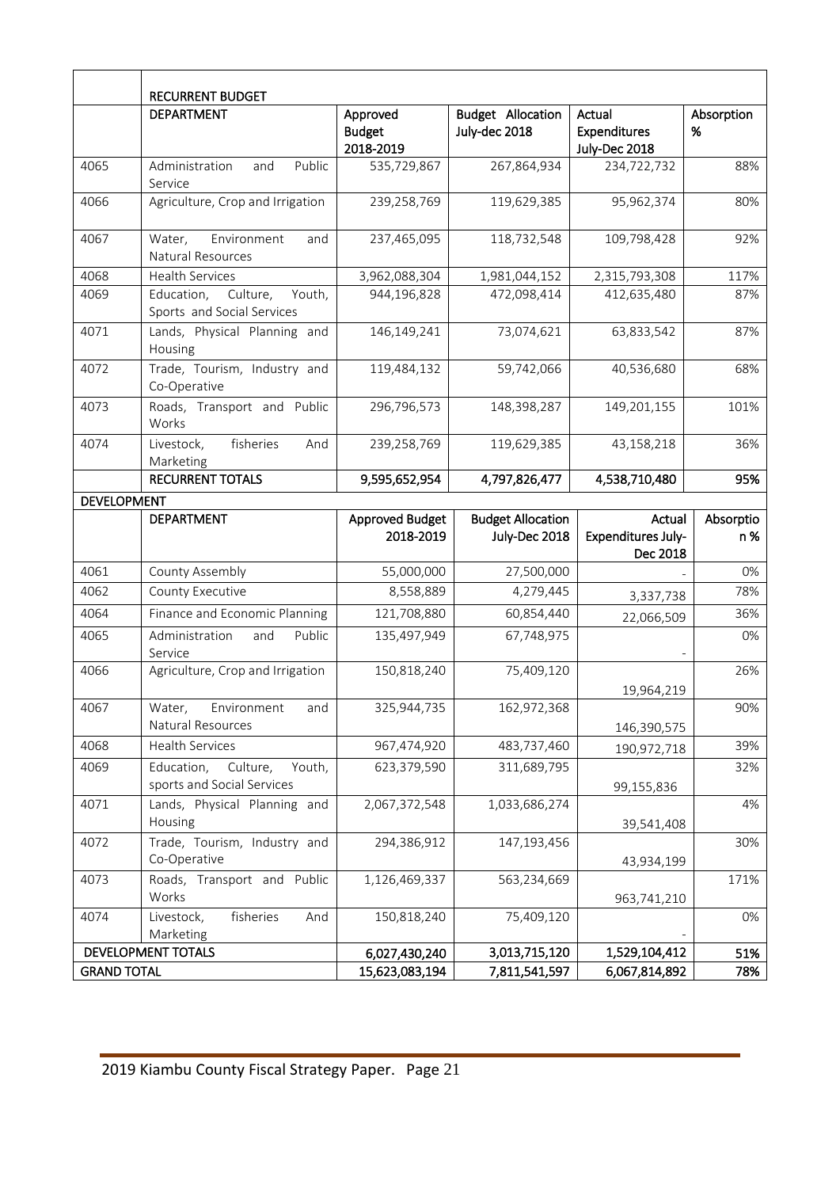| | RECURRENT BUDGET | | | | |
|---|---|---|---|---|---|
| | DEPARTMENT | Approved Budget 2018-2019 | Budget Allocation July-dec 2018 | Actual Expenditures July-Dec 2018 | Absorption % |
| 4065 | Administration and Public Service | 535,729,867 | 267,864,934 | 234,722,732 | 88% |
| 4066 | Agriculture, Crop and Irrigation | 239,258,769 | 119,629,385 | 95,962,374 | 80% |
| 4067 | Water, Environment and Natural Resources | 237,465,095 | 118,732,548 | 109,798,428 | 92% |
| 4068 | Health Services | 3,962,088,304 | 1,981,044,152 | 2,315,793,308 | 117% |
| 4069 | Education, Culture, Youth, Sports and Social Services | 944,196,828 | 472,098,414 | 412,635,480 | 87% |
| 4071 | Lands, Physical Planning and Housing | 146,149,241 | 73,074,621 | 63,833,542 | 87% |
| 4072 | Trade, Tourism, Industry and Co-Operative | 119,484,132 | 59,742,066 | 40,536,680 | 68% |
| 4073 | Roads, Transport and Public Works | 296,796,573 | 148,398,287 | 149,201,155 | 101% |
| 4074 | Livestock, fisheries And Marketing | 239,258,769 | 119,629,385 | 43,158,218 | 36% |
| | **RECURRENT TOTALS** | **9,595,652,954** | **4,797,826,477** | **4,538,710,480** | **95%** |
| **DEVELOPMENT** | | | | | |
| | **DEPARTMENT** | **Approved Budget 2018-2019** | **Budget Allocation July-Dec 2018** | **Actual Expenditures July-Dec 2018** | **Absorption %** |
| 4061 | County Assembly | 55,000,000 | 27,500,000 | - | 0% |
| 4062 | County Executive | 8,558,889 | 4,279,445 | 3,337,738 | 78% |
| 4064 | Finance and Economic Planning | 121,708,880 | 60,854,440 | 22,066,509 | 36% |
| 4065 | Administration and Public Service | 135,497,949 | 67,748,975 | - | 0% |
| 4066 | Agriculture, Crop and Irrigation | 150,818,240 | 75,409,120 | 19,964,219 | 26% |
| 4067 | Water, Environment and Natural Resources | 325,944,735 | 162,972,368 | 146,390,575 | 90% |
| 4068 | Health Services | 967,474,920 | 483,737,460 | 190,972,718 | 39% |
| 4069 | Education, Culture, Youth, sports and Social Services | 623,379,590 | 311,689,795 | 99,155,836 | 32% |
| 4071 | Lands, Physical Planning and Housing | 2,067,372,548 | 1,033,686,274 | 39,541,408 | 4% |
| 4072 | Trade, Tourism, Industry and Co-Operative | 294,386,912 | 147,193,456 | 43,934,199 | 30% |
| 4073 | Roads, Transport and Public Works | 1,126,469,337 | 563,234,669 | 963,741,210 | 171% |
| 4074 | Livestock, fisheries And Marketing | 150,818,240 | 75,409,120 | - | 0% |
| **DEVELOPMENT TOTALS** | | **6,027,430,240** | **3,013,715,120** | **1,529,104,412** | **51%** |
| **GRAND TOTAL** | | **15,623,083,194** | **7,811,541,597** | **6,067,814,892** | **78%** |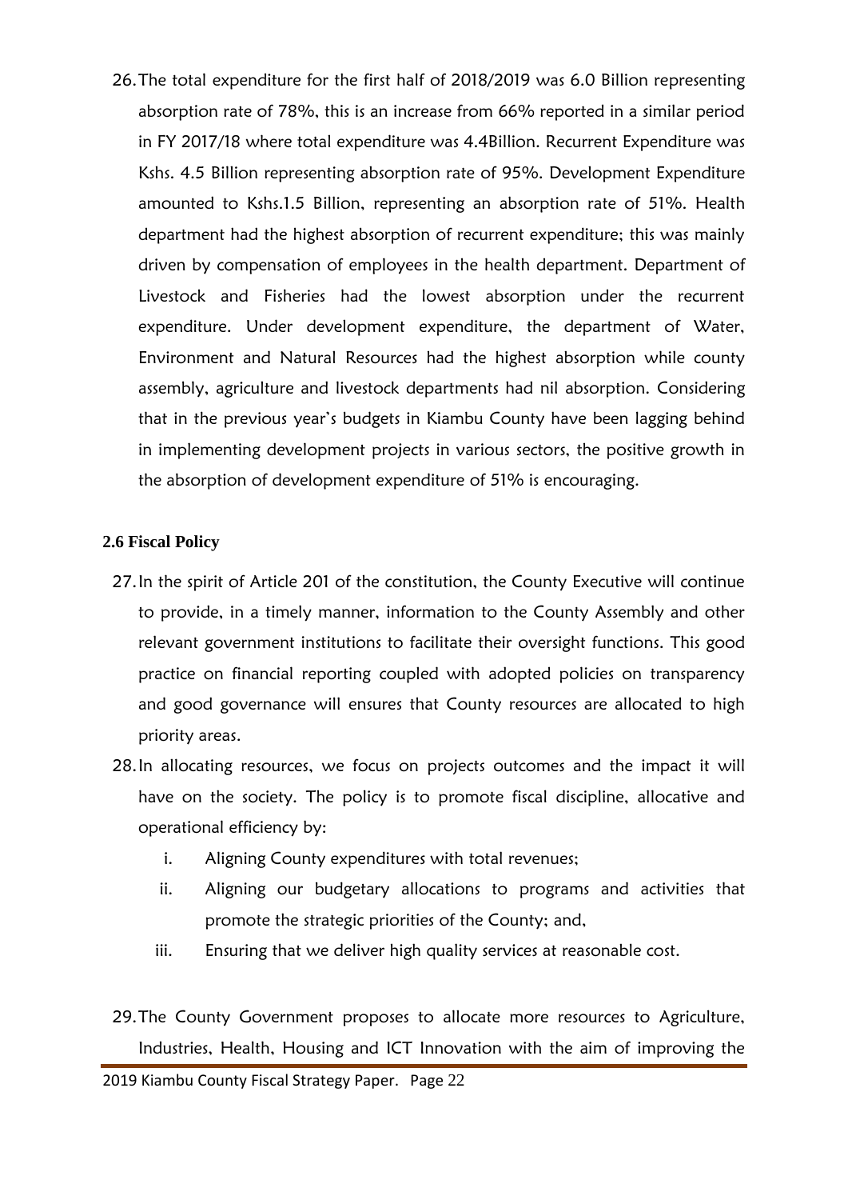26. The total expenditure for the first half of 2018/2019 was 6.0 Billion representing absorption rate of 78%, this is an increase from 66% reported in a similar period in FY 2017/18 where total expenditure was 4.4Billion. Recurrent Expenditure was Kshs. 4.5 Billion representing absorption rate of 95%. Development Expenditure amounted to Kshs.1.5 Billion, representing an absorption rate of 51%. Health department had the highest absorption of recurrent expenditure; this was mainly driven by compensation of employees in the health department. Department of Livestock and Fisheries had the lowest absorption under the recurrent expenditure. Under development expenditure, the department of Water, Environment and Natural Resources had the highest absorption while county assembly, agriculture and livestock departments had nil absorption. Considering that in the previous year's budgets in Kiambu County have been lagging behind in implementing development projects in various sectors, the positive growth in the absorption of development expenditure of 51% is encouraging.

### 2.6 Fiscal Policy

27. In the spirit of Article 201 of the constitution, the County Executive will continue to provide, in a timely manner, information to the County Assembly and other relevant government institutions to facilitate their oversight functions. This good practice on financial reporting coupled with adopted policies on transparency and good governance will ensures that County resources are allocated to high priority areas.

28. In allocating resources, we focus on projects outcomes and the impact it will have on the society. The policy is to promote fiscal discipline, allocative and operational efficiency by:

    i. Aligning County expenditures with total revenues;
    ii. Aligning our budgetary allocations to programs and activities that promote the strategic priorities of the County; and,
    iii. Ensuring that we deliver high quality services at reasonable cost.

29. The County Government proposes to allocate more resources to Agriculture, Industries, Health, Housing and ICT Innovation with the aim of improving the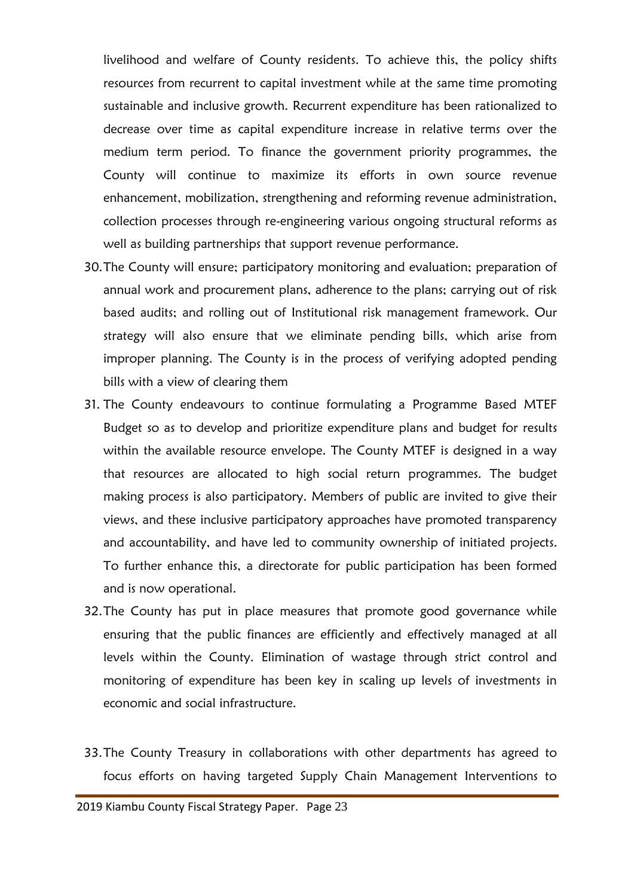livelihood and welfare of County residents. To achieve this, the policy shifts resources from recurrent to capital investment while at the same time promoting sustainable and inclusive growth. Recurrent expenditure has been rationalized to decrease over time as capital expenditure increase in relative terms over the medium term period. To finance the government priority programmes, the County will continue to maximize its efforts in own source revenue enhancement, mobilization, strengthening and reforming revenue administration, collection processes through re-engineering various ongoing structural reforms as well as building partnerships that support revenue performance.

30. The County will ensure; participatory monitoring and evaluation; preparation of annual work and procurement plans, adherence to the plans; carrying out of risk based audits; and rolling out of Institutional risk management framework. Our strategy will also ensure that we eliminate pending bills, which arise from improper planning. The County is in the process of verifying adopted pending bills with a view of clearing them

31. The County endeavours to continue formulating a Programme Based MTEF Budget so as to develop and prioritize expenditure plans and budget for results within the available resource envelope. The County MTEF is designed in a way that resources are allocated to high social return programmes. The budget making process is also participatory. Members of public are invited to give their views, and these inclusive participatory approaches have promoted transparency and accountability, and have led to community ownership of initiated projects. To further enhance this, a directorate for public participation has been formed and is now operational.

32. The County has put in place measures that promote good governance while ensuring that the public finances are efficiently and effectively managed at all levels within the County. Elimination of wastage through strict control and monitoring of expenditure has been key in scaling up levels of investments in economic and social infrastructure.

33. The County Treasury in collaborations with other departments has agreed to focus efforts on having targeted Supply Chain Management Interventions to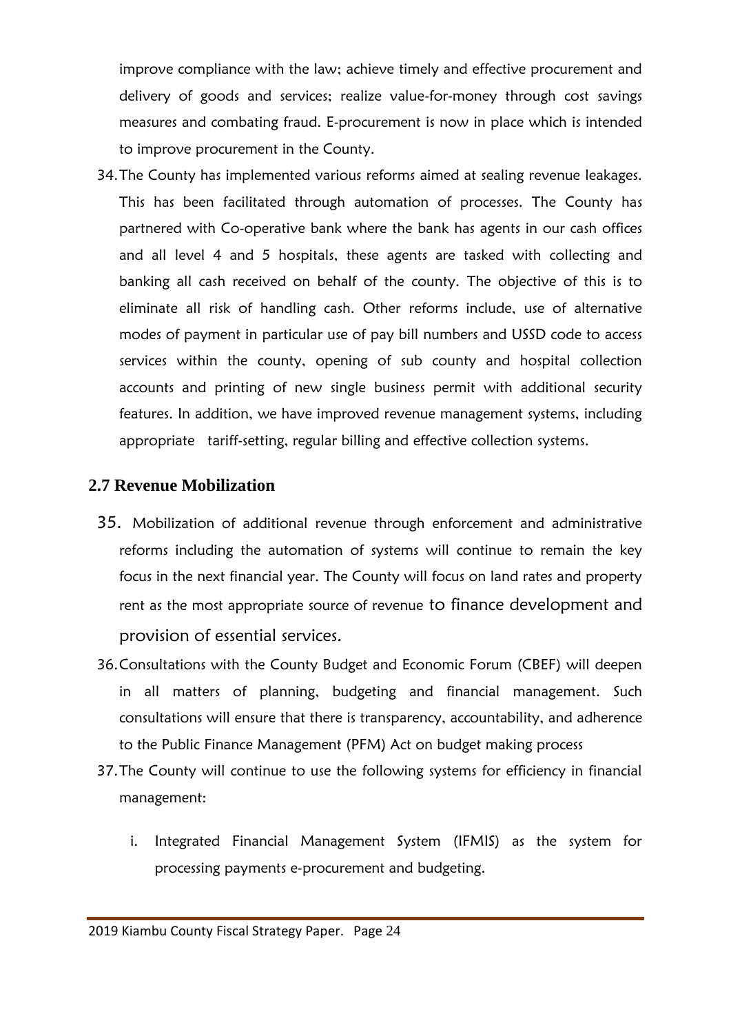improve compliance with the law; achieve timely and effective procurement and delivery of goods and services; realize value-for-money through cost savings measures and combating fraud. E-procurement is now in place which is intended to improve procurement in the County.

34. The County has implemented various reforms aimed at sealing revenue leakages. This has been facilitated through automation of processes. The County has partnered with Co-operative bank where the bank has agents in our cash offices and all level 4 and 5 hospitals, these agents are tasked with collecting and banking all cash received on behalf of the county. The objective of this is to eliminate all risk of handling cash. Other reforms include, use of alternative modes of payment in particular use of pay bill numbers and USSD code to access services within the county, opening of sub county and hospital collection accounts and printing of new single business permit with additional security features. In addition, we have improved revenue management systems, including appropriate tariff-setting, regular billing and effective collection systems.

## 2.7 Revenue Mobilization

35. Mobilization of additional revenue through enforcement and administrative reforms including the automation of systems will continue to remain the key focus in the next financial year. The County will focus on land rates and property rent as the most appropriate source of revenue to finance development and provision of essential services.

36. Consultations with the County Budget and Economic Forum (CBEF) will deepen in all matters of planning, budgeting and financial management. Such consultations will ensure that there is transparency, accountability, and adherence to the Public Finance Management (PFM) Act on budget making process

37. The County will continue to use the following systems for efficiency in financial management:

    i. Integrated Financial Management System (IFMIS) as the system for processing payments e-procurement and budgeting.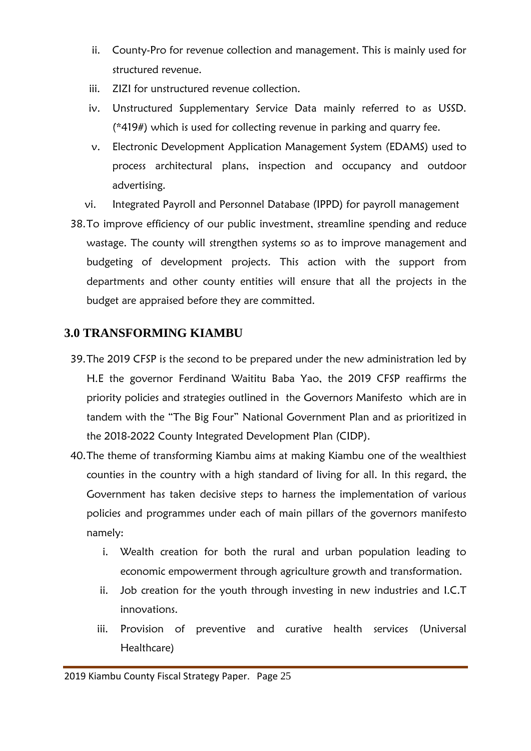ii. County-Pro for revenue collection and management. This is mainly used for structured revenue.
iii. ZIZI for unstructured revenue collection.
iv. Unstructured Supplementary Service Data mainly referred to as USSD. (*419#) which is used for collecting revenue in parking and quarry fee.
v. Electronic Development Application Management System (EDAMS) used to process architectural plans, inspection and occupancy and outdoor advertising.
vi. Integrated Payroll and Personnel Database (IPPD) for payroll management

38. To improve efficiency of our public investment, streamline spending and reduce wastage. The county will strengthen systems so as to improve management and budgeting of development projects. This action with the support from departments and other county entities will ensure that all the projects in the budget are appraised before they are committed.

## 3.0 TRANSFORMING KIAMBU

39. The 2019 CFSP is the second to be prepared under the new administration led by H.E the governor Ferdinand Waititu Baba Yao, the 2019 CFSP reaffirms the priority policies and strategies outlined in the Governors Manifesto which are in tandem with the "The Big Four" National Government Plan and as prioritized in the 2018-2022 County Integrated Development Plan (CIDP).

40. The theme of transforming Kiambu aims at making Kiambu one of the wealthiest counties in the country with a high standard of living for all. In this regard, the Government has taken decisive steps to harness the implementation of various policies and programmes under each of main pillars of the governors manifesto namely:

    i. Wealth creation for both the rural and urban population leading to economic empowerment through agriculture growth and transformation.
    ii. Job creation for the youth through investing in new industries and I.C.T innovations.
    iii. Provision of preventive and curative health services (Universal Healthcare)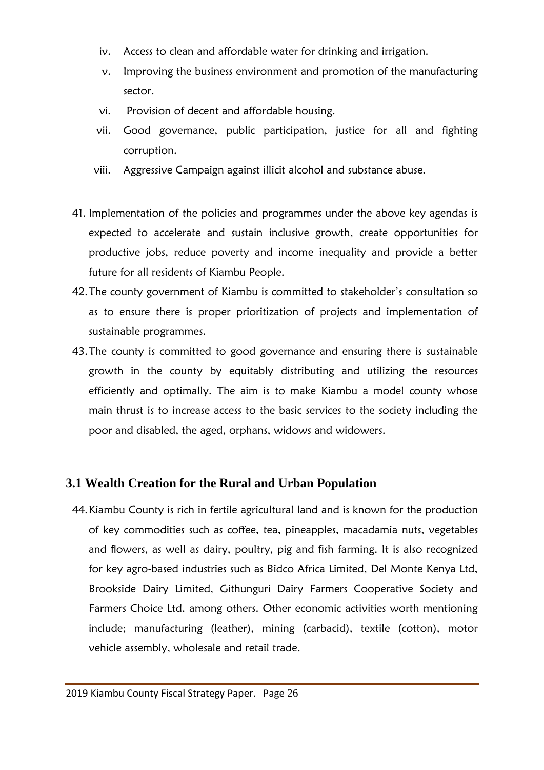iv. Access to clean and affordable water for drinking and irrigation.
v. Improving the business environment and promotion of the manufacturing sector.
vi. Provision of decent and affordable housing.
vii. Good governance, public participation, justice for all and fighting corruption.
viii. Aggressive Campaign against illicit alcohol and substance abuse.

41. Implementation of the policies and programmes under the above key agendas is expected to accelerate and sustain inclusive growth, create opportunities for productive jobs, reduce poverty and income inequality and provide a better future for all residents of Kiambu People.
42. The county government of Kiambu is committed to stakeholder's consultation so as to ensure there is proper prioritization of projects and implementation of sustainable programmes.
43. The county is committed to good governance and ensuring there is sustainable growth in the county by equitably distributing and utilizing the resources efficiently and optimally. The aim is to make Kiambu a model county whose main thrust is to increase access to the basic services to the society including the poor and disabled, the aged, orphans, widows and widowers.

## 3.1 Wealth Creation for the Rural and Urban Population

44. Kiambu County is rich in fertile agricultural land and is known for the production of key commodities such as coffee, tea, pineapples, macadamia nuts, vegetables and flowers, as well as dairy, poultry, pig and fish farming. It is also recognized for key agro-based industries such as Bidco Africa Limited, Del Monte Kenya Ltd, Brookside Dairy Limited, Githunguri Dairy Farmers Cooperative Society and Farmers Choice Ltd. among others. Other economic activities worth mentioning include; manufacturing (leather), mining (carbacid), textile (cotton), motor vehicle assembly, wholesale and retail trade.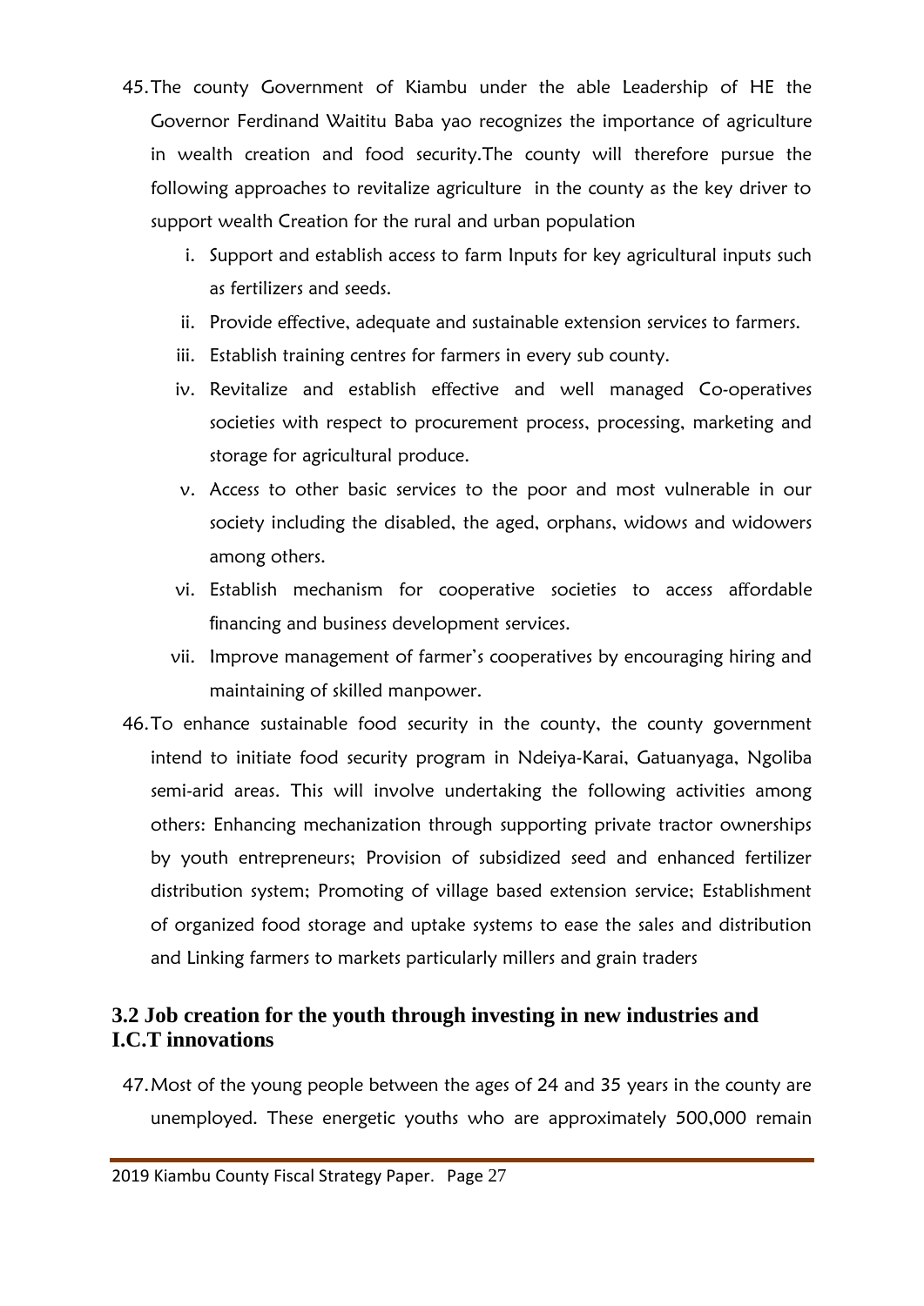45. The county Government of Kiambu under the able Leadership of HE the Governor Ferdinand Waititu Baba yao recognizes the importance of agriculture in wealth creation and food security.The county will therefore pursue the following approaches to revitalize agriculture in the county as the key driver to support wealth Creation for the rural and urban population

    i. Support and establish access to farm Inputs for key agricultural inputs such as fertilizers and seeds.
    ii. Provide effective, adequate and sustainable extension services to farmers.
    iii. Establish training centres for farmers in every sub county.
    iv. Revitalize and establish effective and well managed Co-operatives societies with respect to procurement process, processing, marketing and storage for agricultural produce.
    v. Access to other basic services to the poor and most vulnerable in our society including the disabled, the aged, orphans, widows and widowers among others.
    vi. Establish mechanism for cooperative societies to access affordable financing and business development services.
    vii. Improve management of farmer's cooperatives by encouraging hiring and maintaining of skilled manpower.

46. To enhance sustainable food security in the county, the county government intend to initiate food security program in Ndeiya-Karai, Gatuanyaga, Ngoliba semi-arid areas. This will involve undertaking the following activities among others: Enhancing mechanization through supporting private tractor ownerships by youth entrepreneurs; Provision of subsidized seed and enhanced fertilizer distribution system; Promoting of village based extension service; Establishment of organized food storage and uptake systems to ease the sales and distribution and Linking farmers to markets particularly millers and grain traders

## 3.2 Job creation for the youth through investing in new industries and I.C.T innovations

47. Most of the young people between the ages of 24 and 35 years in the county are unemployed. These energetic youths who are approximately 500,000 remain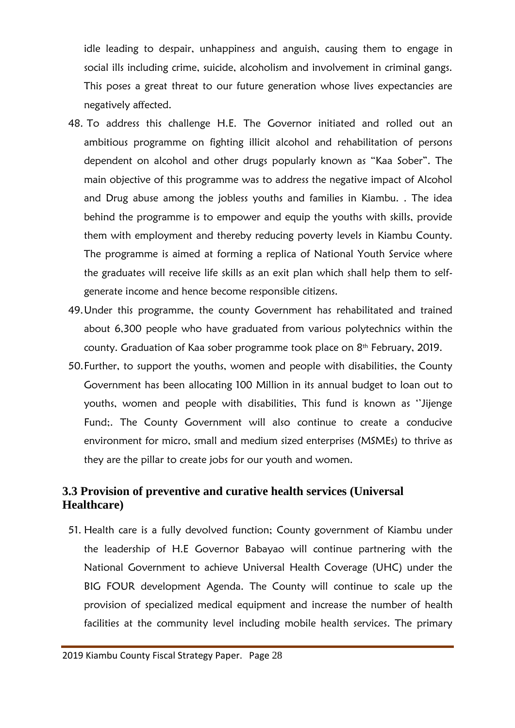idle leading to despair, unhappiness and anguish, causing them to engage in social ills including crime, suicide, alcoholism and involvement in criminal gangs. This poses a great threat to our future generation whose lives expectancies are negatively affected.

48. To address this challenge H.E. The Governor initiated and rolled out an ambitious programme on fighting illicit alcohol and rehabilitation of persons dependent on alcohol and other drugs popularly known as "Kaa Sober". The main objective of this programme was to address the negative impact of Alcohol and Drug abuse among the jobless youths and families in Kiambu. . The idea behind the programme is to empower and equip the youths with skills, provide them with employment and thereby reducing poverty levels in Kiambu County. The programme is aimed at forming a replica of National Youth Service where the graduates will receive life skills as an exit plan which shall help them to self-generate income and hence become responsible citizens.
49. Under this programme, the county Government has rehabilitated and trained about 6,300 people who have graduated from various polytechnics within the county. Graduation of Kaa sober programme took place on 8th February, 2019.
50. Further, to support the youths, women and people with disabilities, the County Government has been allocating 100 Million in its annual budget to loan out to youths, women and people with disabilities, This fund is known as ''Jijenge Fund;. The County Government will also continue to create a conducive environment for micro, small and medium sized enterprises (MSMEs) to thrive as they are the pillar to create jobs for our youth and women.

## 3.3 Provision of preventive and curative health services (Universal Healthcare)

51. Health care is a fully devolved function; County government of Kiambu under the leadership of H.E Governor Babayao will continue partnering with the National Government to achieve Universal Health Coverage (UHC) under the BIG FOUR development Agenda. The County will continue to scale up the provision of specialized medical equipment and increase the number of health facilities at the community level including mobile health services. The primary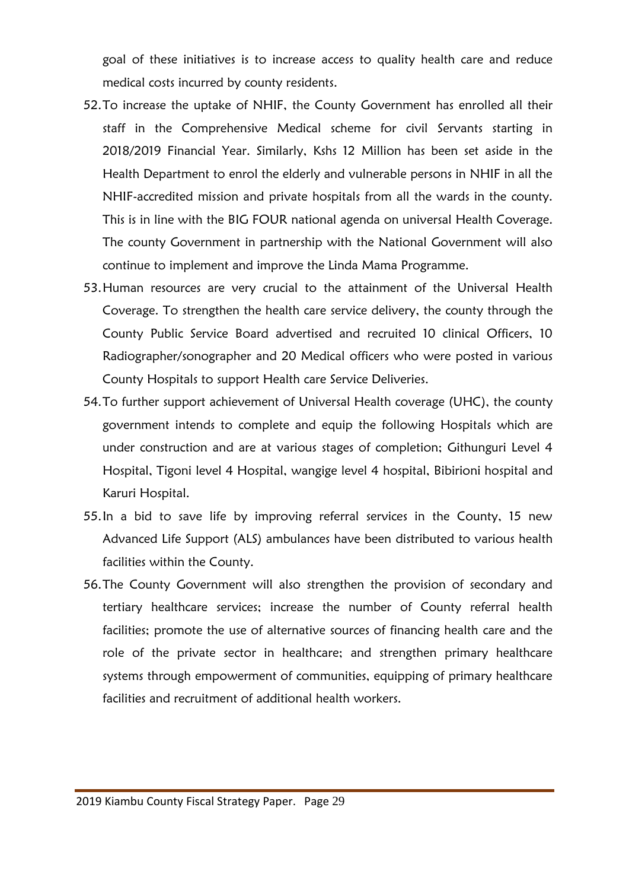goal of these initiatives is to increase access to quality health care and reduce medical costs incurred by county residents.

52. To increase the uptake of NHIF, the County Government has enrolled all their staff in the Comprehensive Medical scheme for civil Servants starting in 2018/2019 Financial Year. Similarly, Kshs 12 Million has been set aside in the Health Department to enrol the elderly and vulnerable persons in NHIF in all the NHIF-accredited mission and private hospitals from all the wards in the county. This is in line with the BIG FOUR national agenda on universal Health Coverage. The county Government in partnership with the National Government will also continue to implement and improve the Linda Mama Programme.

53. Human resources are very crucial to the attainment of the Universal Health Coverage. To strengthen the health care service delivery, the county through the County Public Service Board advertised and recruited 10 clinical Officers, 10 Radiographer/sonographer and 20 Medical officers who were posted in various County Hospitals to support Health care Service Deliveries.

54. To further support achievement of Universal Health coverage (UHC), the county government intends to complete and equip the following Hospitals which are under construction and are at various stages of completion; Githunguri Level 4 Hospital, Tigoni level 4 Hospital, wangige level 4 hospital, Bibirioni hospital and Karuri Hospital.

55. In a bid to save life by improving referral services in the County, 15 new Advanced Life Support (ALS) ambulances have been distributed to various health facilities within the County.

56. The County Government will also strengthen the provision of secondary and tertiary healthcare services; increase the number of County referral health facilities; promote the use of alternative sources of financing health care and the role of the private sector in healthcare; and strengthen primary healthcare systems through empowerment of communities, equipping of primary healthcare facilities and recruitment of additional health workers.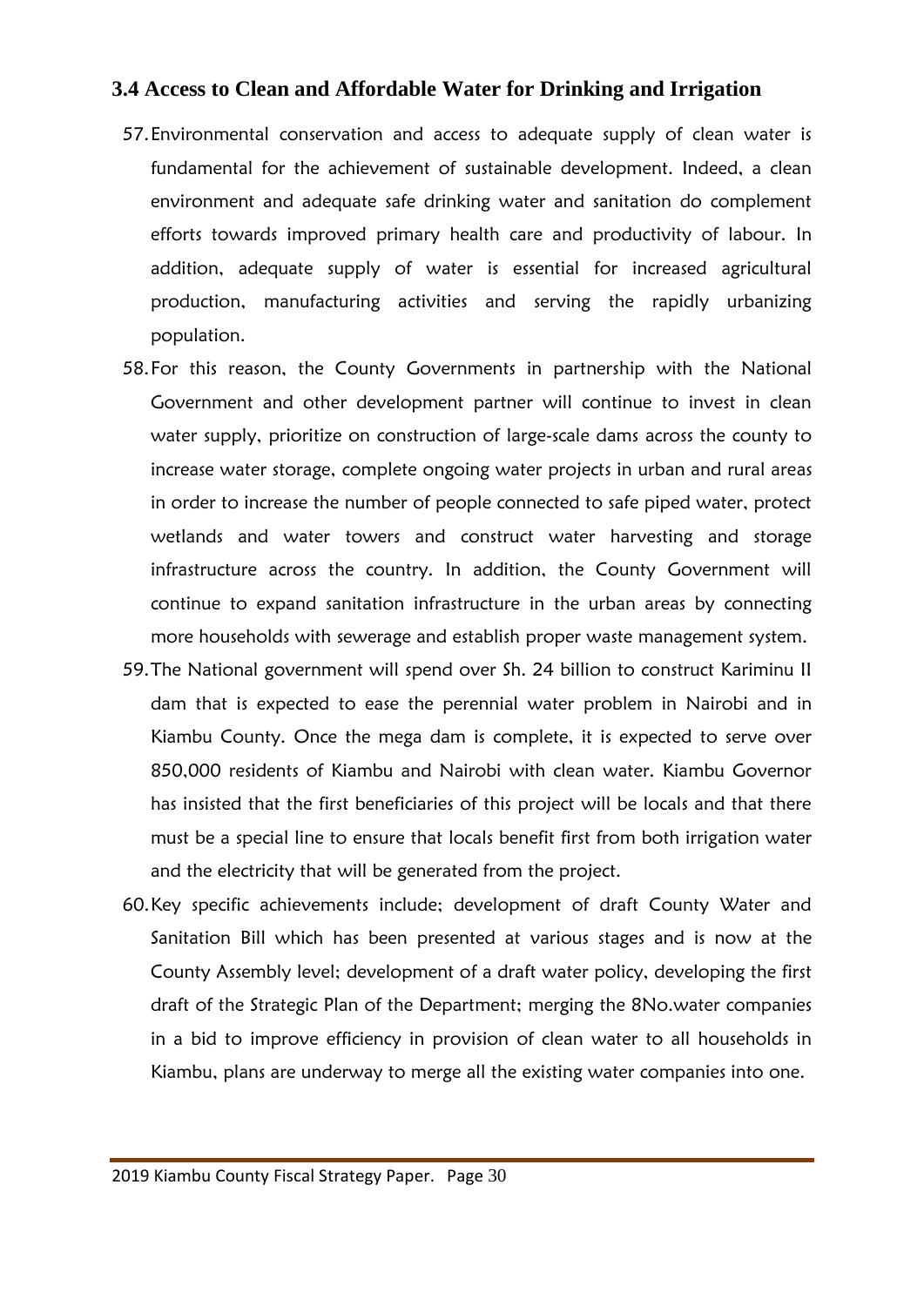### 3.4 Access to Clean and Affordable Water for Drinking and Irrigation

57. Environmental conservation and access to adequate supply of clean water is fundamental for the achievement of sustainable development. Indeed, a clean environment and adequate safe drinking water and sanitation do complement efforts towards improved primary health care and productivity of labour. In addition, adequate supply of water is essential for increased agricultural production, manufacturing activities and serving the rapidly urbanizing population.
58. For this reason, the County Governments in partnership with the National Government and other development partner will continue to invest in clean water supply, prioritize on construction of large-scale dams across the county to increase water storage, complete ongoing water projects in urban and rural areas in order to increase the number of people connected to safe piped water, protect wetlands and water towers and construct water harvesting and storage infrastructure across the country. In addition, the County Government will continue to expand sanitation infrastructure in the urban areas by connecting more households with sewerage and establish proper waste management system.
59. The National government will spend over Sh. 24 billion to construct Kariminu II dam that is expected to ease the perennial water problem in Nairobi and in Kiambu County. Once the mega dam is complete, it is expected to serve over 850,000 residents of Kiambu and Nairobi with clean water. Kiambu Governor has insisted that the first beneficiaries of this project will be locals and that there must be a special line to ensure that locals benefit first from both irrigation water and the electricity that will be generated from the project.
60. Key specific achievements include; development of draft County Water and Sanitation Bill which has been presented at various stages and is now at the County Assembly level; development of a draft water policy, developing the first draft of the Strategic Plan of the Department; merging the 8No.water companies in a bid to improve efficiency in provision of clean water to all households in Kiambu, plans are underway to merge all the existing water companies into one.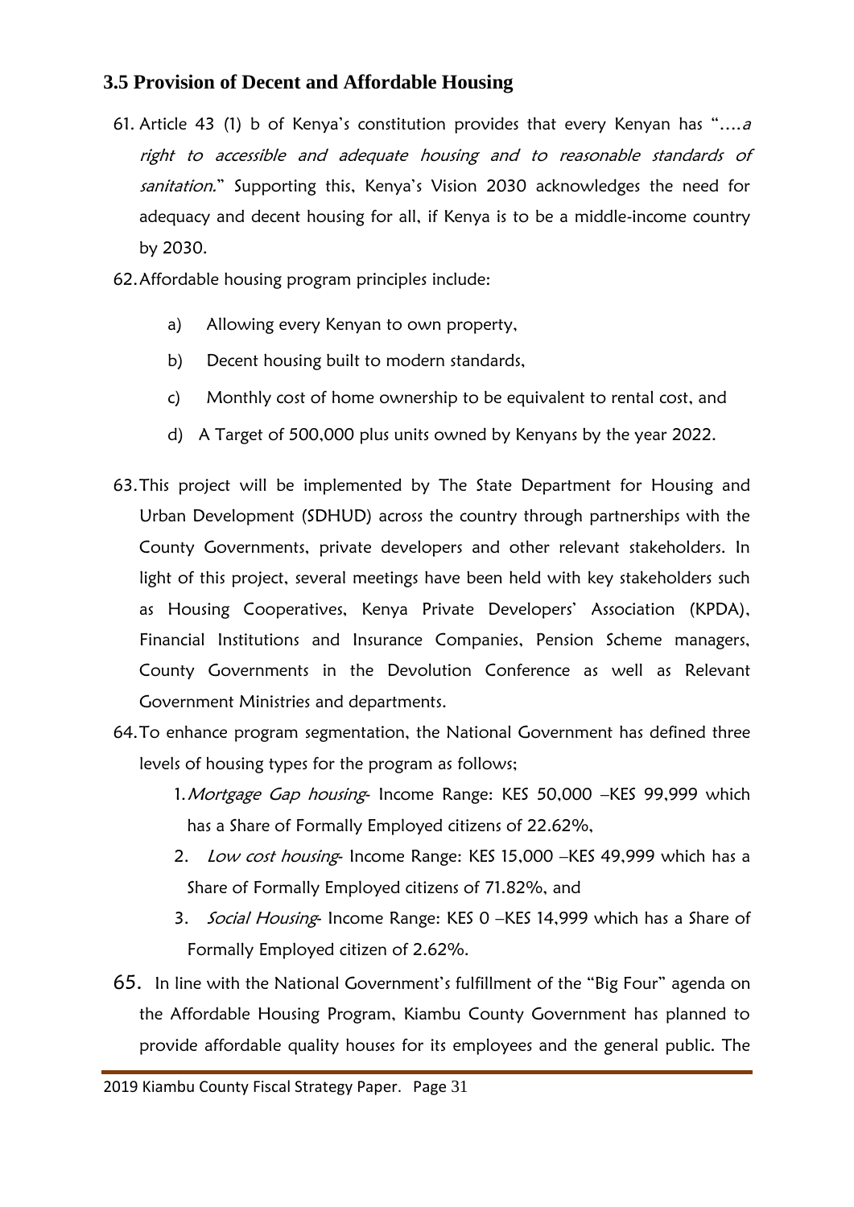## 3.5 Provision of Decent and Affordable Housing

61. Article 43 (1) b of Kenya's constitution provides that every Kenyan has "….*a right to accessible and adequate housing and to reasonable standards of sanitation.*" Supporting this, Kenya's Vision 2030 acknowledges the need for adequacy and decent housing for all, if Kenya is to be a middle-income country by 2030.

62. Affordable housing program principles include:

    a) Allowing every Kenyan to own property,

    b) Decent housing built to modern standards,

    c) Monthly cost of home ownership to be equivalent to rental cost, and

    d) A Target of 500,000 plus units owned by Kenyans by the year 2022.

63. This project will be implemented by The State Department for Housing and Urban Development (SDHUD) across the country through partnerships with the County Governments, private developers and other relevant stakeholders. In light of this project, several meetings have been held with key stakeholders such as Housing Cooperatives, Kenya Private Developers' Association (KPDA), Financial Institutions and Insurance Companies, Pension Scheme managers, County Governments in the Devolution Conference as well as Relevant Government Ministries and departments.

64. To enhance program segmentation, the National Government has defined three levels of housing types for the program as follows;

    1. *Mortgage Gap housing*- Income Range: KES 50,000 –KES 99,999 which has a Share of Formally Employed citizens of 22.62%,
    2. *Low cost housing*- Income Range: KES 15,000 –KES 49,999 which has a Share of Formally Employed citizens of 71.82%, and
    3. *Social Housing*- Income Range: KES 0 –KES 14,999 which has a Share of Formally Employed citizen of 2.62%.

65. In line with the National Government's fulfillment of the "Big Four" agenda on the Affordable Housing Program, Kiambu County Government has planned to provide affordable quality houses for its employees and the general public. The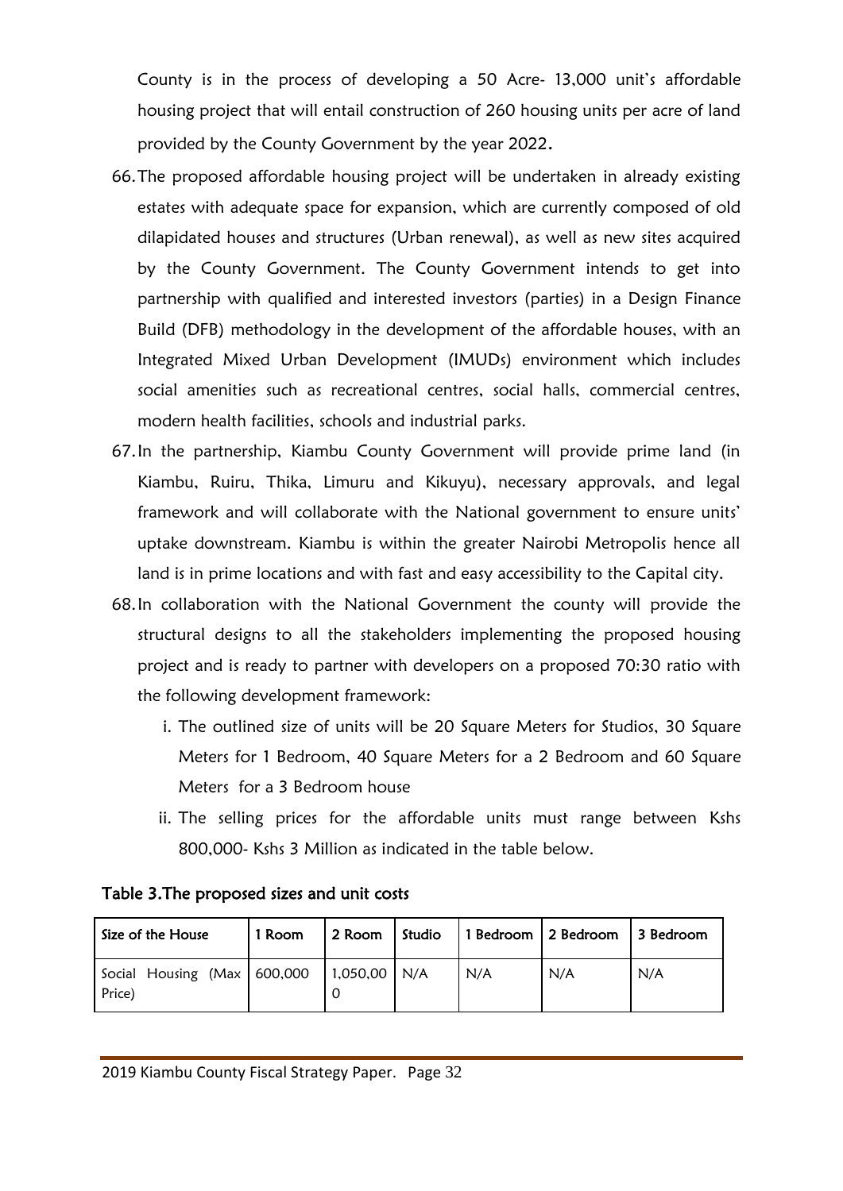County is in the process of developing a 50 Acre- 13,000 unit's affordable housing project that will entail construction of 260 housing units per acre of land provided by the County Government by the year 2022.

66. The proposed affordable housing project will be undertaken in already existing estates with adequate space for expansion, which are currently composed of old dilapidated houses and structures (Urban renewal), as well as new sites acquired by the County Government. The County Government intends to get into partnership with qualified and interested investors (parties) in a Design Finance Build (DFB) methodology in the development of the affordable houses, with an Integrated Mixed Urban Development (IMUDs) environment which includes social amenities such as recreational centres, social halls, commercial centres, modern health facilities, schools and industrial parks.

67. In the partnership, Kiambu County Government will provide prime land (in Kiambu, Ruiru, Thika, Limuru and Kikuyu), necessary approvals, and legal framework and will collaborate with the National government to ensure units' uptake downstream. Kiambu is within the greater Nairobi Metropolis hence all land is in prime locations and with fast and easy accessibility to the Capital city.

68. In collaboration with the National Government the county will provide the structural designs to all the stakeholders implementing the proposed housing project and is ready to partner with developers on a proposed 70:30 ratio with the following development framework:

    i. The outlined size of units will be 20 Square Meters for Studios, 30 Square Meters for 1 Bedroom, 40 Square Meters for a 2 Bedroom and 60 Square Meters for a 3 Bedroom house

    ii. The selling prices for the affordable units must range between Kshs 800,000- Kshs 3 Million as indicated in the table below.

**Table 3.The proposed sizes and unit costs**

| Size of the House | 1 Room | 2 Room | Studio | 1 Bedroom | 2 Bedroom | 3 Bedroom |
|---|---|---|---|---|---|---|
| Social Housing (Max Price) | 600,000 | 1,050,000 | N/A | N/A | N/A | N/A |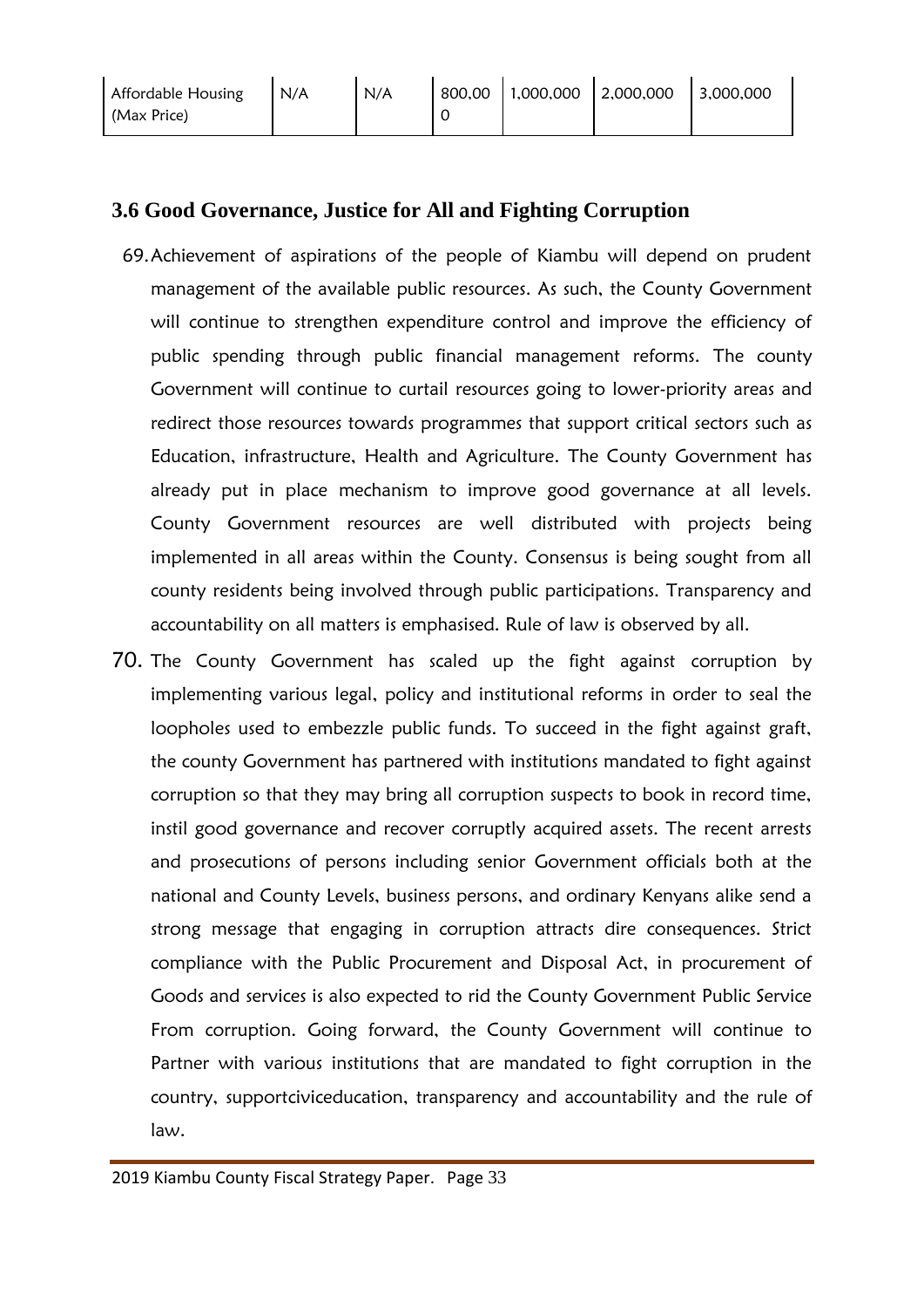| | | | | | | |
|---|---|---|---|---|---|---|
| Affordable Housing (Max Price) | N/A | N/A | 800,000 | 1,000,000 | 2,000,000 | 3,000,000 |

### 3.6 Good Governance, Justice for All and Fighting Corruption

69. Achievement of aspirations of the people of Kiambu will depend on prudent management of the available public resources. As such, the County Government will continue to strengthen expenditure control and improve the efficiency of public spending through public financial management reforms. The county Government will continue to curtail resources going to lower-priority areas and redirect those resources towards programmes that support critical sectors such as Education, infrastructure, Health and Agriculture. The County Government has already put in place mechanism to improve good governance at all levels. County Government resources are well distributed with projects being implemented in all areas within the County. Consensus is being sought from all county residents being involved through public participations. Transparency and accountability on all matters is emphasised. Rule of law is observed by all.

70. The County Government has scaled up the fight against corruption by implementing various legal, policy and institutional reforms in order to seal the loopholes used to embezzle public funds. To succeed in the fight against graft, the county Government has partnered with institutions mandated to fight against corruption so that they may bring all corruption suspects to book in record time, instil good governance and recover corruptly acquired assets. The recent arrests and prosecutions of persons including senior Government officials both at the national and County Levels, business persons, and ordinary Kenyans alike send a strong message that engaging in corruption attracts dire consequences. Strict compliance with the Public Procurement and Disposal Act, in procurement of Goods and services is also expected to rid the County Government Public Service From corruption. Going forward, the County Government will continue to Partner with various institutions that are mandated to fight corruption in the country, supportciviceducation, transparency and accountability and the rule of law.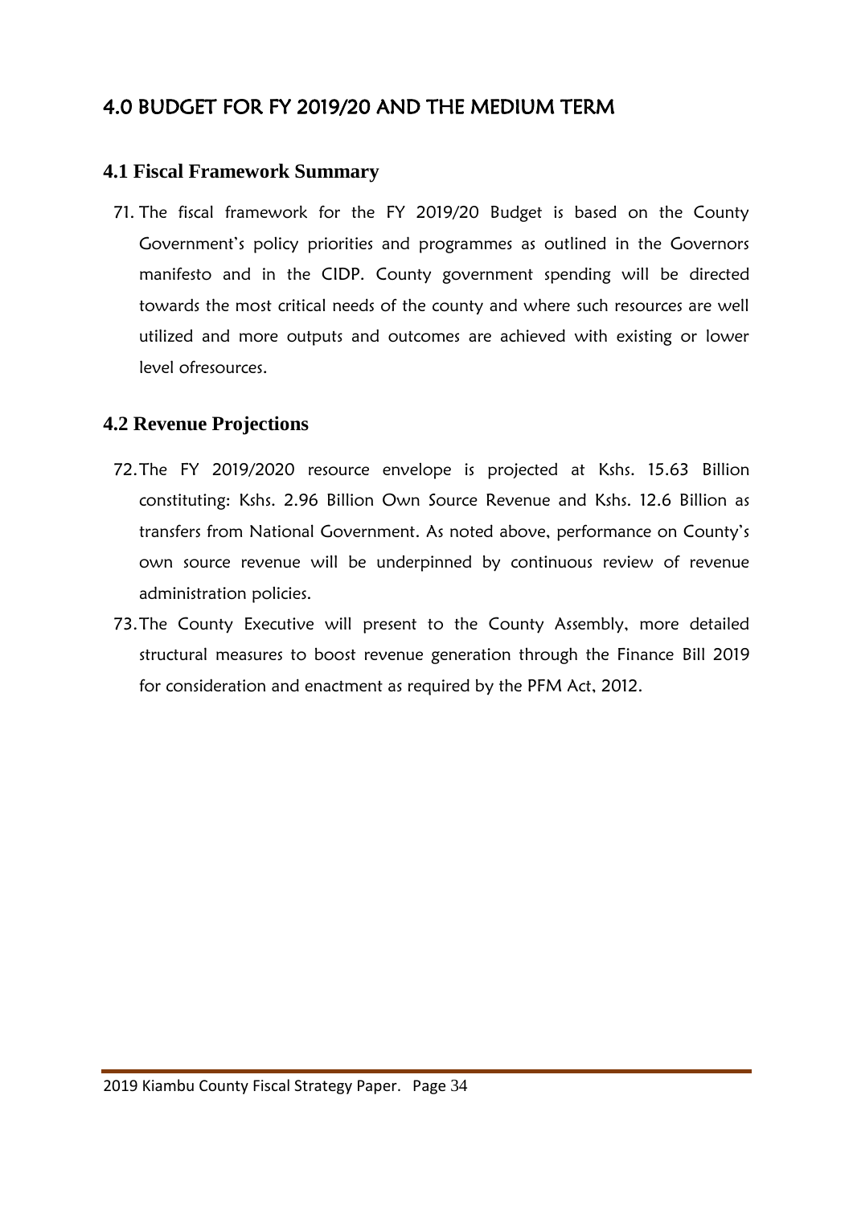# 4.0 BUDGET FOR FY 2019/20 AND THE MEDIUM TERM

## 4.1 Fiscal Framework Summary

71. The fiscal framework for the FY 2019/20 Budget is based on the County Government's policy priorities and programmes as outlined in the Governors manifesto and in the CIDP. County government spending will be directed towards the most critical needs of the county and where such resources are well utilized and more outputs and outcomes are achieved with existing or lower level ofresources.

## 4.2 Revenue Projections

72. The FY 2019/2020 resource envelope is projected at Kshs. 15.63 Billion constituting: Kshs. 2.96 Billion Own Source Revenue and Kshs. 12.6 Billion as transfers from National Government. As noted above, performance on County's own source revenue will be underpinned by continuous review of revenue administration policies.
73. The County Executive will present to the County Assembly, more detailed structural measures to boost revenue generation through the Finance Bill 2019 for consideration and enactment as required by the PFM Act, 2012.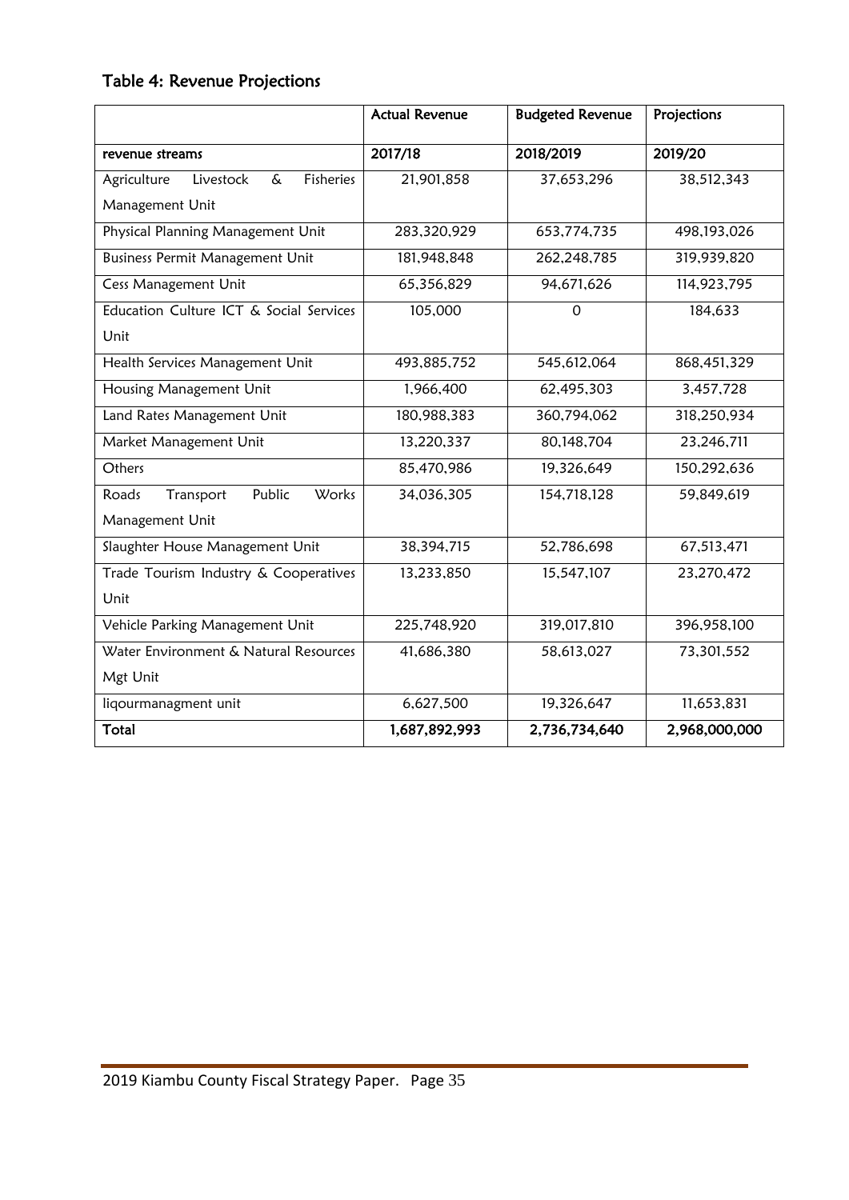## Table 4: Revenue Projections

| | Actual Revenue | Budgeted Revenue | Projections |
|---|---|---|---|
| **revenue streams** | **2017/18** | **2018/2019** | **2019/20** |
| Agriculture Livestock & Fisheries Management Unit | 21,901,858 | 37,653,296 | 38,512,343 |
| Physical Planning Management Unit | 283,320,929 | 653,774,735 | 498,193,026 |
| Business Permit Management Unit | 181,948,848 | 262,248,785 | 319,939,820 |
| Cess Management Unit | 65,356,829 | 94,671,626 | 114,923,795 |
| Education Culture ICT & Social Services Unit | 105,000 | 0 | 184,633 |
| Health Services Management Unit | 493,885,752 | 545,612,064 | 868,451,329 |
| Housing Management Unit | 1,966,400 | 62,495,303 | 3,457,728 |
| Land Rates Management Unit | 180,988,383 | 360,794,062 | 318,250,934 |
| Market Management Unit | 13,220,337 | 80,148,704 | 23,246,711 |
| Others | 85,470,986 | 19,326,649 | 150,292,636 |
| Roads Transport Public Works Management Unit | 34,036,305 | 154,718,128 | 59,849,619 |
| Slaughter House Management Unit | 38,394,715 | 52,786,698 | 67,513,471 |
| Trade Tourism Industry & Cooperatives Unit | 13,233,850 | 15,547,107 | 23,270,472 |
| Vehicle Parking Management Unit | 225,748,920 | 319,017,810 | 396,958,100 |
| Water Environment & Natural Resources Mgt Unit | 41,686,380 | 58,613,027 | 73,301,552 |
| liqourmanagment unit | 6,627,500 | 19,326,647 | 11,653,831 |
| **Total** | **1,687,892,993** | **2,736,734,640** | **2,968,000,000** |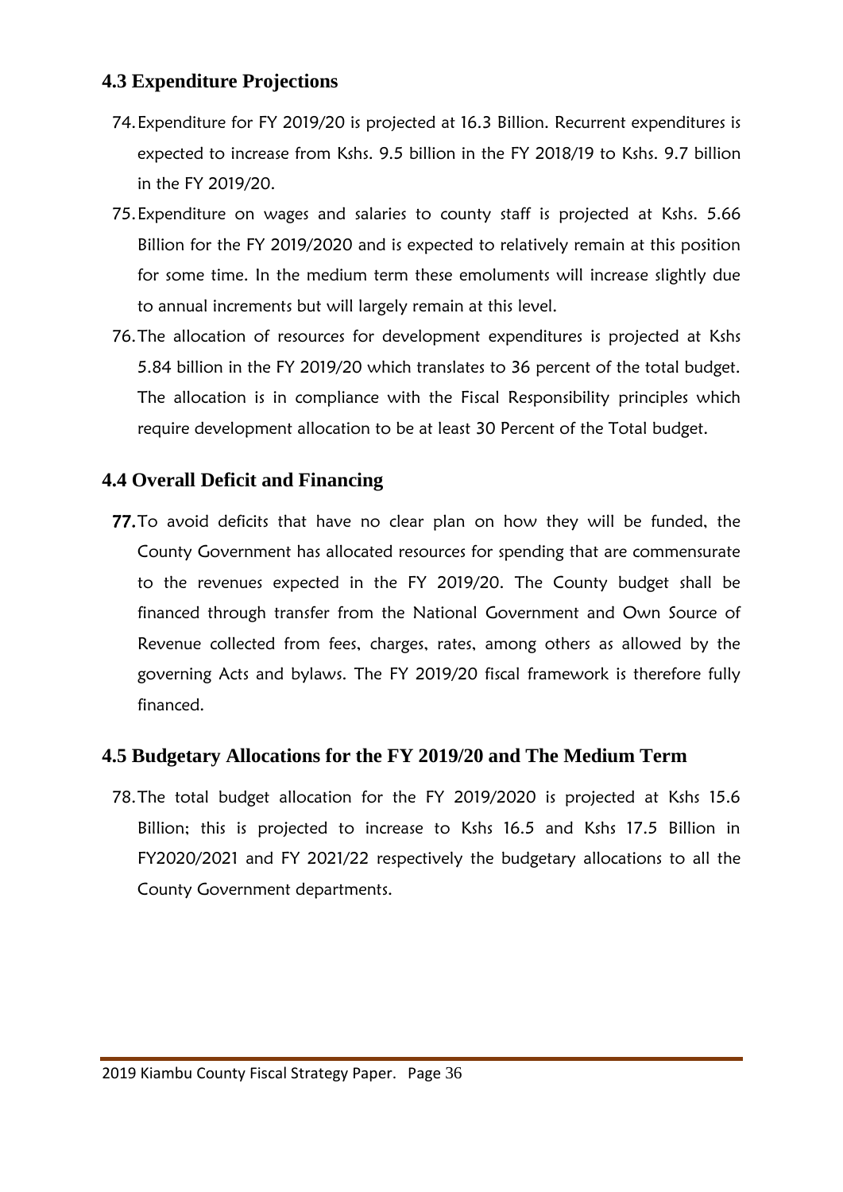### 4.3 Expenditure Projections

74. Expenditure for FY 2019/20 is projected at 16.3 Billion. Recurrent expenditures is expected to increase from Kshs. 9.5 billion in the FY 2018/19 to Kshs. 9.7 billion in the FY 2019/20.
75. Expenditure on wages and salaries to county staff is projected at Kshs. 5.66 Billion for the FY 2019/2020 and is expected to relatively remain at this position for some time. In the medium term these emoluments will increase slightly due to annual increments but will largely remain at this level.
76. The allocation of resources for development expenditures is projected at Kshs 5.84 billion in the FY 2019/20 which translates to 36 percent of the total budget. The allocation is in compliance with the Fiscal Responsibility principles which require development allocation to be at least 30 Percent of the Total budget.

### 4.4 Overall Deficit and Financing

77. To avoid deficits that have no clear plan on how they will be funded, the County Government has allocated resources for spending that are commensurate to the revenues expected in the FY 2019/20. The County budget shall be financed through transfer from the National Government and Own Source of Revenue collected from fees, charges, rates, among others as allowed by the governing Acts and bylaws. The FY 2019/20 fiscal framework is therefore fully financed.

### 4.5 Budgetary Allocations for the FY 2019/20 and The Medium Term

78. The total budget allocation for the FY 2019/2020 is projected at Kshs 15.6 Billion; this is projected to increase to Kshs 16.5 and Kshs 17.5 Billion in FY2020/2021 and FY 2021/22 respectively the budgetary allocations to all the County Government departments.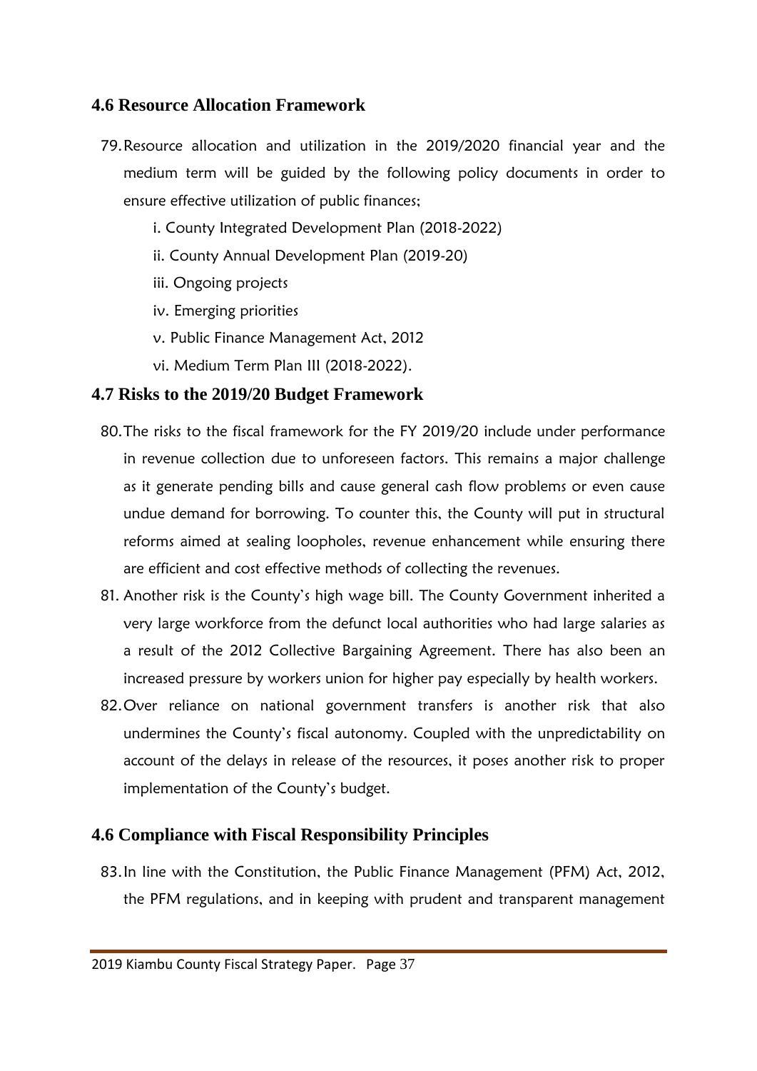## 4.6 Resource Allocation Framework

79. Resource allocation and utilization in the 2019/2020 financial year and the medium term will be guided by the following policy documents in order to ensure effective utilization of public finances;

    i. County Integrated Development Plan (2018-2022)

    ii. County Annual Development Plan (2019-20)

    iii. Ongoing projects

    iv. Emerging priorities

    v. Public Finance Management Act, 2012

    vi. Medium Term Plan III (2018-2022).

## 4.7 Risks to the 2019/20 Budget Framework

80. The risks to the fiscal framework for the FY 2019/20 include under performance in revenue collection due to unforeseen factors. This remains a major challenge as it generate pending bills and cause general cash flow problems or even cause undue demand for borrowing. To counter this, the County will put in structural reforms aimed at sealing loopholes, revenue enhancement while ensuring there are efficient and cost effective methods of collecting the revenues.

81. Another risk is the County's high wage bill. The County Government inherited a very large workforce from the defunct local authorities who had large salaries as a result of the 2012 Collective Bargaining Agreement. There has also been an increased pressure by workers union for higher pay especially by health workers.

82. Over reliance on national government transfers is another risk that also undermines the County's fiscal autonomy. Coupled with the unpredictability on account of the delays in release of the resources, it poses another risk to proper implementation of the County's budget.

## 4.6 Compliance with Fiscal Responsibility Principles

83. In line with the Constitution, the Public Finance Management (PFM) Act, 2012, the PFM regulations, and in keeping with prudent and transparent management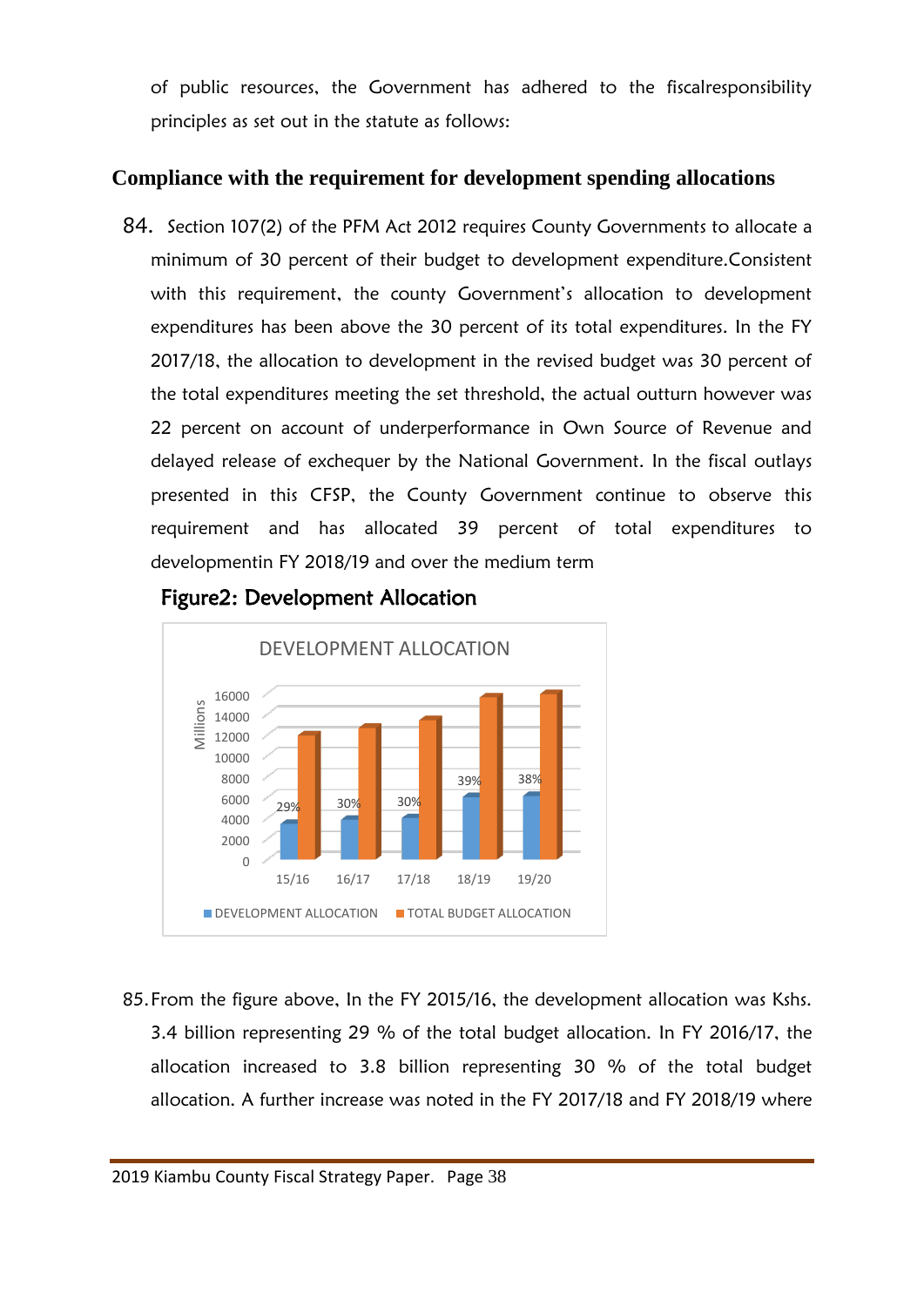of public resources, the Government has adhered to the fiscalresponsibility principles as set out in the statute as follows:

### Compliance with the requirement for development spending allocations

84. Section 107(2) of the PFM Act 2012 requires County Governments to allocate a minimum of 30 percent of their budget to development expenditure.Consistent with this requirement, the county Government's allocation to development expenditures has been above the 30 percent of its total expenditures. In the FY 2017/18, the allocation to development in the revised budget was 30 percent of the total expenditures meeting the set threshold, the actual outturn however was 22 percent on account of underperformance in Own Source of Revenue and delayed release of exchequer by the National Government. In the fiscal outlays presented in this CFSP, the County Government continue to observe this requirement and has allocated 39 percent of total expenditures to developmentin FY 2018/19 and over the medium term

**Figure2: Development Allocation**

DEVELOPMENT ALLOCATION

Millions

16000
14000
12000
10000
8000
6000
4000
2000
0

29%
30%
30%
39%
38%

15/16
16/17
17/18
18/19
19/20

DEVELOPMENT ALLOCATION
TOTAL BUDGET ALLOCATION

85. From the figure above, In the FY 2015/16, the development allocation was Kshs. 3.4 billion representing 29 % of the total budget allocation. In FY 2016/17, the allocation increased to 3.8 billion representing 30 % of the total budget allocation. A further increase was noted in the FY 2017/18 and FY 2018/19 where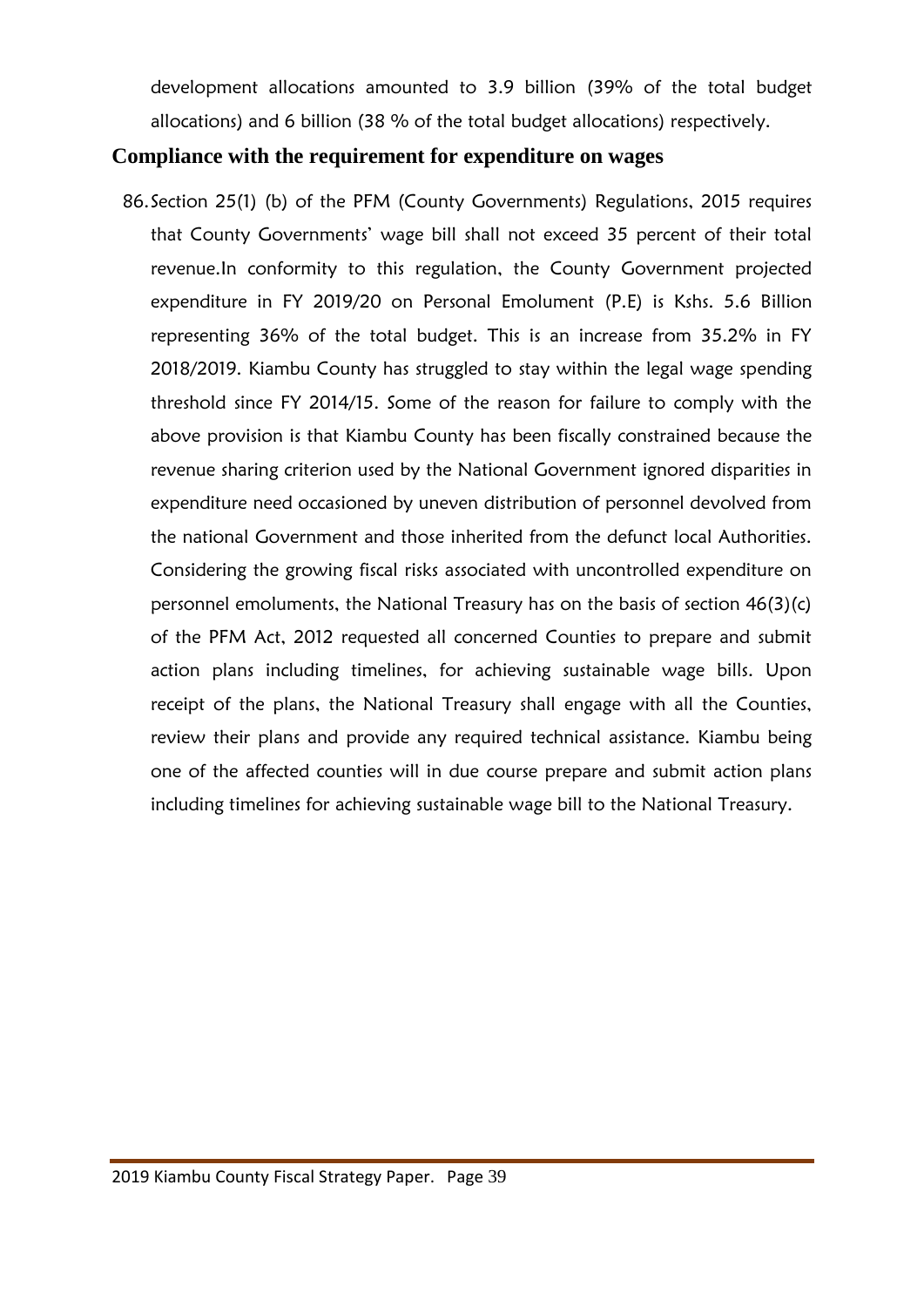development allocations amounted to 3.9 billion (39% of the total budget allocations) and 6 billion (38 % of the total budget allocations) respectively.

## Compliance with the requirement for expenditure on wages

86. Section 25(1) (b) of the PFM (County Governments) Regulations, 2015 requires that County Governments' wage bill shall not exceed 35 percent of their total revenue.In conformity to this regulation, the County Government projected expenditure in FY 2019/20 on Personal Emolument (P.E) is Kshs. 5.6 Billion representing 36% of the total budget. This is an increase from 35.2% in FY 2018/2019. Kiambu County has struggled to stay within the legal wage spending threshold since FY 2014/15. Some of the reason for failure to comply with the above provision is that Kiambu County has been fiscally constrained because the revenue sharing criterion used by the National Government ignored disparities in expenditure need occasioned by uneven distribution of personnel devolved from the national Government and those inherited from the defunct local Authorities. Considering the growing fiscal risks associated with uncontrolled expenditure on personnel emoluments, the National Treasury has on the basis of section 46(3)(c) of the PFM Act, 2012 requested all concerned Counties to prepare and submit action plans including timelines, for achieving sustainable wage bills. Upon receipt of the plans, the National Treasury shall engage with all the Counties, review their plans and provide any required technical assistance. Kiambu being one of the affected counties will in due course prepare and submit action plans including timelines for achieving sustainable wage bill to the National Treasury.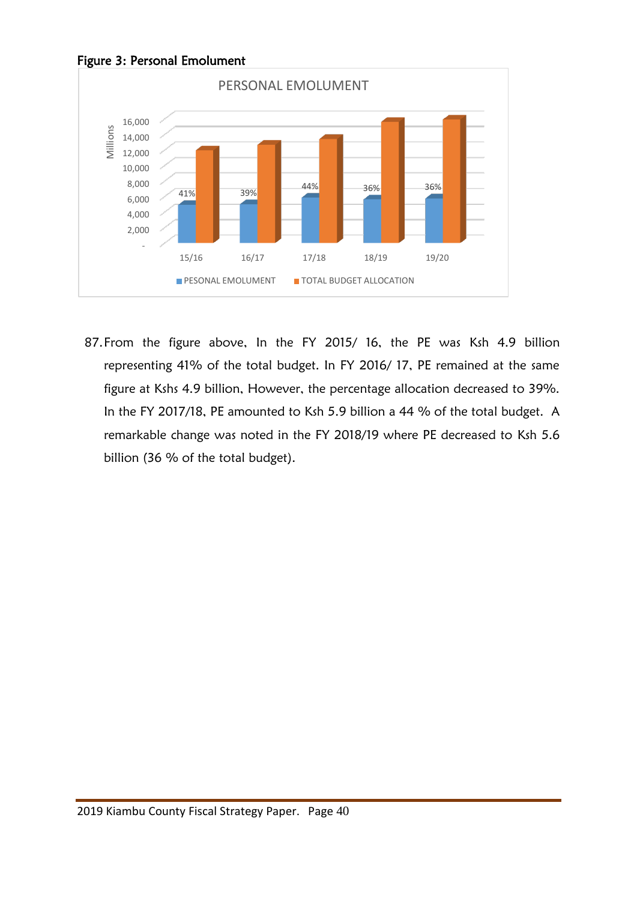**Figure 3: Personal Emolument**

PERSONAL EMOLUMENT

Millions

16,000
14,000
12,000
10,000
8,000
6,000
4,000
2,000
-

41%
39%
44%
36%
36%

15/16
16/17
17/18
18/19
19/20

PESONAL EMOLUMENT
TOTAL BUDGET ALLOCATION

87. From the figure above, In the FY 2015/ 16, the PE was Ksh 4.9 billion representing 41% of the total budget. In FY 2016/ 17, PE remained at the same figure at Kshs 4.9 billion, However, the percentage allocation decreased to 39%. In the FY 2017/18, PE amounted to Ksh 5.9 billion a 44 % of the total budget. A remarkable change was noted in the FY 2018/19 where PE decreased to Ksh 5.6 billion (36 % of the total budget).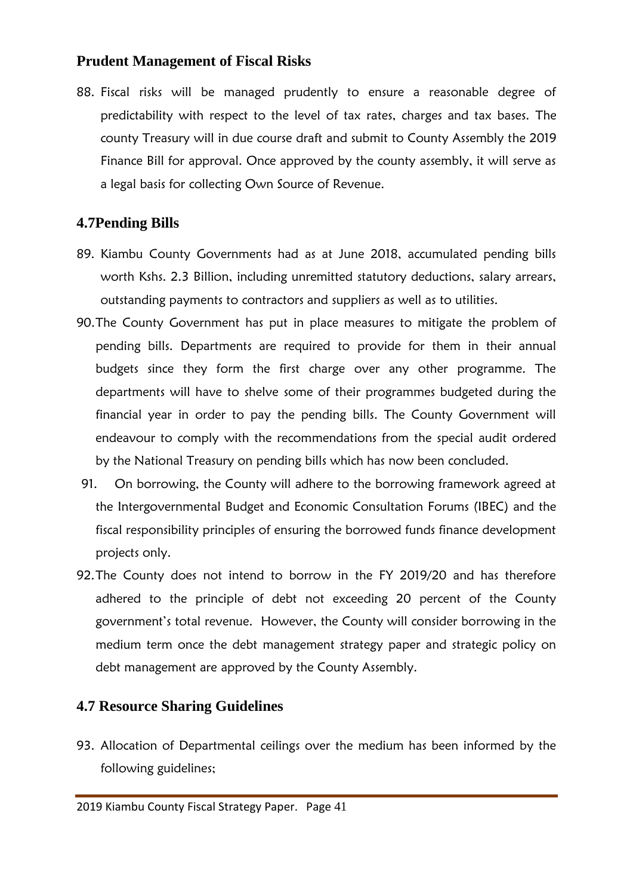## Prudent Management of Fiscal Risks

88. Fiscal risks will be managed prudently to ensure a reasonable degree of predictability with respect to the level of tax rates, charges and tax bases. The county Treasury will in due course draft and submit to County Assembly the 2019 Finance Bill for approval. Once approved by the county assembly, it will serve as a legal basis for collecting Own Source of Revenue.

## 4.7Pending Bills

89. Kiambu County Governments had as at June 2018, accumulated pending bills worth Kshs. 2.3 Billion, including unremitted statutory deductions, salary arrears, outstanding payments to contractors and suppliers as well as to utilities.
90. The County Government has put in place measures to mitigate the problem of pending bills. Departments are required to provide for them in their annual budgets since they form the first charge over any other programme. The departments will have to shelve some of their programmes budgeted during the financial year in order to pay the pending bills. The County Government will endeavour to comply with the recommendations from the special audit ordered by the National Treasury on pending bills which has now been concluded.
91. On borrowing, the County will adhere to the borrowing framework agreed at the Intergovernmental Budget and Economic Consultation Forums (IBEC) and the fiscal responsibility principles of ensuring the borrowed funds finance development projects only.
92. The County does not intend to borrow in the FY 2019/20 and has therefore adhered to the principle of debt not exceeding 20 percent of the County government's total revenue. However, the County will consider borrowing in the medium term once the debt management strategy paper and strategic policy on debt management are approved by the County Assembly.

## 4.7 Resource Sharing Guidelines

93. Allocation of Departmental ceilings over the medium has been informed by the following guidelines;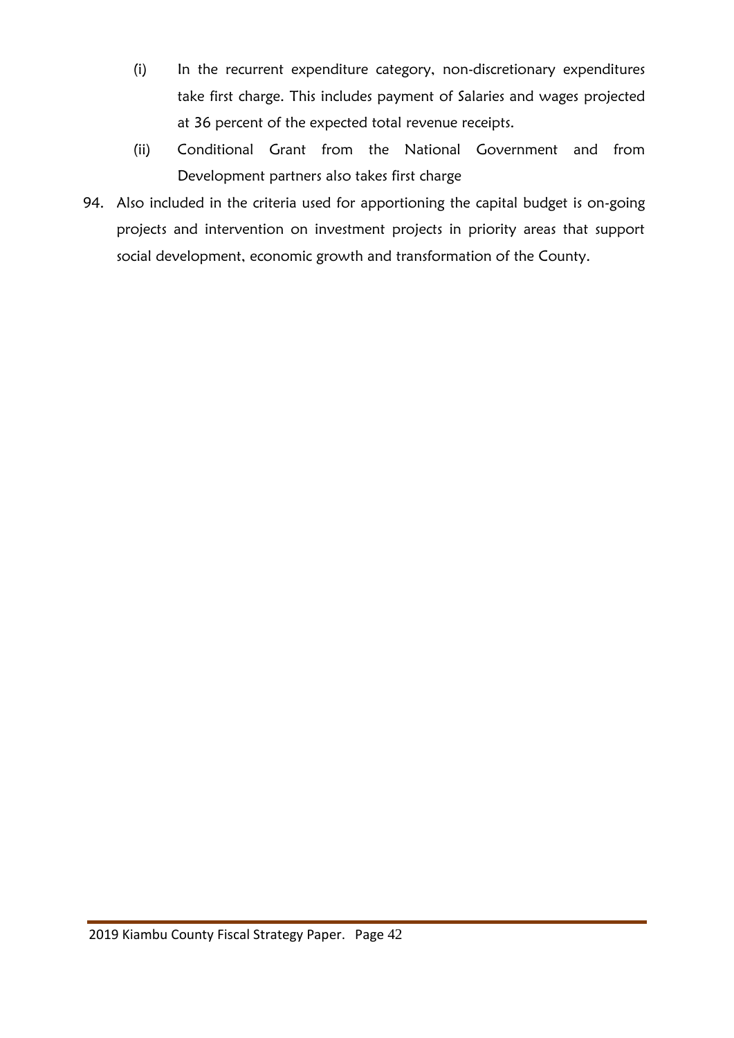(i) In the recurrent expenditure category, non-discretionary expenditures take first charge. This includes payment of Salaries and wages projected at 36 percent of the expected total revenue receipts.

(ii) Conditional Grant from the National Government and from Development partners also takes first charge

94. Also included in the criteria used for apportioning the capital budget is on-going projects and intervention on investment projects in priority areas that support social development, economic growth and transformation of the County.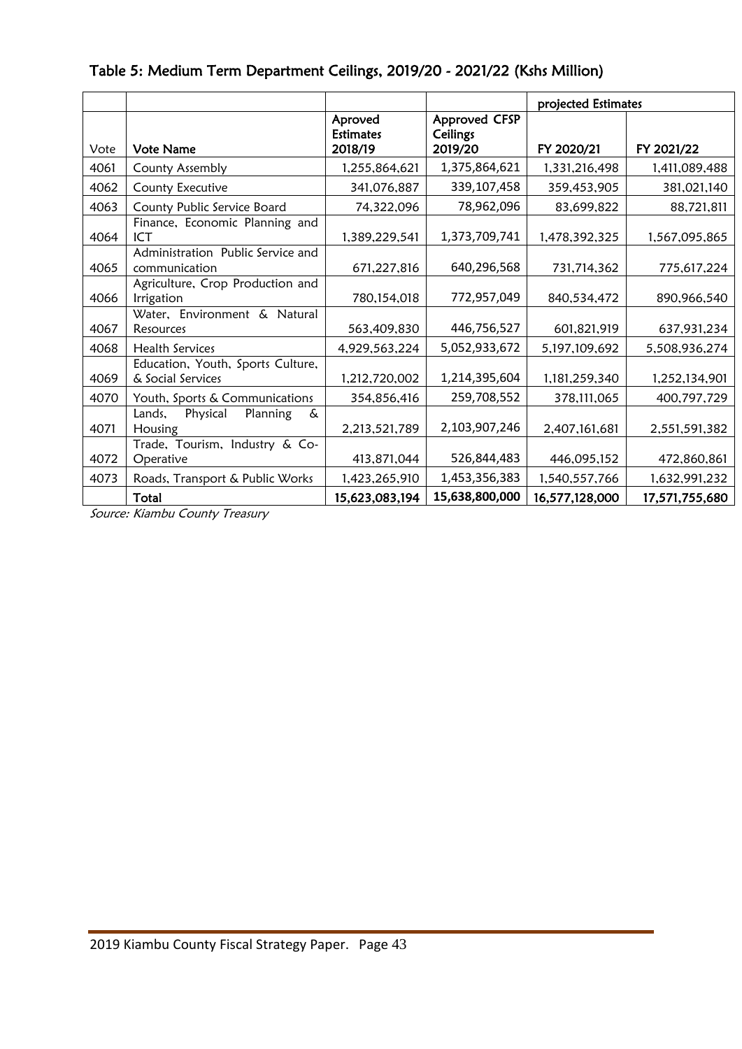## Table 5: Medium Term Department Ceilings, 2019/20 - 2021/22 (Kshs Million)

| | | | | projected Estimates | |
|---|---|---|---|---|---|
| Vote | Vote Name | Aproved Estimates 2018/19 | Approved CFSP Ceilings 2019/20 | FY 2020/21 | FY 2021/22 |
| 4061 | County Assembly | 1,255,864,621 | 1,375,864,621 | 1,331,216,498 | 1,411,089,488 |
| 4062 | County Executive | 341,076,887 | 339,107,458 | 359,453,905 | 381,021,140 |
| 4063 | County Public Service Board | 74,322,096 | 78,962,096 | 83,699,822 | 88,721,811 |
| 4064 | Finance, Economic Planning and ICT | 1,389,229,541 | 1,373,709,741 | 1,478,392,325 | 1,567,095,865 |
| 4065 | Administration Public Service and communication | 671,227,816 | 640,296,568 | 731,714,362 | 775,617,224 |
| 4066 | Agriculture, Crop Production and Irrigation | 780,154,018 | 772,957,049 | 840,534,472 | 890,966,540 |
| 4067 | Water, Environment & Natural Resources | 563,409,830 | 446,756,527 | 601,821,919 | 637,931,234 |
| 4068 | Health Services | 4,929,563,224 | 5,052,933,672 | 5,197,109,692 | 5,508,936,274 |
| 4069 | Education, Youth, Sports Culture, & Social Services | 1,212,720,002 | 1,214,395,604 | 1,181,259,340 | 1,252,134,901 |
| 4070 | Youth, Sports & Communications | 354,856,416 | 259,708,552 | 378,111,065 | 400,797,729 |
| 4071 | Lands, Physical Planning & Housing | 2,213,521,789 | 2,103,907,246 | 2,407,161,681 | 2,551,591,382 |
| 4072 | Trade, Tourism, Industry & Co-Operative | 413,871,044 | 526,844,483 | 446,095,152 | 472,860,861 |
| 4073 | Roads, Transport & Public Works | 1,423,265,910 | 1,453,356,383 | 1,540,557,766 | 1,632,991,232 |
| | **Total** | **15,623,083,194** | **15,638,800,000** | **16,577,128,000** | **17,571,755,680** |

*Source: Kiambu County Treasury*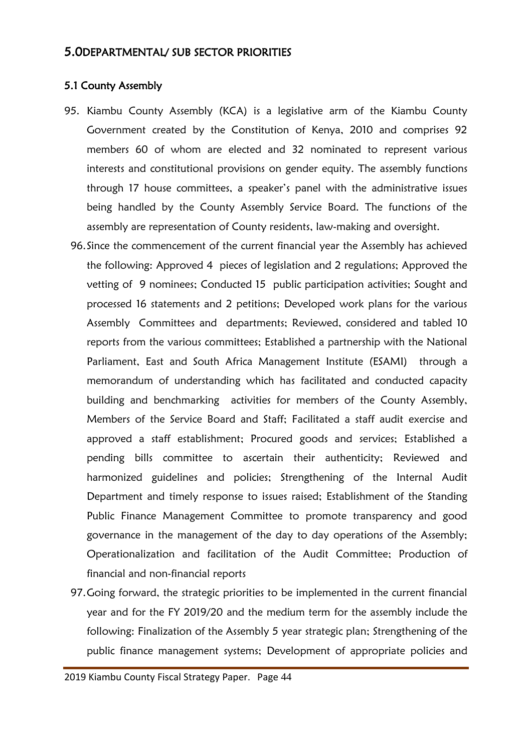## 5.0DEPARTMENTAL/ SUB SECTOR PRIORITIES

### 5.1 County Assembly

95. Kiambu County Assembly (KCA) is a legislative arm of the Kiambu County Government created by the Constitution of Kenya, 2010 and comprises 92 members 60 of whom are elected and 32 nominated to represent various interests and constitutional provisions on gender equity. The assembly functions through 17 house committees, a speaker's panel with the administrative issues being handled by the County Assembly Service Board. The functions of the assembly are representation of County residents, law-making and oversight.

96. Since the commencement of the current financial year the Assembly has achieved the following: Approved 4 pieces of legislation and 2 regulations; Approved the vetting of 9 nominees; Conducted 15 public participation activities; Sought and processed 16 statements and 2 petitions; Developed work plans for the various Assembly Committees and departments; Reviewed, considered and tabled 10 reports from the various committees; Established a partnership with the National Parliament, East and South Africa Management Institute (ESAMI) through a memorandum of understanding which has facilitated and conducted capacity building and benchmarking activities for members of the County Assembly, Members of the Service Board and Staff; Facilitated a staff audit exercise and approved a staff establishment; Procured goods and services; Established a pending bills committee to ascertain their authenticity; Reviewed and harmonized guidelines and policies; Strengthening of the Internal Audit Department and timely response to issues raised; Establishment of the Standing Public Finance Management Committee to promote transparency and good governance in the management of the day to day operations of the Assembly; Operationalization and facilitation of the Audit Committee; Production of financial and non-financial reports

97. Going forward, the strategic priorities to be implemented in the current financial year and for the FY 2019/20 and the medium term for the assembly include the following: Finalization of the Assembly 5 year strategic plan; Strengthening of the public finance management systems; Development of appropriate policies and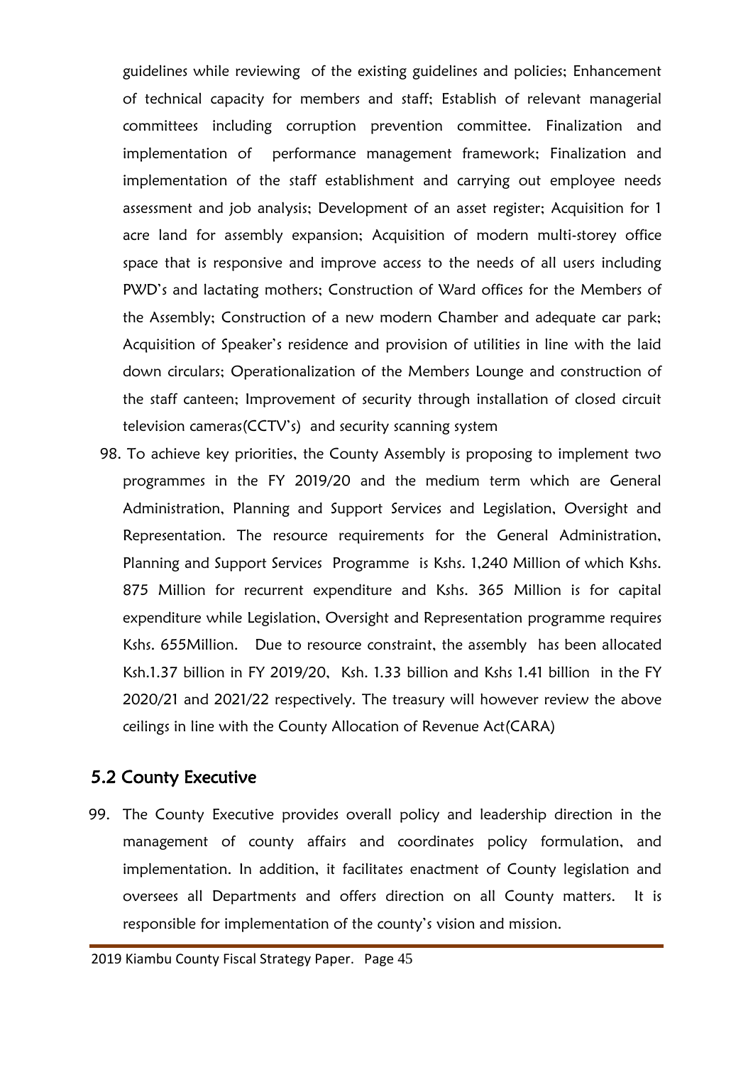guidelines while reviewing of the existing guidelines and policies; Enhancement of technical capacity for members and staff; Establish of relevant managerial committees including corruption prevention committee. Finalization and implementation of performance management framework; Finalization and implementation of the staff establishment and carrying out employee needs assessment and job analysis; Development of an asset register; Acquisition for 1 acre land for assembly expansion; Acquisition of modern multi-storey office space that is responsive and improve access to the needs of all users including PWD's and lactating mothers; Construction of Ward offices for the Members of the Assembly; Construction of a new modern Chamber and adequate car park; Acquisition of Speaker's residence and provision of utilities in line with the laid down circulars; Operationalization of the Members Lounge and construction of the staff canteen; Improvement of security through installation of closed circuit television cameras(CCTV's) and security scanning system

98. To achieve key priorities, the County Assembly is proposing to implement two programmes in the FY 2019/20 and the medium term which are General Administration, Planning and Support Services and Legislation, Oversight and Representation. The resource requirements for the General Administration, Planning and Support Services Programme is Kshs. 1,240 Million of which Kshs. 875 Million for recurrent expenditure and Kshs. 365 Million is for capital expenditure while Legislation, Oversight and Representation programme requires Kshs. 655Million. Due to resource constraint, the assembly has been allocated Ksh.1.37 billion in FY 2019/20, Ksh. 1.33 billion and Kshs 1.41 billion in the FY 2020/21 and 2021/22 respectively. The treasury will however review the above ceilings in line with the County Allocation of Revenue Act(CARA)

## 5.2 County Executive

99. The County Executive provides overall policy and leadership direction in the management of county affairs and coordinates policy formulation, and implementation. In addition, it facilitates enactment of County legislation and oversees all Departments and offers direction on all County matters. It is responsible for implementation of the county's vision and mission.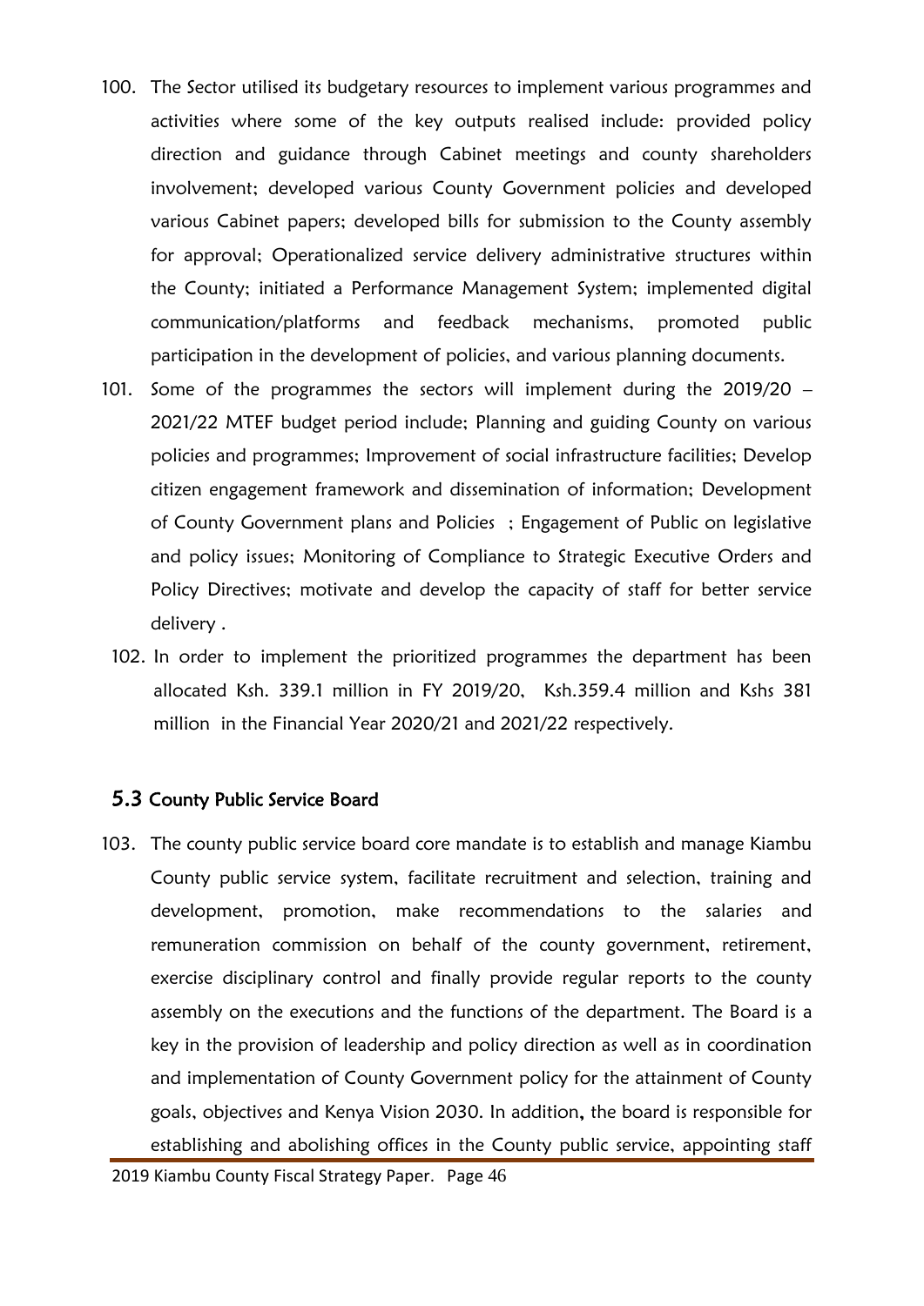100. The Sector utilised its budgetary resources to implement various programmes and activities where some of the key outputs realised include: provided policy direction and guidance through Cabinet meetings and county shareholders involvement; developed various County Government policies and developed various Cabinet papers; developed bills for submission to the County assembly for approval; Operationalized service delivery administrative structures within the County; initiated a Performance Management System; implemented digital communication/platforms and feedback mechanisms, promoted public participation in the development of policies, and various planning documents.

101. Some of the programmes the sectors will implement during the 2019/20 – 2021/22 MTEF budget period include; Planning and guiding County on various policies and programmes; Improvement of social infrastructure facilities; Develop citizen engagement framework and dissemination of information; Development of County Government plans and Policies ; Engagement of Public on legislative and policy issues; Monitoring of Compliance to Strategic Executive Orders and Policy Directives; motivate and develop the capacity of staff for better service delivery .

102. In order to implement the prioritized programmes the department has been allocated Ksh. 339.1 million in FY 2019/20, Ksh.359.4 million and Kshs 381 million in the Financial Year 2020/21 and 2021/22 respectively.

## 5.3 County Public Service Board

103. The county public service board core mandate is to establish and manage Kiambu County public service system, facilitate recruitment and selection, training and development, promotion, make recommendations to the salaries and remuneration commission on behalf of the county government, retirement, exercise disciplinary control and finally provide regular reports to the county assembly on the executions and the functions of the department. The Board is a key in the provision of leadership and policy direction as well as in coordination and implementation of County Government policy for the attainment of County goals, objectives and Kenya Vision 2030. In addition, the board is responsible for establishing and abolishing offices in the County public service, appointing staff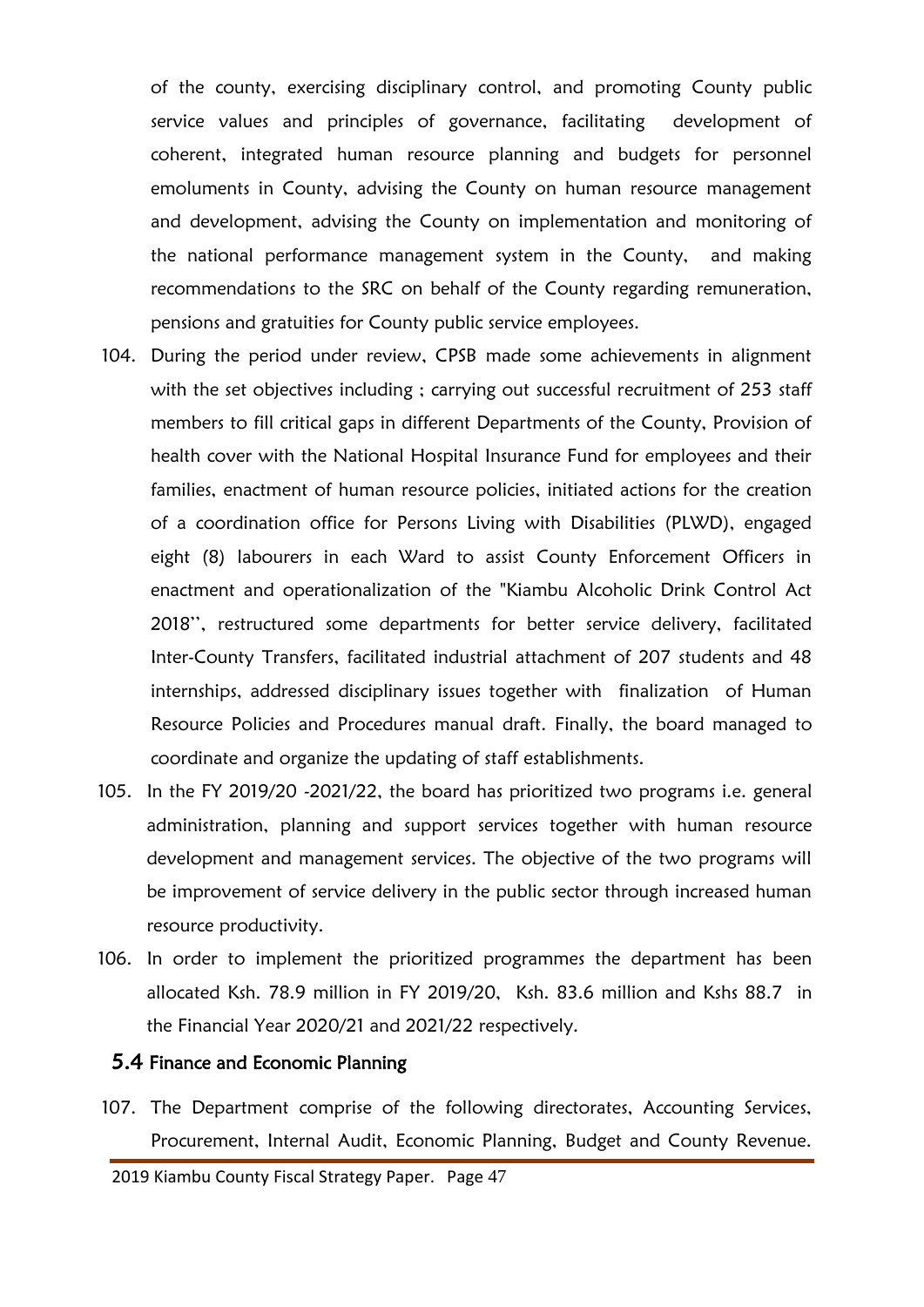of the county, exercising disciplinary control, and promoting County public service values and principles of governance, facilitating development of coherent, integrated human resource planning and budgets for personnel emoluments in County, advising the County on human resource management and development, advising the County on implementation and monitoring of the national performance management system in the County, and making recommendations to the SRC on behalf of the County regarding remuneration, pensions and gratuities for County public service employees.

104. During the period under review, CPSB made some achievements in alignment with the set objectives including ; carrying out successful recruitment of 253 staff members to fill critical gaps in different Departments of the County, Provision of health cover with the National Hospital Insurance Fund for employees and their families, enactment of human resource policies, initiated actions for the creation of a coordination office for Persons Living with Disabilities (PLWD), engaged eight (8) labourers in each Ward to assist County Enforcement Officers in enactment and operationalization of the "Kiambu Alcoholic Drink Control Act 2018'', restructured some departments for better service delivery, facilitated Inter-County Transfers, facilitated industrial attachment of 207 students and 48 internships, addressed disciplinary issues together with finalization of Human Resource Policies and Procedures manual draft. Finally, the board managed to coordinate and organize the updating of staff establishments.

105. In the FY 2019/20 -2021/22, the board has prioritized two programs i.e. general administration, planning and support services together with human resource development and management services. The objective of the two programs will be improvement of service delivery in the public sector through increased human resource productivity.

106. In order to implement the prioritized programmes the department has been allocated Ksh. 78.9 million in FY 2019/20, Ksh. 83.6 million and Kshs 88.7 in the Financial Year 2020/21 and 2021/22 respectively.

## 5.4 Finance and Economic Planning

107. The Department comprise of the following directorates, Accounting Services, Procurement, Internal Audit, Economic Planning, Budget and County Revenue.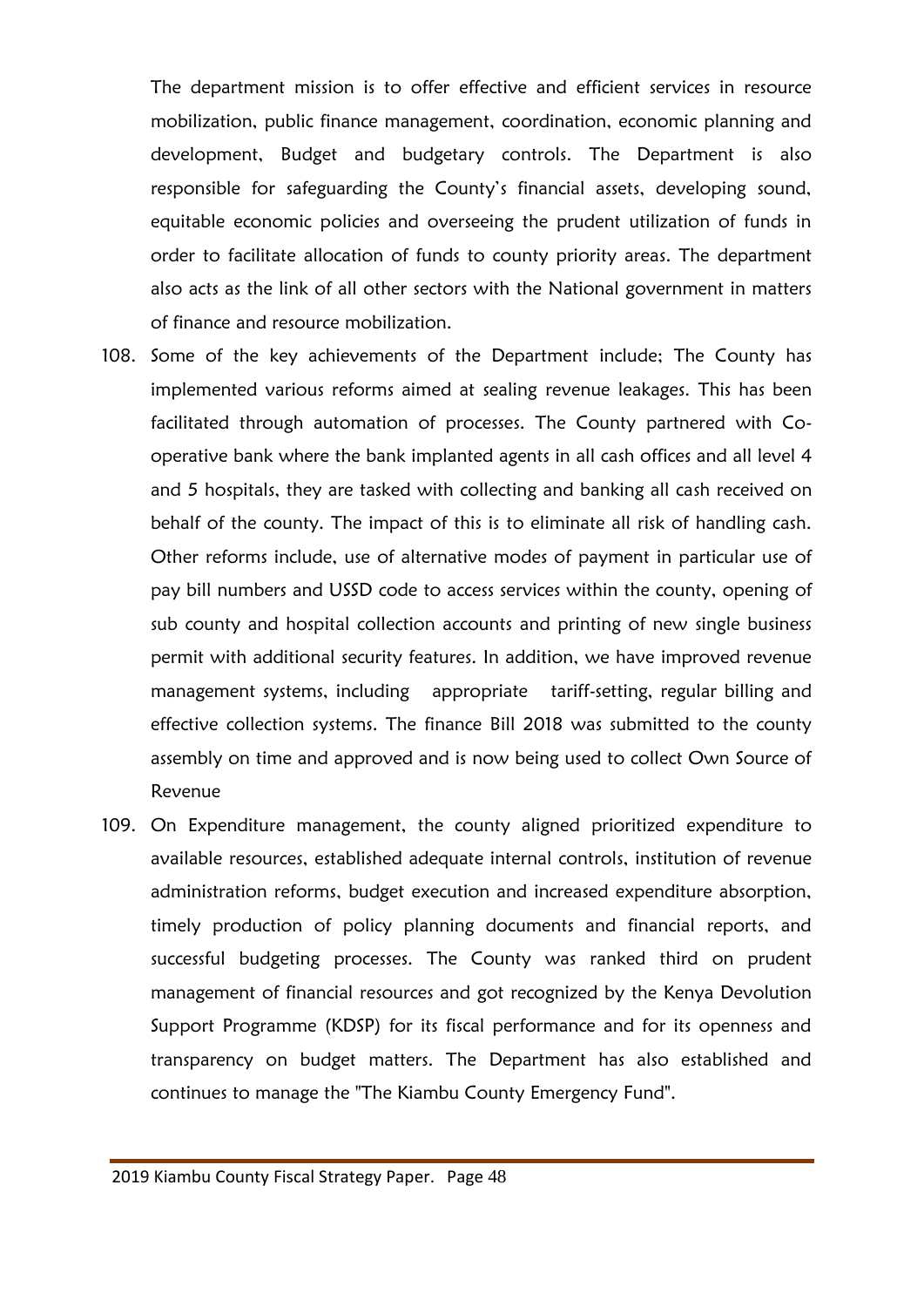The department mission is to offer effective and efficient services in resource mobilization, public finance management, coordination, economic planning and development, Budget and budgetary controls. The Department is also responsible for safeguarding the County's financial assets, developing sound, equitable economic policies and overseeing the prudent utilization of funds in order to facilitate allocation of funds to county priority areas. The department also acts as the link of all other sectors with the National government in matters of finance and resource mobilization.

108. Some of the key achievements of the Department include; The County has implemented various reforms aimed at sealing revenue leakages. This has been facilitated through automation of processes. The County partnered with Co-operative bank where the bank implanted agents in all cash offices and all level 4 and 5 hospitals, they are tasked with collecting and banking all cash received on behalf of the county. The impact of this is to eliminate all risk of handling cash. Other reforms include, use of alternative modes of payment in particular use of pay bill numbers and USSD code to access services within the county, opening of sub county and hospital collection accounts and printing of new single business permit with additional security features. In addition, we have improved revenue management systems, including appropriate tariff-setting, regular billing and effective collection systems. The finance Bill 2018 was submitted to the county assembly on time and approved and is now being used to collect Own Source of Revenue

109. On Expenditure management, the county aligned prioritized expenditure to available resources, established adequate internal controls, institution of revenue administration reforms, budget execution and increased expenditure absorption, timely production of policy planning documents and financial reports, and successful budgeting processes. The County was ranked third on prudent management of financial resources and got recognized by the Kenya Devolution Support Programme (KDSP) for its fiscal performance and for its openness and transparency on budget matters. The Department has also established and continues to manage the "The Kiambu County Emergency Fund".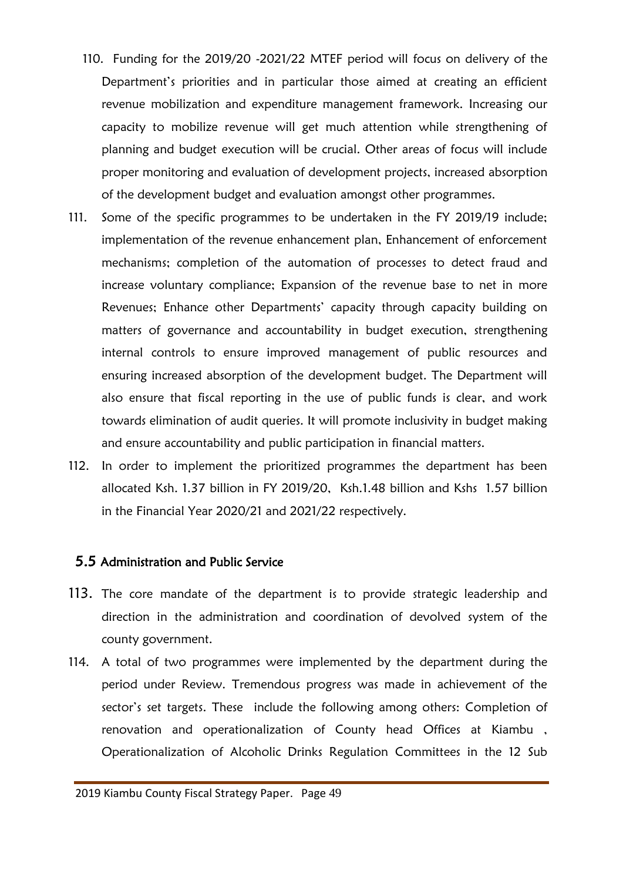110. Funding for the 2019/20 -2021/22 MTEF period will focus on delivery of the Department's priorities and in particular those aimed at creating an efficient revenue mobilization and expenditure management framework. Increasing our capacity to mobilize revenue will get much attention while strengthening of planning and budget execution will be crucial. Other areas of focus will include proper monitoring and evaluation of development projects, increased absorption of the development budget and evaluation amongst other programmes.

111. Some of the specific programmes to be undertaken in the FY 2019/19 include; implementation of the revenue enhancement plan, Enhancement of enforcement mechanisms; completion of the automation of processes to detect fraud and increase voluntary compliance; Expansion of the revenue base to net in more Revenues; Enhance other Departments' capacity through capacity building on matters of governance and accountability in budget execution, strengthening internal controls to ensure improved management of public resources and ensuring increased absorption of the development budget. The Department will also ensure that fiscal reporting in the use of public funds is clear, and work towards elimination of audit queries. It will promote inclusivity in budget making and ensure accountability and public participation in financial matters.

112. In order to implement the prioritized programmes the department has been allocated Ksh. 1.37 billion in FY 2019/20, Ksh.1.48 billion and Kshs 1.57 billion in the Financial Year 2020/21 and 2021/22 respectively.

## 5.5 Administration and Public Service

113. The core mandate of the department is to provide strategic leadership and direction in the administration and coordination of devolved system of the county government.

114. A total of two programmes were implemented by the department during the period under Review. Tremendous progress was made in achievement of the sector's set targets. These include the following among others: Completion of renovation and operationalization of County head Offices at Kiambu , Operationalization of Alcoholic Drinks Regulation Committees in the 12 Sub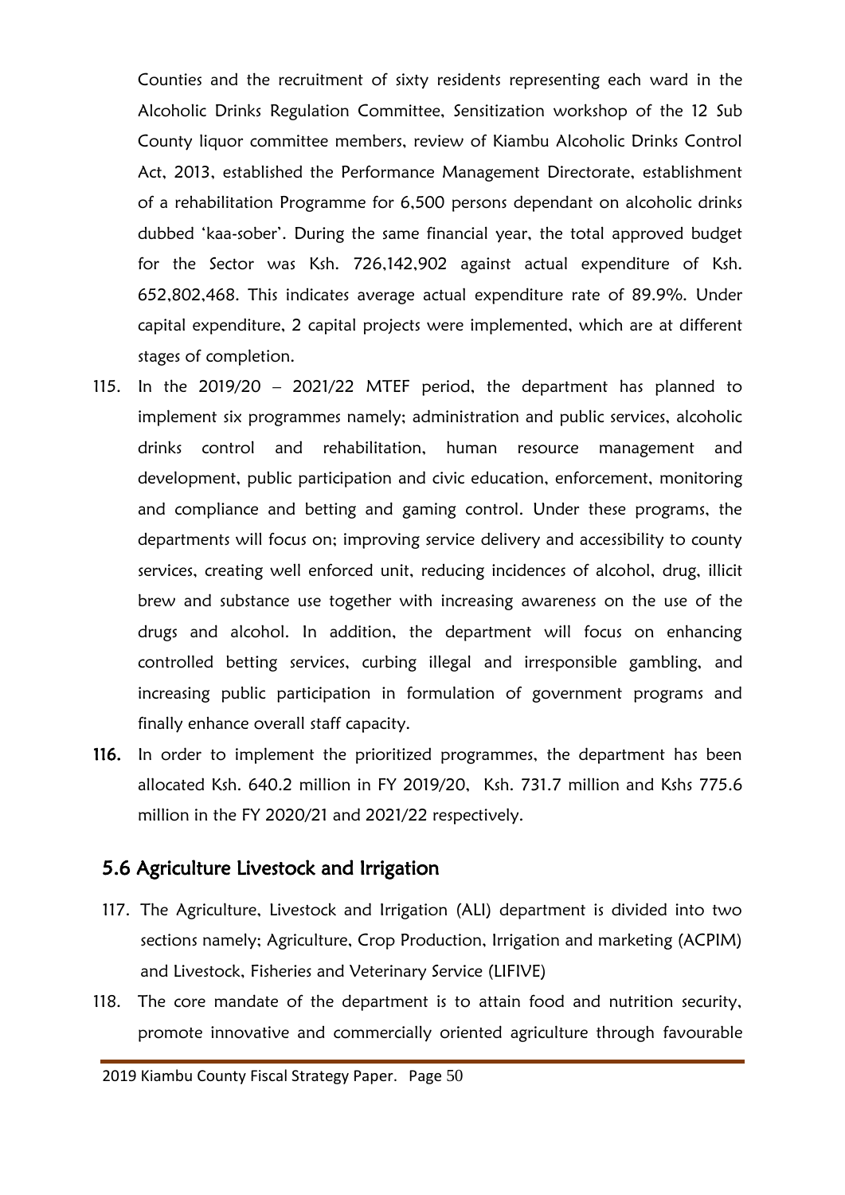Counties and the recruitment of sixty residents representing each ward in the Alcoholic Drinks Regulation Committee, Sensitization workshop of the 12 Sub County liquor committee members, review of Kiambu Alcoholic Drinks Control Act, 2013, established the Performance Management Directorate, establishment of a rehabilitation Programme for 6,500 persons dependant on alcoholic drinks dubbed 'kaa-sober'. During the same financial year, the total approved budget for the Sector was Ksh. 726,142,902 against actual expenditure of Ksh. 652,802,468. This indicates average actual expenditure rate of 89.9%. Under capital expenditure, 2 capital projects were implemented, which are at different stages of completion.

115. In the 2019/20 – 2021/22 MTEF period, the department has planned to implement six programmes namely; administration and public services, alcoholic drinks control and rehabilitation, human resource management and development, public participation and civic education, enforcement, monitoring and compliance and betting and gaming control. Under these programs, the departments will focus on; improving service delivery and accessibility to county services, creating well enforced unit, reducing incidences of alcohol, drug, illicit brew and substance use together with increasing awareness on the use of the drugs and alcohol. In addition, the department will focus on enhancing controlled betting services, curbing illegal and irresponsible gambling, and increasing public participation in formulation of government programs and finally enhance overall staff capacity.

**116.** In order to implement the prioritized programmes, the department has been allocated Ksh. 640.2 million in FY 2019/20, Ksh. 731.7 million and Kshs 775.6 million in the FY 2020/21 and 2021/22 respectively.

## 5.6 Agriculture Livestock and Irrigation

117. The Agriculture, Livestock and Irrigation (ALI) department is divided into two sections namely; Agriculture, Crop Production, Irrigation and marketing (ACPIM) and Livestock, Fisheries and Veterinary Service (LIFIVE)

118. The core mandate of the department is to attain food and nutrition security, promote innovative and commercially oriented agriculture through favourable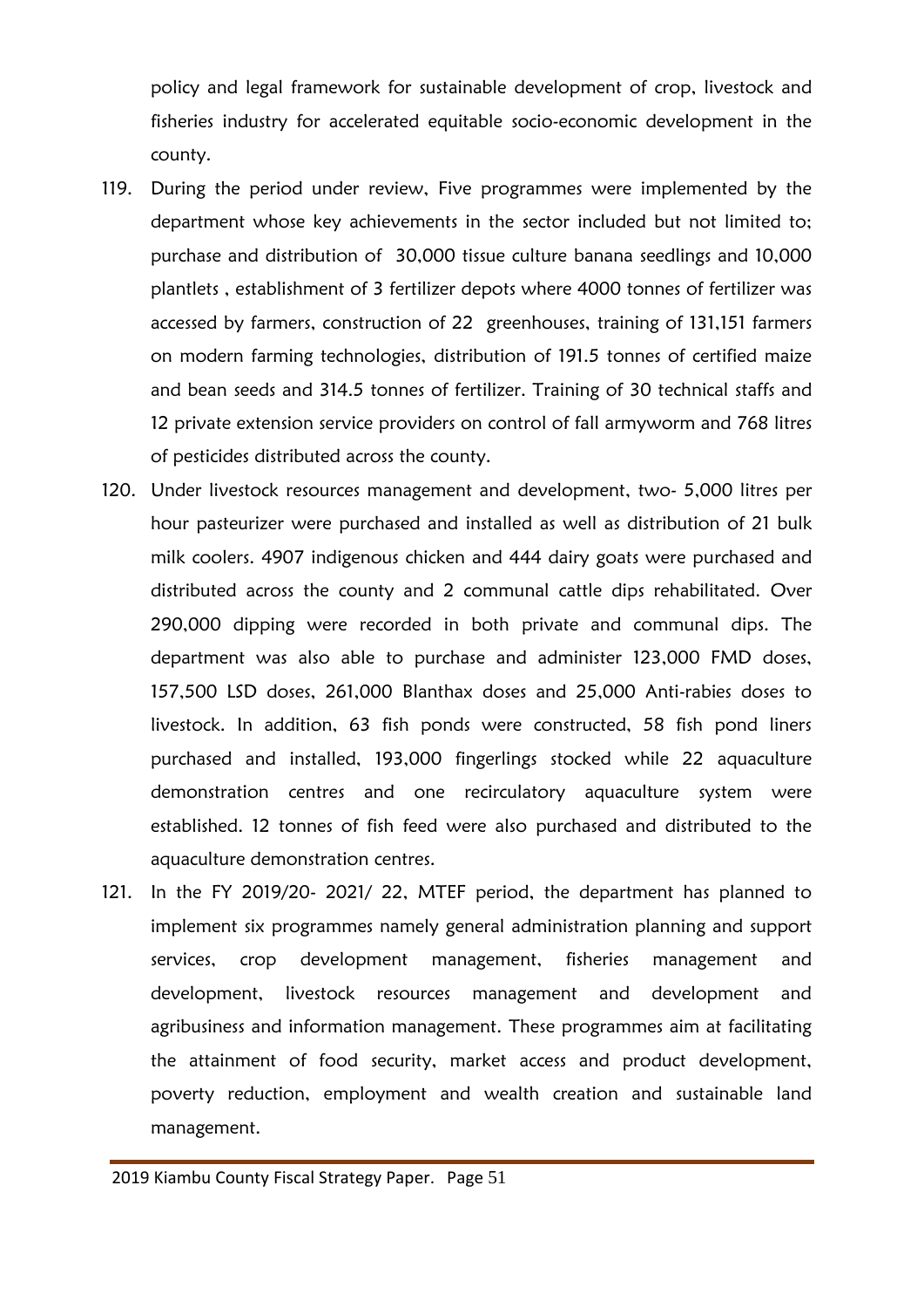policy and legal framework for sustainable development of crop, livestock and fisheries industry for accelerated equitable socio-economic development in the county.

119. During the period under review, Five programmes were implemented by the department whose key achievements in the sector included but not limited to; purchase and distribution of 30,000 tissue culture banana seedlings and 10,000 plantlets , establishment of 3 fertilizer depots where 4000 tonnes of fertilizer was accessed by farmers, construction of 22 greenhouses, training of 131,151 farmers on modern farming technologies, distribution of 191.5 tonnes of certified maize and bean seeds and 314.5 tonnes of fertilizer. Training of 30 technical staffs and 12 private extension service providers on control of fall armyworm and 768 litres of pesticides distributed across the county.

120. Under livestock resources management and development, two- 5,000 litres per hour pasteurizer were purchased and installed as well as distribution of 21 bulk milk coolers. 4907 indigenous chicken and 444 dairy goats were purchased and distributed across the county and 2 communal cattle dips rehabilitated. Over 290,000 dipping were recorded in both private and communal dips. The department was also able to purchase and administer 123,000 FMD doses, 157,500 LSD doses, 261,000 Blanthax doses and 25,000 Anti-rabies doses to livestock. In addition, 63 fish ponds were constructed, 58 fish pond liners purchased and installed, 193,000 fingerlings stocked while 22 aquaculture demonstration centres and one recirculatory aquaculture system were established. 12 tonnes of fish feed were also purchased and distributed to the aquaculture demonstration centres.

121. In the FY 2019/20- 2021/ 22, MTEF period, the department has planned to implement six programmes namely general administration planning and support services, crop development management, fisheries management and development, livestock resources management and development and agribusiness and information management. These programmes aim at facilitating the attainment of food security, market access and product development, poverty reduction, employment and wealth creation and sustainable land management.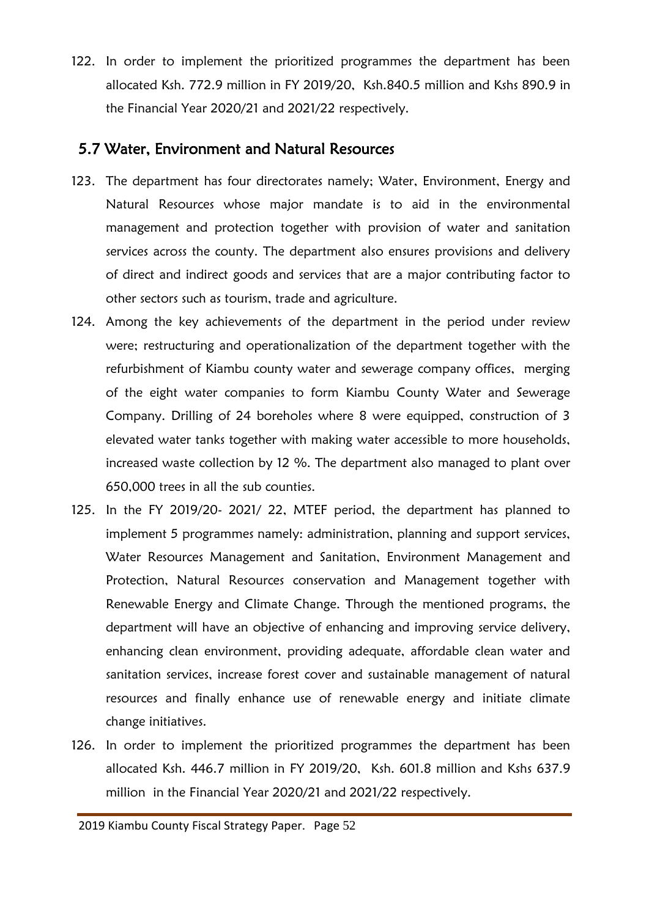122. In order to implement the prioritized programmes the department has been allocated Ksh. 772.9 million in FY 2019/20, Ksh.840.5 million and Kshs 890.9 in the Financial Year 2020/21 and 2021/22 respectively.

## 5.7 Water, Environment and Natural Resources

123. The department has four directorates namely; Water, Environment, Energy and Natural Resources whose major mandate is to aid in the environmental management and protection together with provision of water and sanitation services across the county. The department also ensures provisions and delivery of direct and indirect goods and services that are a major contributing factor to other sectors such as tourism, trade and agriculture.

124. Among the key achievements of the department in the period under review were; restructuring and operationalization of the department together with the refurbishment of Kiambu county water and sewerage company offices, merging of the eight water companies to form Kiambu County Water and Sewerage Company. Drilling of 24 boreholes where 8 were equipped, construction of 3 elevated water tanks together with making water accessible to more households, increased waste collection by 12 %. The department also managed to plant over 650,000 trees in all the sub counties.

125. In the FY 2019/20- 2021/ 22, MTEF period, the department has planned to implement 5 programmes namely: administration, planning and support services, Water Resources Management and Sanitation, Environment Management and Protection, Natural Resources conservation and Management together with Renewable Energy and Climate Change. Through the mentioned programs, the department will have an objective of enhancing and improving service delivery, enhancing clean environment, providing adequate, affordable clean water and sanitation services, increase forest cover and sustainable management of natural resources and finally enhance use of renewable energy and initiate climate change initiatives.

126. In order to implement the prioritized programmes the department has been allocated Ksh. 446.7 million in FY 2019/20, Ksh. 601.8 million and Kshs 637.9 million in the Financial Year 2020/21 and 2021/22 respectively.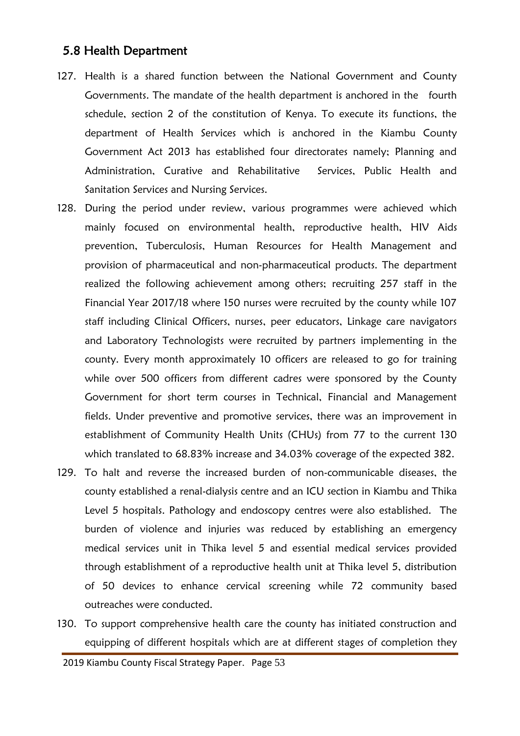## 5.8 Health Department

127. Health is a shared function between the National Government and County Governments. The mandate of the health department is anchored in the fourth schedule, section 2 of the constitution of Kenya. To execute its functions, the department of Health Services which is anchored in the Kiambu County Government Act 2013 has established four directorates namely; Planning and Administration, Curative and Rehabilitative Services, Public Health and Sanitation Services and Nursing Services.

128. During the period under review, various programmes were achieved which mainly focused on environmental health, reproductive health, HIV Aids prevention, Tuberculosis, Human Resources for Health Management and provision of pharmaceutical and non-pharmaceutical products. The department realized the following achievement among others; recruiting 257 staff in the Financial Year 2017/18 where 150 nurses were recruited by the county while 107 staff including Clinical Officers, nurses, peer educators, Linkage care navigators and Laboratory Technologists were recruited by partners implementing in the county. Every month approximately 10 officers are released to go for training while over 500 officers from different cadres were sponsored by the County Government for short term courses in Technical, Financial and Management fields. Under preventive and promotive services, there was an improvement in establishment of Community Health Units (CHUs) from 77 to the current 130 which translated to 68.83% increase and 34.03% coverage of the expected 382.

129. To halt and reverse the increased burden of non-communicable diseases, the county established a renal-dialysis centre and an ICU section in Kiambu and Thika Level 5 hospitals. Pathology and endoscopy centres were also established. The burden of violence and injuries was reduced by establishing an emergency medical services unit in Thika level 5 and essential medical services provided through establishment of a reproductive health unit at Thika level 5, distribution of 50 devices to enhance cervical screening while 72 community based outreaches were conducted.

130. To support comprehensive health care the county has initiated construction and equipping of different hospitals which are at different stages of completion they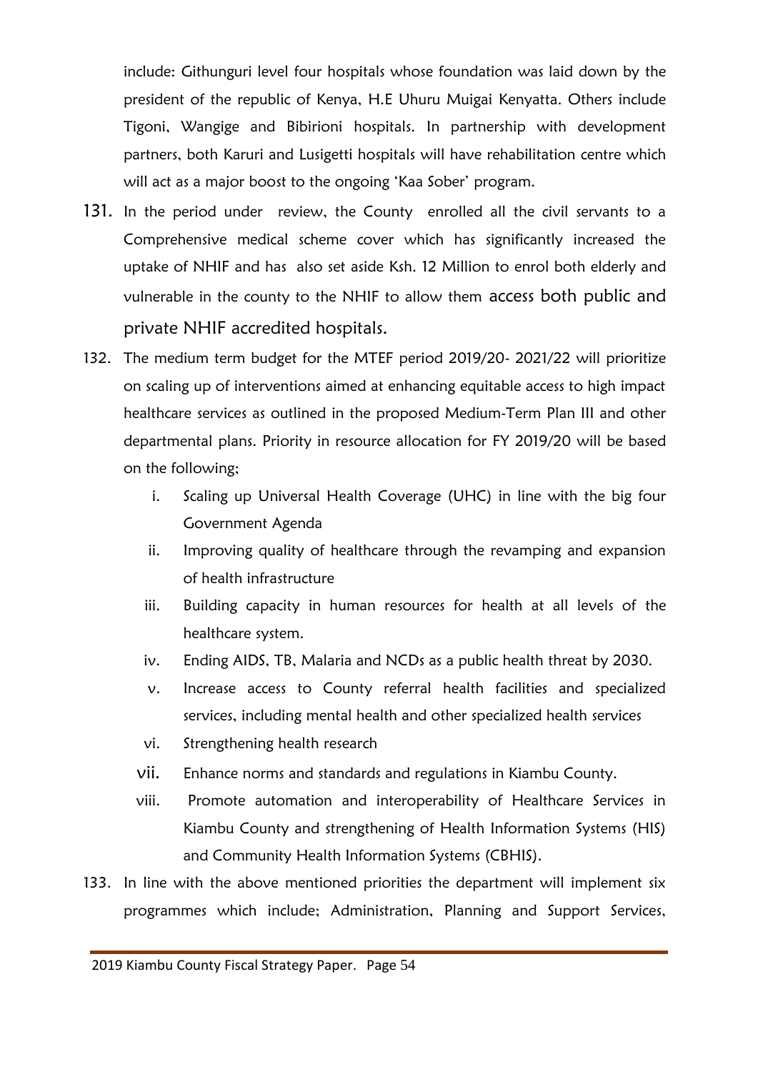include: Githunguri level four hospitals whose foundation was laid down by the president of the republic of Kenya, H.E Uhuru Muigai Kenyatta. Others include Tigoni, Wangige and Bibirioni hospitals. In partnership with development partners, both Karuri and Lusigetti hospitals will have rehabilitation centre which will act as a major boost to the ongoing 'Kaa Sober' program.

131. In the period under review, the County enrolled all the civil servants to a Comprehensive medical scheme cover which has significantly increased the uptake of NHIF and has also set aside Ksh. 12 Million to enrol both elderly and vulnerable in the county to the NHIF to allow them access both public and private NHIF accredited hospitals.

132. The medium term budget for the MTEF period 2019/20- 2021/22 will prioritize on scaling up of interventions aimed at enhancing equitable access to high impact healthcare services as outlined in the proposed Medium-Term Plan III and other departmental plans. Priority in resource allocation for FY 2019/20 will be based on the following;

    i. Scaling up Universal Health Coverage (UHC) in line with the big four Government Agenda
    ii. Improving quality of healthcare through the revamping and expansion of health infrastructure
    iii. Building capacity in human resources for health at all levels of the healthcare system.
    iv. Ending AIDS, TB, Malaria and NCDs as a public health threat by 2030.
    v. Increase access to County referral health facilities and specialized services, including mental health and other specialized health services
    vi. Strengthening health research
    vii. Enhance norms and standards and regulations in Kiambu County.
    viii. Promote automation and interoperability of Healthcare Services in Kiambu County and strengthening of Health Information Systems (HIS) and Community Health Information Systems (CBHIS).

133. In line with the above mentioned priorities the department will implement six programmes which include; Administration, Planning and Support Services,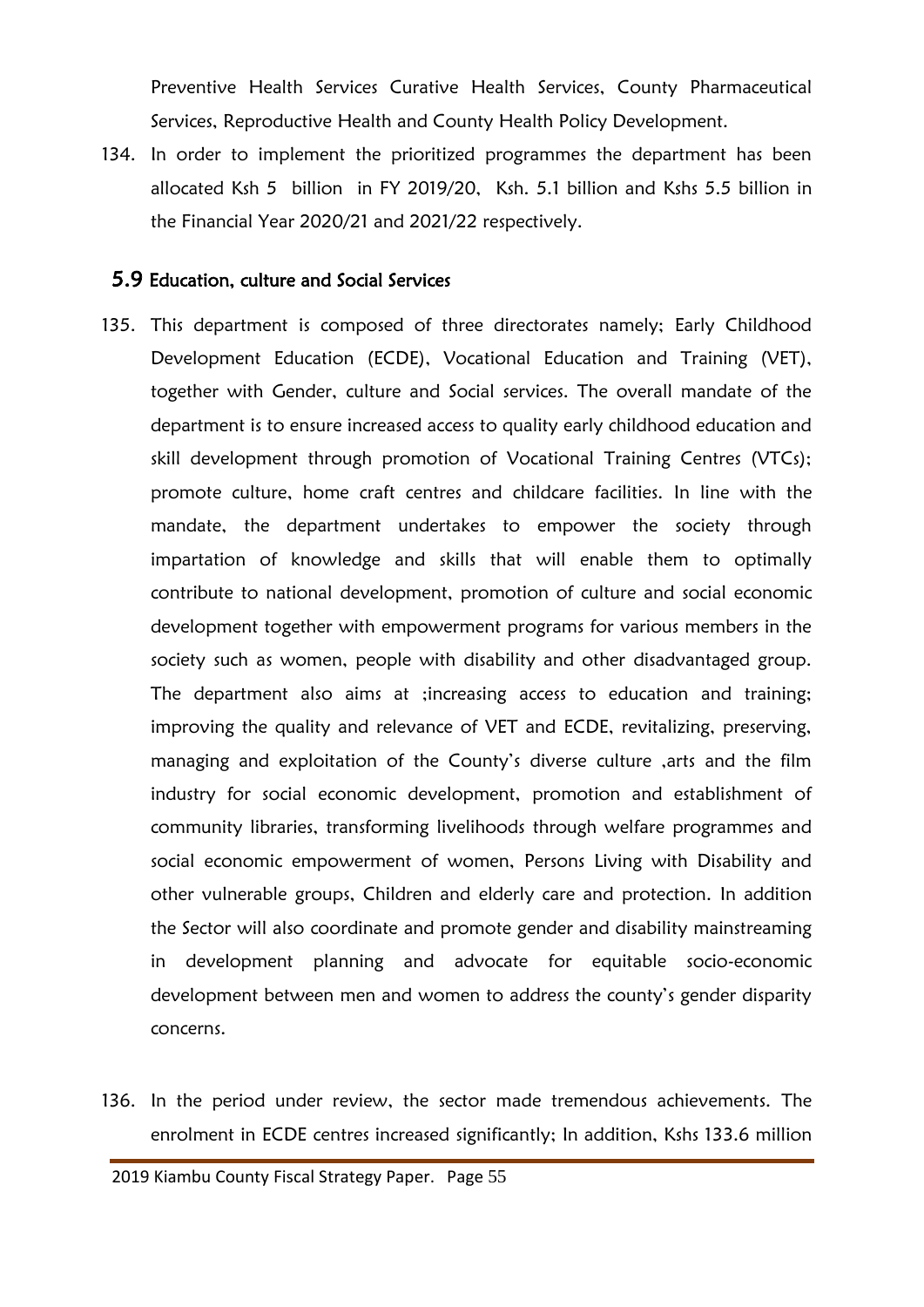Preventive Health Services Curative Health Services, County Pharmaceutical Services, Reproductive Health and County Health Policy Development.

134. In order to implement the prioritized programmes the department has been allocated Ksh 5 billion in FY 2019/20, Ksh. 5.1 billion and Kshs 5.5 billion in the Financial Year 2020/21 and 2021/22 respectively.

## 5.9 Education, culture and Social Services

135. This department is composed of three directorates namely; Early Childhood Development Education (ECDE), Vocational Education and Training (VET), together with Gender, culture and Social services. The overall mandate of the department is to ensure increased access to quality early childhood education and skill development through promotion of Vocational Training Centres (VTCs); promote culture, home craft centres and childcare facilities. In line with the mandate, the department undertakes to empower the society through impartation of knowledge and skills that will enable them to optimally contribute to national development, promotion of culture and social economic development together with empowerment programs for various members in the society such as women, people with disability and other disadvantaged group. The department also aims at ;increasing access to education and training; improving the quality and relevance of VET and ECDE, revitalizing, preserving, managing and exploitation of the County's diverse culture ,arts and the film industry for social economic development, promotion and establishment of community libraries, transforming livelihoods through welfare programmes and social economic empowerment of women, Persons Living with Disability and other vulnerable groups, Children and elderly care and protection. In addition the Sector will also coordinate and promote gender and disability mainstreaming in development planning and advocate for equitable socio-economic development between men and women to address the county's gender disparity concerns.

136. In the period under review, the sector made tremendous achievements. The enrolment in ECDE centres increased significantly; In addition, Kshs 133.6 million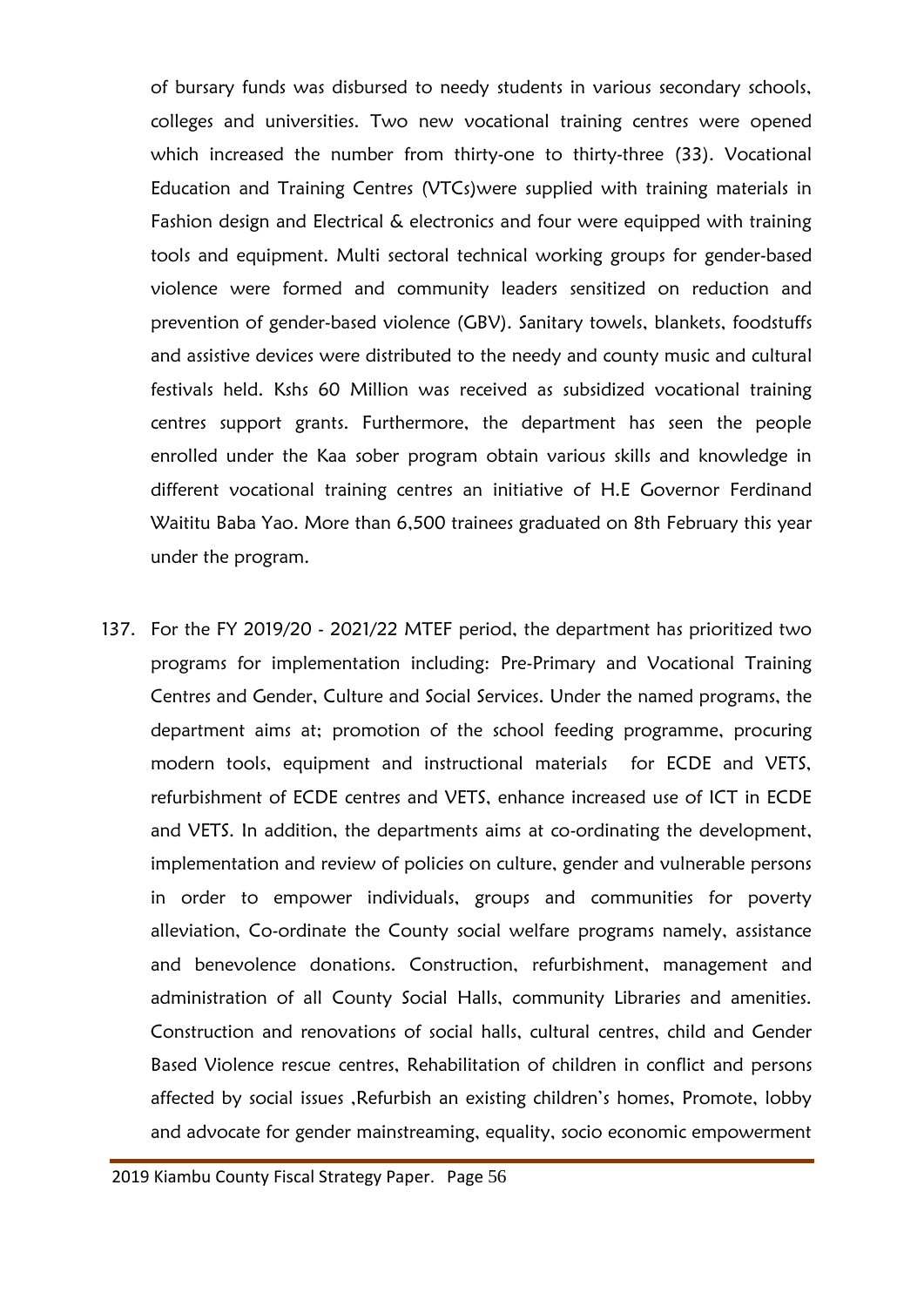of bursary funds was disbursed to needy students in various secondary schools, colleges and universities. Two new vocational training centres were opened which increased the number from thirty-one to thirty-three (33). Vocational Education and Training Centres (VTCs)were supplied with training materials in Fashion design and Electrical & electronics and four were equipped with training tools and equipment. Multi sectoral technical working groups for gender-based violence were formed and community leaders sensitized on reduction and prevention of gender-based violence (GBV). Sanitary towels, blankets, foodstuffs and assistive devices were distributed to the needy and county music and cultural festivals held. Kshs 60 Million was received as subsidized vocational training centres support grants. Furthermore, the department has seen the people enrolled under the Kaa sober program obtain various skills and knowledge in different vocational training centres an initiative of H.E Governor Ferdinand Waititu Baba Yao. More than 6,500 trainees graduated on 8th February this year under the program.

137. For the FY 2019/20 - 2021/22 MTEF period, the department has prioritized two programs for implementation including: Pre-Primary and Vocational Training Centres and Gender, Culture and Social Services. Under the named programs, the department aims at; promotion of the school feeding programme, procuring modern tools, equipment and instructional materials for ECDE and VETS, refurbishment of ECDE centres and VETS, enhance increased use of ICT in ECDE and VETS. In addition, the departments aims at co-ordinating the development, implementation and review of policies on culture, gender and vulnerable persons in order to empower individuals, groups and communities for poverty alleviation, Co-ordinate the County social welfare programs namely, assistance and benevolence donations. Construction, refurbishment, management and administration of all County Social Halls, community Libraries and amenities. Construction and renovations of social halls, cultural centres, child and Gender Based Violence rescue centres, Rehabilitation of children in conflict and persons affected by social issues ,Refurbish an existing children's homes, Promote, lobby and advocate for gender mainstreaming, equality, socio economic empowerment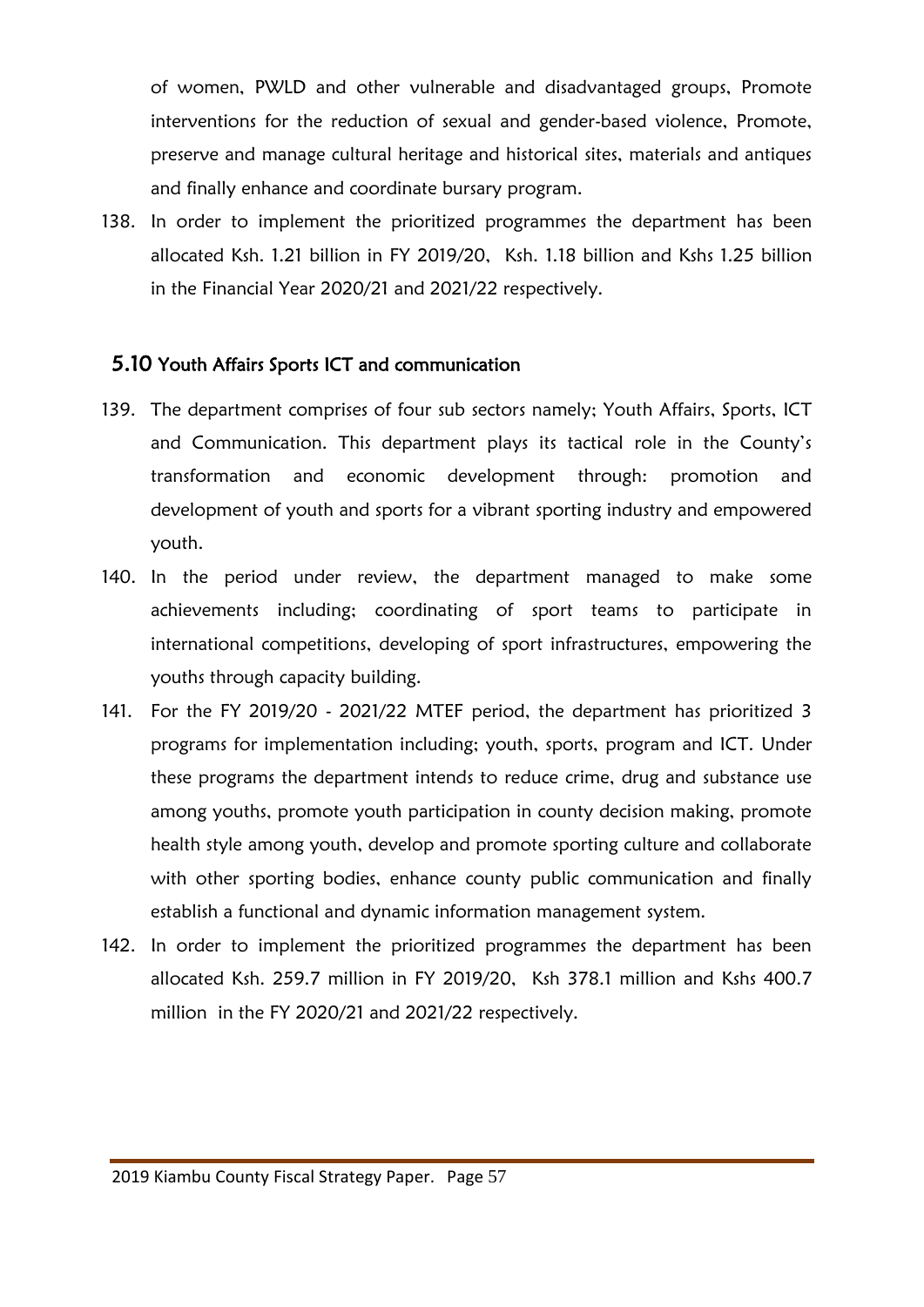of women, PWLD and other vulnerable and disadvantaged groups, Promote interventions for the reduction of sexual and gender-based violence, Promote, preserve and manage cultural heritage and historical sites, materials and antiques and finally enhance and coordinate bursary program.

138. In order to implement the prioritized programmes the department has been allocated Ksh. 1.21 billion in FY 2019/20, Ksh. 1.18 billion and Kshs 1.25 billion in the Financial Year 2020/21 and 2021/22 respectively.

## 5.10 Youth Affairs Sports ICT and communication

139. The department comprises of four sub sectors namely; Youth Affairs, Sports, ICT and Communication. This department plays its tactical role in the County's transformation and economic development through: promotion and development of youth and sports for a vibrant sporting industry and empowered youth.

140. In the period under review, the department managed to make some achievements including; coordinating of sport teams to participate in international competitions, developing of sport infrastructures, empowering the youths through capacity building.

141. For the FY 2019/20 - 2021/22 MTEF period, the department has prioritized 3 programs for implementation including; youth, sports, program and ICT. Under these programs the department intends to reduce crime, drug and substance use among youths, promote youth participation in county decision making, promote health style among youth, develop and promote sporting culture and collaborate with other sporting bodies, enhance county public communication and finally establish a functional and dynamic information management system.

142. In order to implement the prioritized programmes the department has been allocated Ksh. 259.7 million in FY 2019/20, Ksh 378.1 million and Kshs 400.7 million in the FY 2020/21 and 2021/22 respectively.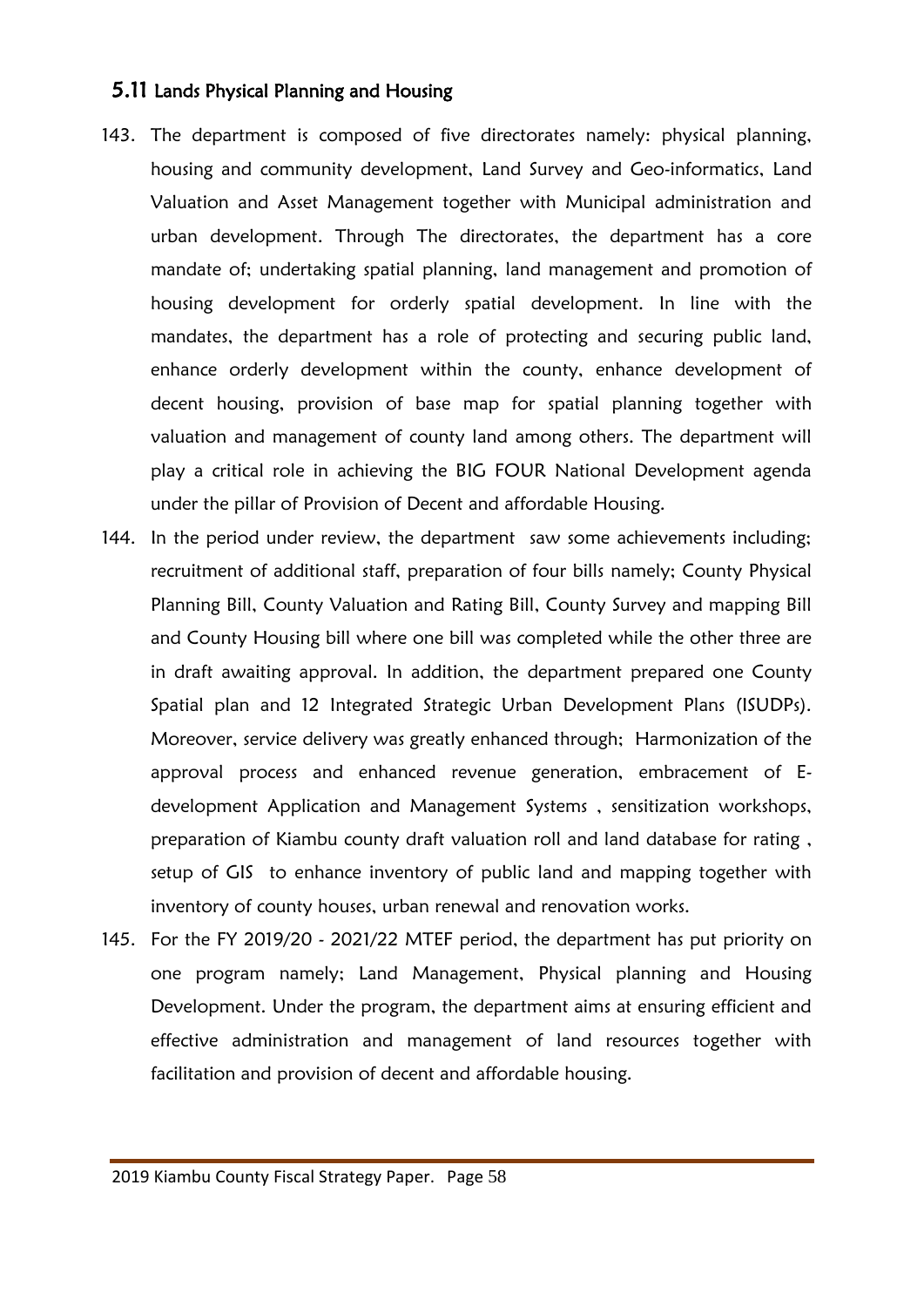## 5.11 Lands Physical Planning and Housing

143. The department is composed of five directorates namely: physical planning, housing and community development, Land Survey and Geo-informatics, Land Valuation and Asset Management together with Municipal administration and urban development. Through The directorates, the department has a core mandate of; undertaking spatial planning, land management and promotion of housing development for orderly spatial development. In line with the mandates, the department has a role of protecting and securing public land, enhance orderly development within the county, enhance development of decent housing, provision of base map for spatial planning together with valuation and management of county land among others. The department will play a critical role in achieving the BIG FOUR National Development agenda under the pillar of Provision of Decent and affordable Housing.

144. In the period under review, the department saw some achievements including; recruitment of additional staff, preparation of four bills namely; County Physical Planning Bill, County Valuation and Rating Bill, County Survey and mapping Bill and County Housing bill where one bill was completed while the other three are in draft awaiting approval. In addition, the department prepared one County Spatial plan and 12 Integrated Strategic Urban Development Plans (ISUDPs). Moreover, service delivery was greatly enhanced through; Harmonization of the approval process and enhanced revenue generation, embracement of E-development Application and Management Systems , sensitization workshops, preparation of Kiambu county draft valuation roll and land database for rating , setup of GIS to enhance inventory of public land and mapping together with inventory of county houses, urban renewal and renovation works.

145. For the FY 2019/20 - 2021/22 MTEF period, the department has put priority on one program namely; Land Management, Physical planning and Housing Development. Under the program, the department aims at ensuring efficient and effective administration and management of land resources together with facilitation and provision of decent and affordable housing.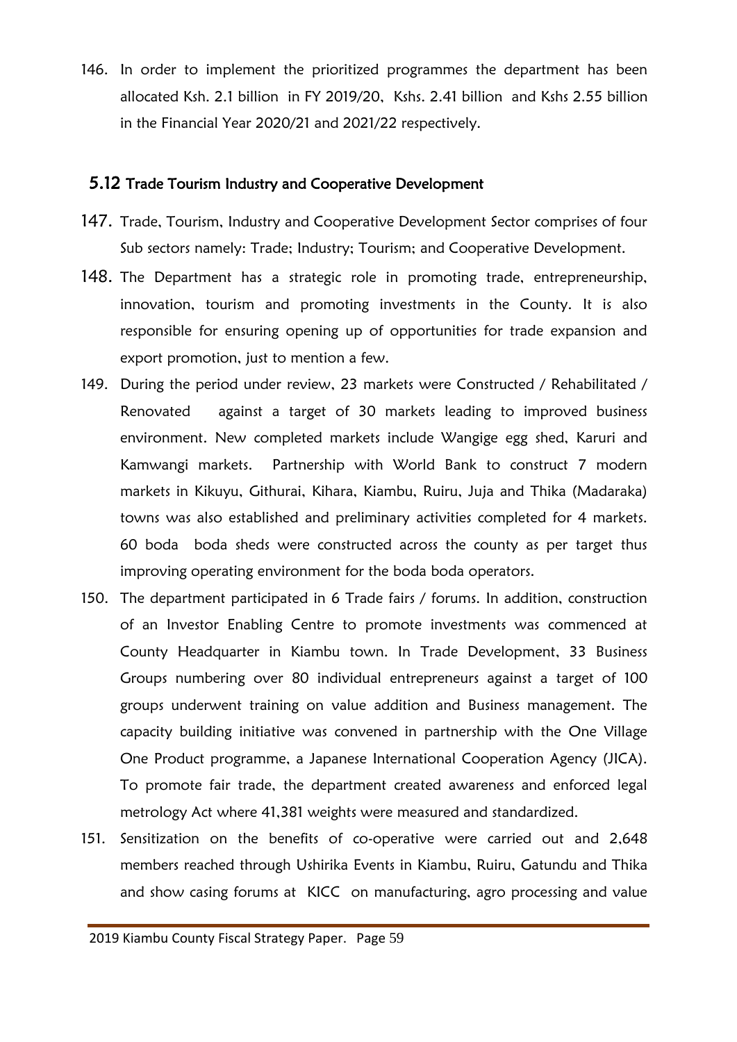146. In order to implement the prioritized programmes the department has been allocated Ksh. 2.1 billion in FY 2019/20, Kshs. 2.41 billion and Kshs 2.55 billion in the Financial Year 2020/21 and 2021/22 respectively.

## 5.12 Trade Tourism Industry and Cooperative Development

147. Trade, Tourism, Industry and Cooperative Development Sector comprises of four Sub sectors namely: Trade; Industry; Tourism; and Cooperative Development.

148. The Department has a strategic role in promoting trade, entrepreneurship, innovation, tourism and promoting investments in the County. It is also responsible for ensuring opening up of opportunities for trade expansion and export promotion, just to mention a few.

149. During the period under review, 23 markets were Constructed / Rehabilitated / Renovated against a target of 30 markets leading to improved business environment. New completed markets include Wangige egg shed, Karuri and Kamwangi markets. Partnership with World Bank to construct 7 modern markets in Kikuyu, Githurai, Kihara, Kiambu, Ruiru, Juja and Thika (Madaraka) towns was also established and preliminary activities completed for 4 markets. 60 boda boda sheds were constructed across the county as per target thus improving operating environment for the boda boda operators.

150. The department participated in 6 Trade fairs / forums. In addition, construction of an Investor Enabling Centre to promote investments was commenced at County Headquarter in Kiambu town. In Trade Development, 33 Business Groups numbering over 80 individual entrepreneurs against a target of 100 groups underwent training on value addition and Business management. The capacity building initiative was convened in partnership with the One Village One Product programme, a Japanese International Cooperation Agency (JICA). To promote fair trade, the department created awareness and enforced legal metrology Act where 41,381 weights were measured and standardized.

151. Sensitization on the benefits of co-operative were carried out and 2,648 members reached through Ushirika Events in Kiambu, Ruiru, Gatundu and Thika and show casing forums at KICC on manufacturing, agro processing and value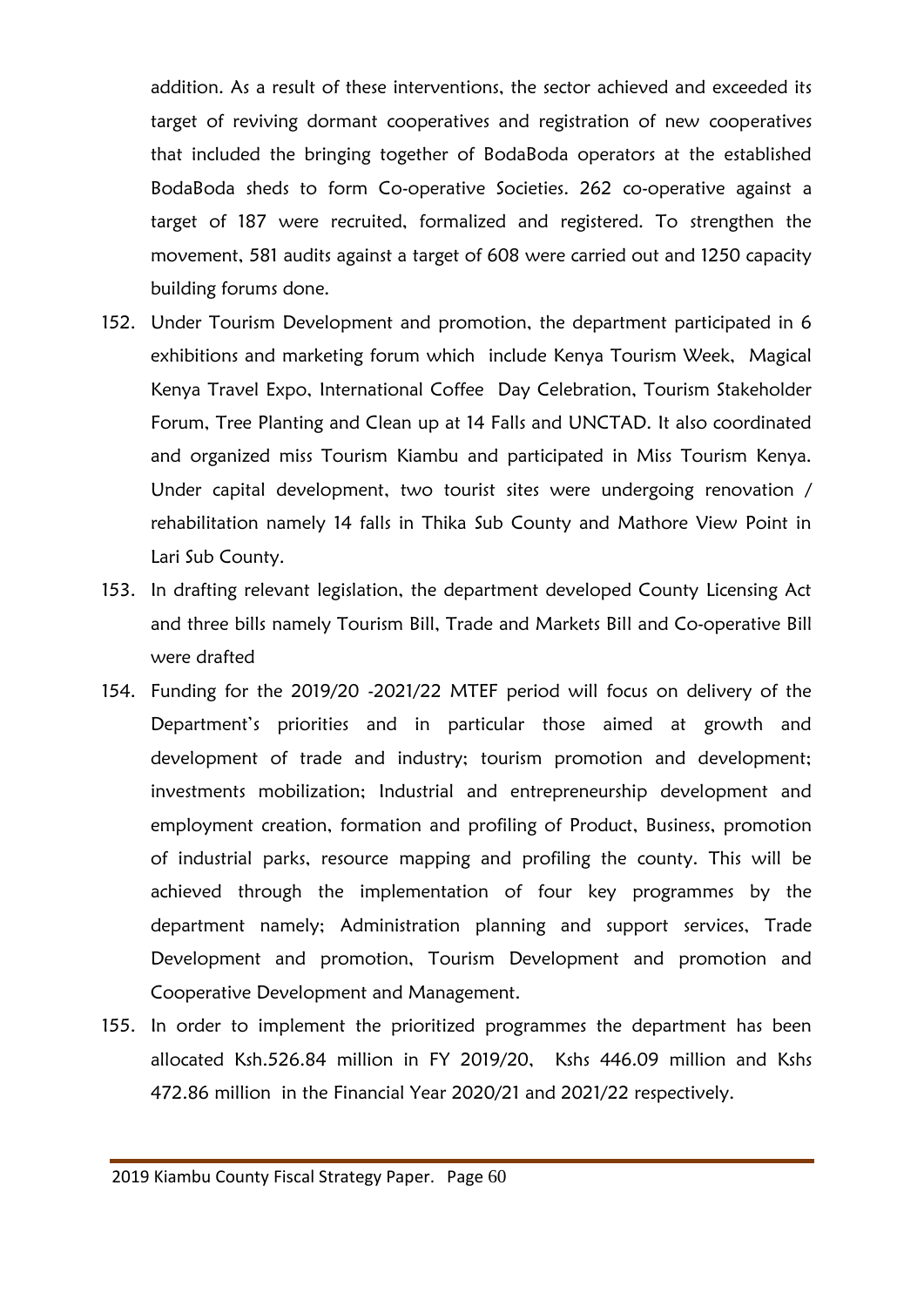addition. As a result of these interventions, the sector achieved and exceeded its target of reviving dormant cooperatives and registration of new cooperatives that included the bringing together of BodaBoda operators at the established BodaBoda sheds to form Co-operative Societies. 262 co-operative against a target of 187 were recruited, formalized and registered. To strengthen the movement, 581 audits against a target of 608 were carried out and 1250 capacity building forums done.

152. Under Tourism Development and promotion, the department participated in 6 exhibitions and marketing forum which include Kenya Tourism Week, Magical Kenya Travel Expo, International Coffee Day Celebration, Tourism Stakeholder Forum, Tree Planting and Clean up at 14 Falls and UNCTAD. It also coordinated and organized miss Tourism Kiambu and participated in Miss Tourism Kenya. Under capital development, two tourist sites were undergoing renovation / rehabilitation namely 14 falls in Thika Sub County and Mathore View Point in Lari Sub County.

153. In drafting relevant legislation, the department developed County Licensing Act and three bills namely Tourism Bill, Trade and Markets Bill and Co-operative Bill were drafted

154. Funding for the 2019/20 -2021/22 MTEF period will focus on delivery of the Department's priorities and in particular those aimed at growth and development of trade and industry; tourism promotion and development; investments mobilization; Industrial and entrepreneurship development and employment creation, formation and profiling of Product, Business, promotion of industrial parks, resource mapping and profiling the county. This will be achieved through the implementation of four key programmes by the department namely; Administration planning and support services, Trade Development and promotion, Tourism Development and promotion and Cooperative Development and Management.

155. In order to implement the prioritized programmes the department has been allocated Ksh.526.84 million in FY 2019/20, Kshs 446.09 million and Kshs 472.86 million in the Financial Year 2020/21 and 2021/22 respectively.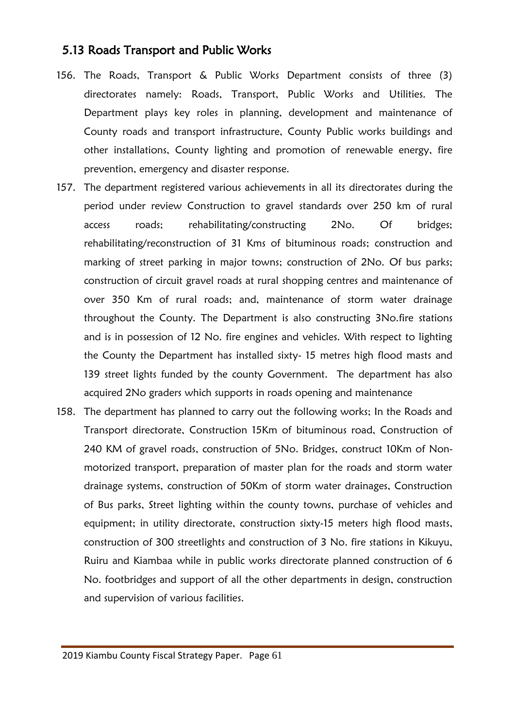## 5.13 Roads Transport and Public Works

156. The Roads, Transport & Public Works Department consists of three (3) directorates namely: Roads, Transport, Public Works and Utilities. The Department plays key roles in planning, development and maintenance of County roads and transport infrastructure, County Public works buildings and other installations, County lighting and promotion of renewable energy, fire prevention, emergency and disaster response.

157. The department registered various achievements in all its directorates during the period under review Construction to gravel standards over 250 km of rural access roads; rehabilitating/constructing 2No. Of bridges; rehabilitating/reconstruction of 31 Kms of bituminous roads; construction and marking of street parking in major towns; construction of 2No. Of bus parks; construction of circuit gravel roads at rural shopping centres and maintenance of over 350 Km of rural roads; and, maintenance of storm water drainage throughout the County. The Department is also constructing 3No.fire stations and is in possession of 12 No. fire engines and vehicles. With respect to lighting the County the Department has installed sixty- 15 metres high flood masts and 139 street lights funded by the county Government. The department has also acquired 2No graders which supports in roads opening and maintenance

158. The department has planned to carry out the following works; In the Roads and Transport directorate, Construction 15Km of bituminous road, Construction of 240 KM of gravel roads, construction of 5No. Bridges, construct 10Km of Non-motorized transport, preparation of master plan for the roads and storm water drainage systems, construction of 50Km of storm water drainages, Construction of Bus parks, Street lighting within the county towns, purchase of vehicles and equipment; in utility directorate, construction sixty-15 meters high flood masts, construction of 300 streetlights and construction of 3 No. fire stations in Kikuyu, Ruiru and Kiambaa while in public works directorate planned construction of 6 No. footbridges and support of all the other departments in design, construction and supervision of various facilities.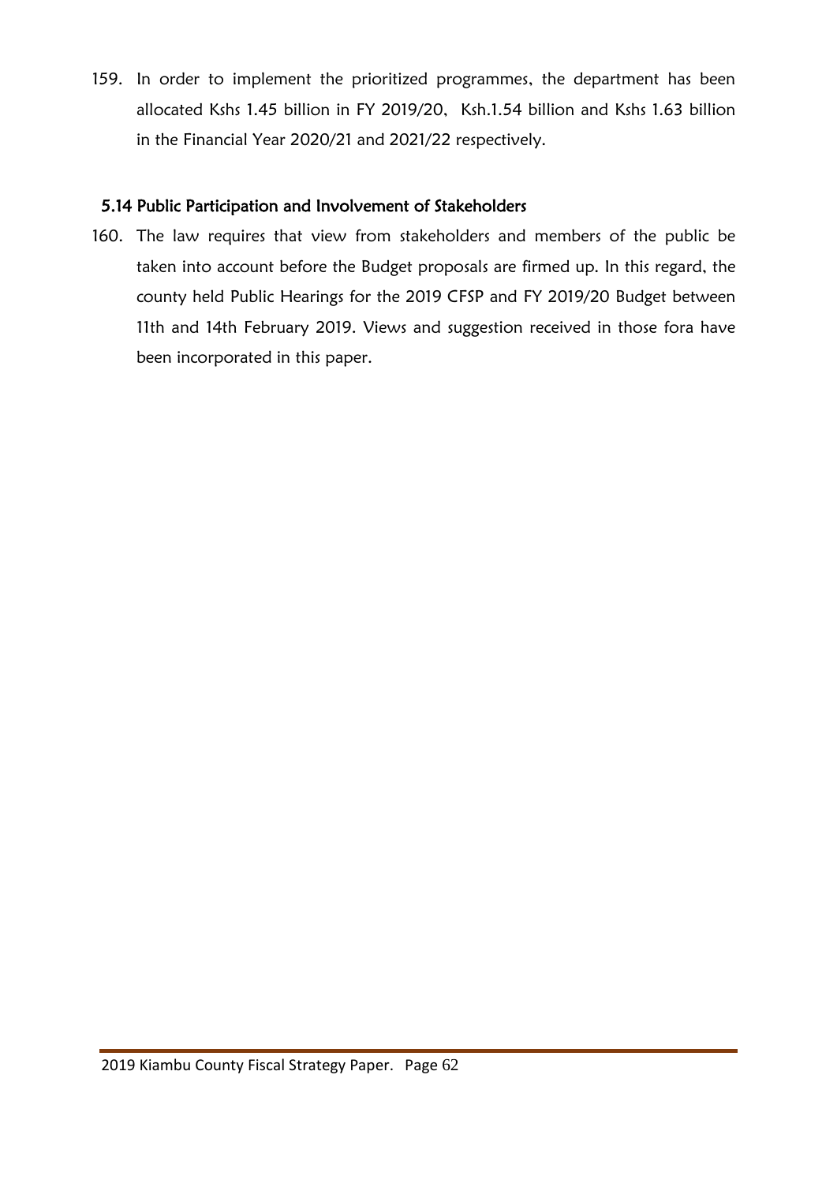159. In order to implement the prioritized programmes, the department has been allocated Kshs 1.45 billion in FY 2019/20, Ksh.1.54 billion and Kshs 1.63 billion in the Financial Year 2020/21 and 2021/22 respectively.

### 5.14 Public Participation and Involvement of Stakeholders

160. The law requires that view from stakeholders and members of the public be taken into account before the Budget proposals are firmed up. In this regard, the county held Public Hearings for the 2019 CFSP and FY 2019/20 Budget between 11th and 14th February 2019. Views and suggestion received in those fora have been incorporated in this paper.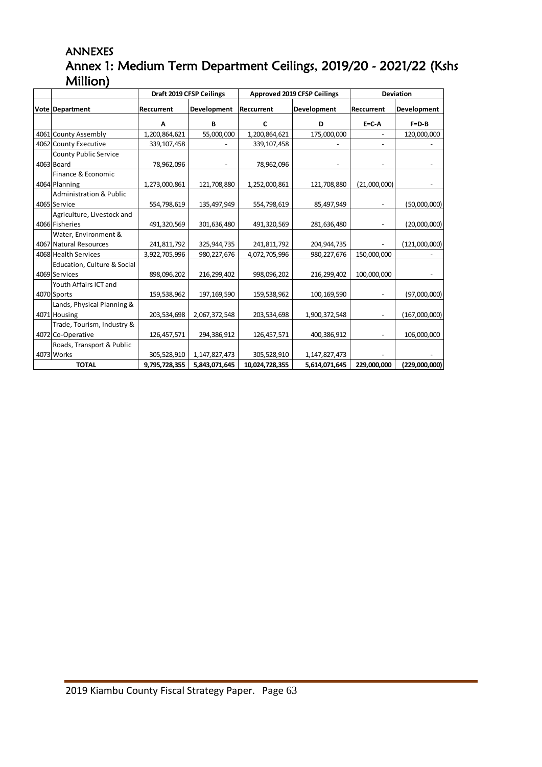# ANNEXES

## Annex 1: Medium Term Department Ceilings, 2019/20 - 2021/22 (Kshs Million)

| | | Draft 2019 CFSP Ceilings | | Approved 2019 CFSP Ceilings | | Deviation | |
|---|---|---|---|---|---|---|---|
| Vote | Department | Reccurrent | Development | Reccurrent | Development | Reccurrent | Development |
| | | A | B | C | D | E=C-A | F=D-B |
| 4061 | County Assembly | 1,200,864,621 | 55,000,000 | 1,200,864,621 | 175,000,000 | - | 120,000,000 |
| 4062 | County Executive | 339,107,458 | - | 339,107,458 | - | - | - |
| 4063 | County Public Service Board | 78,962,096 | - | 78,962,096 | - | - | - |
| 4064 | Finance & Economic Planning | 1,273,000,861 | 121,708,880 | 1,252,000,861 | 121,708,880 | (21,000,000) | - |
| 4065 | Administration & Public Service | 554,798,619 | 135,497,949 | 554,798,619 | 85,497,949 | - | (50,000,000) |
| 4066 | Agriculture, Livestock and Fisheries | 491,320,569 | 301,636,480 | 491,320,569 | 281,636,480 | - | (20,000,000) |
| 4067 | Water, Environment & Natural Resources | 241,811,792 | 325,944,735 | 241,811,792 | 204,944,735 | - | (121,000,000) |
| 4068 | Health Services | 3,922,705,996 | 980,227,676 | 4,072,705,996 | 980,227,676 | 150,000,000 | - |
| 4069 | Education, Culture & Social Services | 898,096,202 | 216,299,402 | 998,096,202 | 216,299,402 | 100,000,000 | - |
| 4070 | Youth Affairs ICT and Sports | 159,538,962 | 197,169,590 | 159,538,962 | 100,169,590 | - | (97,000,000) |
| 4071 | Lands, Physical Planning & Housing | 203,534,698 | 2,067,372,548 | 203,534,698 | 1,900,372,548 | - | (167,000,000) |
| 4072 | Trade, Tourism, Industry & Co-Operative | 126,457,571 | 294,386,912 | 126,457,571 | 400,386,912 | - | 106,000,000 |
| 4073 | Roads, Transport & Public Works | 305,528,910 | 1,147,827,473 | 305,528,910 | 1,147,827,473 | - | - |
| **TOTAL** | | **9,795,728,355** | **5,843,071,645** | **10,024,728,355** | **5,614,071,645** | **229,000,000** | **(229,000,000)** |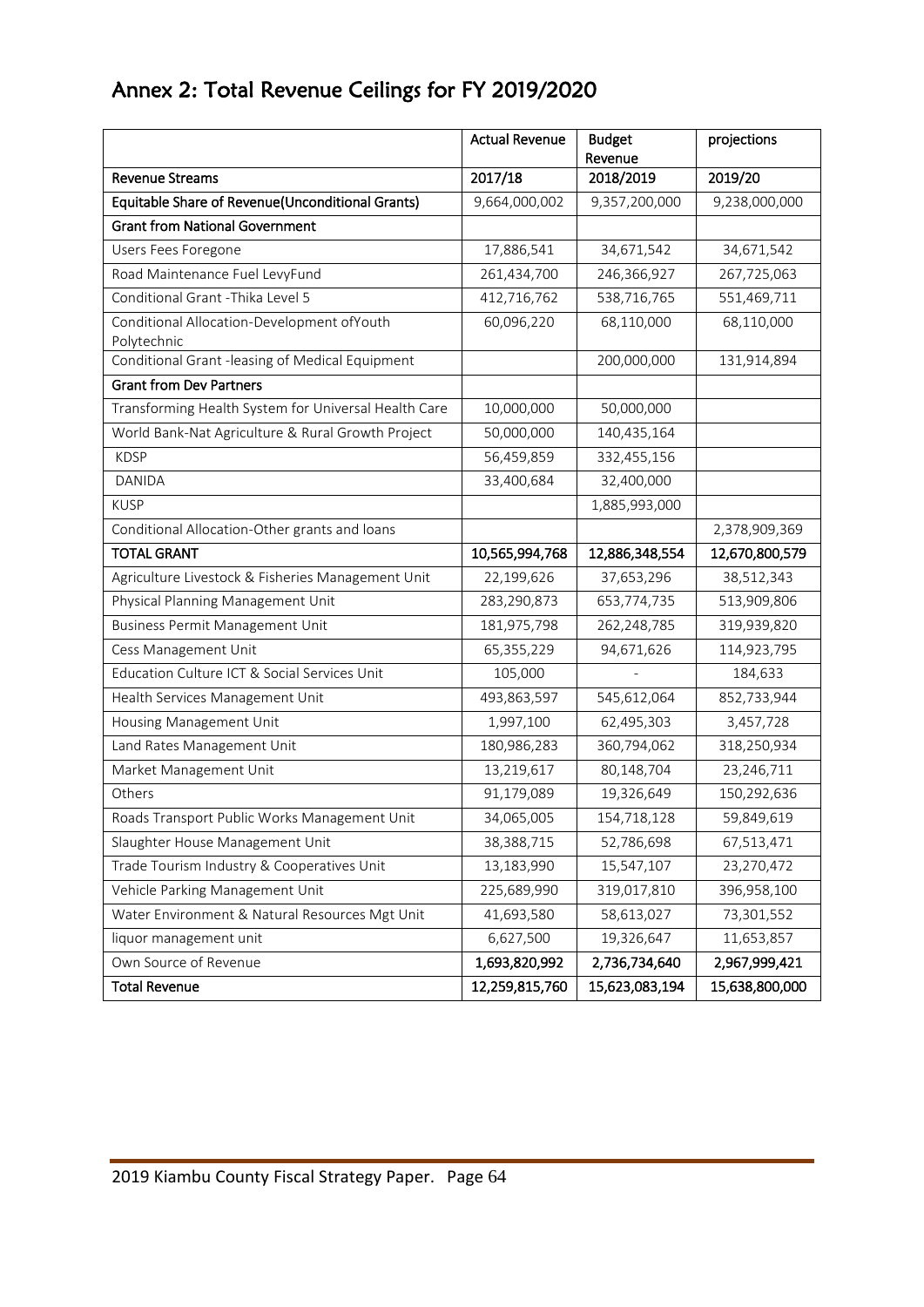# Annex 2: Total Revenue Ceilings for FY 2019/2020

| | Actual Revenue | Budget Revenue | projections |
|---|---|---|---|
| **Revenue Streams** | **2017/18** | **2018/2019** | **2019/20** |
| **Equitable Share of Revenue(Unconditional Grants)** | 9,664,000,002 | 9,357,200,000 | 9,238,000,000 |
| **Grant from National Government** | | | |
| Users Fees Foregone | 17,886,541 | 34,671,542 | 34,671,542 |
| Road Maintenance Fuel LevyFund | 261,434,700 | 246,366,927 | 267,725,063 |
| Conditional Grant -Thika Level 5 | 412,716,762 | 538,716,765 | 551,469,711 |
| Conditional Allocation-Development ofYouth Polytechnic | 60,096,220 | 68,110,000 | 68,110,000 |
| Conditional Grant -leasing of Medical Equipment | | 200,000,000 | 131,914,894 |
| **Grant from Dev Partners** | | | |
| Transforming Health System for Universal Health Care | 10,000,000 | 50,000,000 | |
| World Bank-Nat Agriculture & Rural Growth Project | 50,000,000 | 140,435,164 | |
| KDSP | 56,459,859 | 332,455,156 | |
| DANIDA | 33,400,684 | 32,400,000 | |
| KUSP | | 1,885,993,000 | |
| Conditional Allocation-Other grants and loans | | | 2,378,909,369 |
| **TOTAL GRANT** | **10,565,994,768** | **12,886,348,554** | **12,670,800,579** |
| Agriculture Livestock & Fisheries Management Unit | 22,199,626 | 37,653,296 | 38,512,343 |
| Physical Planning Management Unit | 283,290,873 | 653,774,735 | 513,909,806 |
| Business Permit Management Unit | 181,975,798 | 262,248,785 | 319,939,820 |
| Cess Management Unit | 65,355,229 | 94,671,626 | 114,923,795 |
| Education Culture ICT & Social Services Unit | 105,000 | - | 184,633 |
| Health Services Management Unit | 493,863,597 | 545,612,064 | 852,733,944 |
| Housing Management Unit | 1,997,100 | 62,495,303 | 3,457,728 |
| Land Rates Management Unit | 180,986,283 | 360,794,062 | 318,250,934 |
| Market Management Unit | 13,219,617 | 80,148,704 | 23,246,711 |
| Others | 91,179,089 | 19,326,649 | 150,292,636 |
| Roads Transport Public Works Management Unit | 34,065,005 | 154,718,128 | 59,849,619 |
| Slaughter House Management Unit | 38,388,715 | 52,786,698 | 67,513,471 |
| Trade Tourism Industry & Cooperatives Unit | 13,183,990 | 15,547,107 | 23,270,472 |
| Vehicle Parking Management Unit | 225,689,990 | 319,017,810 | 396,958,100 |
| Water Environment & Natural Resources Mgt Unit | 41,693,580 | 58,613,027 | 73,301,552 |
| liquor management unit | 6,627,500 | 19,326,647 | 11,653,857 |
| Own Source of Revenue | **1,693,820,992** | **2,736,734,640** | **2,967,999,421** |
| **Total Revenue** | **12,259,815,760** | **15,623,083,194** | **15,638,800,000** |

2019 Kiambu County Fiscal Strategy Paper.